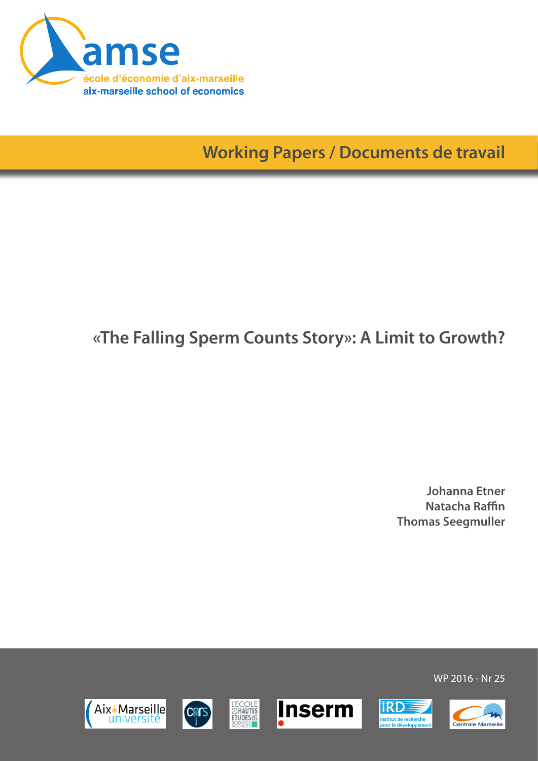amse

école d'économie d'aix-marseille

aix-marseille school of economics

**Working Papers / Documents de travail**

# «The Falling Sperm Counts Story»: A Limit to Growth?

**Johanna Etner**
**Natacha Raffin**
**Thomas Seegmuller**

WP 2016 - Nr 25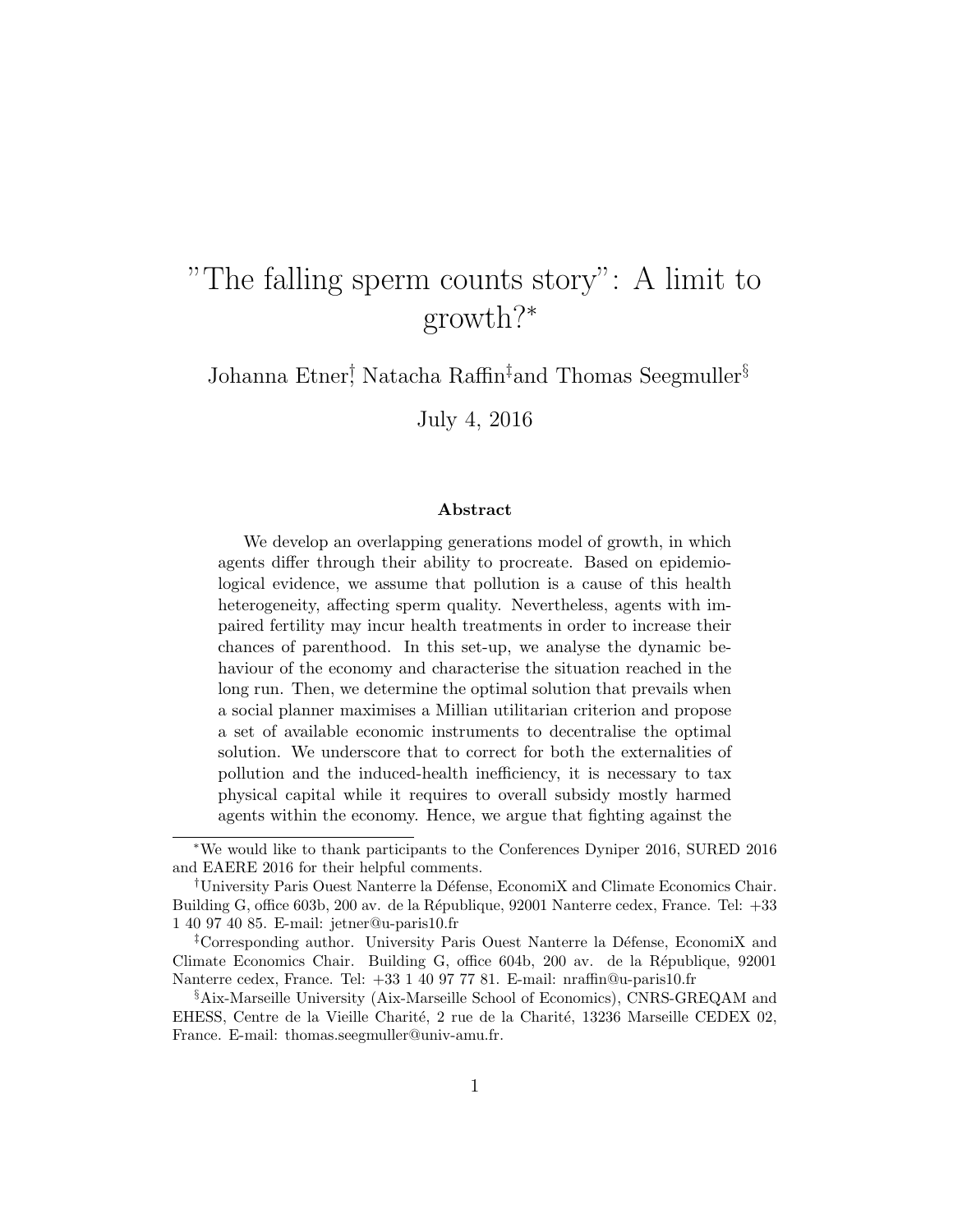# "The falling sperm counts story": A limit to growth?*

Johanna Etner[†], Natacha Raffin[‡] and Thomas Seegmuller[§]

July 4, 2016

### Abstract

We develop an overlapping generations model of growth, in which agents differ through their ability to procreate. Based on epidemiological evidence, we assume that pollution is a cause of this health heterogeneity, affecting sperm quality. Nevertheless, agents with impaired fertility may incur health treatments in order to increase their chances of parenthood. In this set-up, we analyse the dynamic behaviour of the economy and characterise the situation reached in the long run. Then, we determine the optimal solution that prevails when a social planner maximises a Millian utilitarian criterion and propose a set of available economic instruments to decentralise the optimal solution. We underscore that to correct for both the externalities of pollution and the induced-health inefficiency, it is necessary to tax physical capital while it requires to overall subsidy mostly harmed agents within the economy. Hence, we argue that fighting against the

---

*We would like to thank participants to the Conferences Dyniper 2016, SURED 2016 and EAERE 2016 for their helpful comments.

[†]University Paris Ouest Nanterre la Défense, EconomiX and Climate Economics Chair. Building G, office 603b, 200 av. de la République, 92001 Nanterre cedex, France. Tel: +33 1 40 97 40 85. E-mail: jetner@u-paris10.fr

[‡]Corresponding author. University Paris Ouest Nanterre la Défense, EconomiX and Climate Economics Chair. Building G, office 604b, 200 av. de la République, 92001 Nanterre cedex, France. Tel: +33 1 40 97 77 81. E-mail: nraffin@u-paris10.fr

[§]Aix-Marseille University (Aix-Marseille School of Economics), CNRS-GREQAM and EHESS, Centre de la Vieille Charité, 2 rue de la Charité, 13236 Marseille CEDEX 02, France. E-mail: thomas.seegmuller@univ-amu.fr.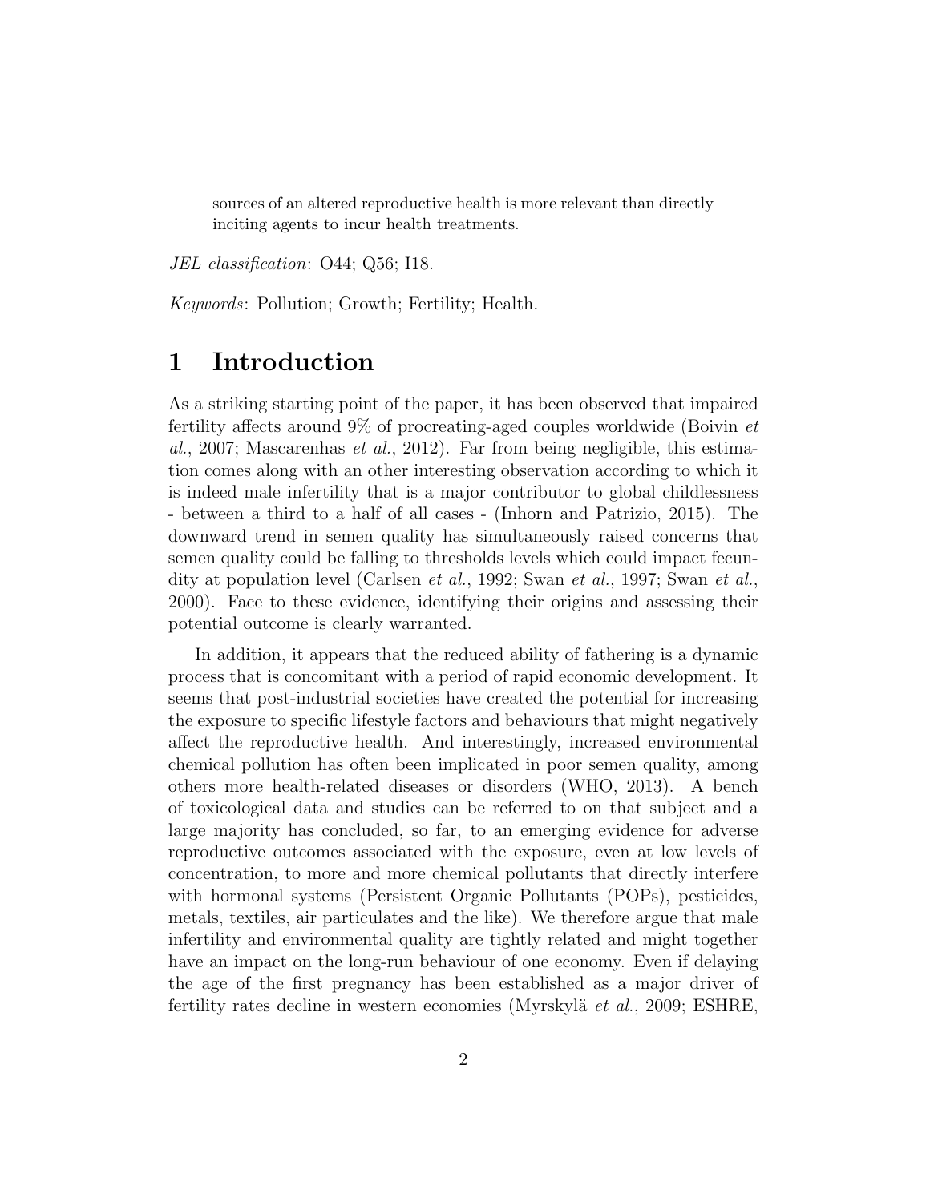sources of an altered reproductive health is more relevant than directly inciting agents to incur health treatments.

*JEL classification*: O44; Q56; I18.

*Keywords*: Pollution; Growth; Fertility; Health.

# 1 Introduction

As a striking starting point of the paper, it has been observed that impaired fertility affects around 9% of procreating-aged couples worldwide (Boivin *et al.*, 2007; Mascarenhas *et al.*, 2012). Far from being negligible, this estimation comes along with an other interesting observation according to which it is indeed male infertility that is a major contributor to global childlessness - between a third to a half of all cases - (Inhorn and Patrizio, 2015). The downward trend in semen quality has simultaneously raised concerns that semen quality could be falling to thresholds levels which could impact fecundity at population level (Carlsen *et al.*, 1992; Swan *et al.*, 1997; Swan *et al.*, 2000). Face to these evidence, identifying their origins and assessing their potential outcome is clearly warranted.

In addition, it appears that the reduced ability of fathering is a dynamic process that is concomitant with a period of rapid economic development. It seems that post-industrial societies have created the potential for increasing the exposure to specific lifestyle factors and behaviours that might negatively affect the reproductive health. And interestingly, increased environmental chemical pollution has often been implicated in poor semen quality, among others more health-related diseases or disorders (WHO, 2013). A bench of toxicological data and studies can be referred to on that subject and a large majority has concluded, so far, to an emerging evidence for adverse reproductive outcomes associated with the exposure, even at low levels of concentration, to more and more chemical pollutants that directly interfere with hormonal systems (Persistent Organic Pollutants (POPs), pesticides, metals, textiles, air particulates and the like). We therefore argue that male infertility and environmental quality are tightly related and might together have an impact on the long-run behaviour of one economy. Even if delaying the age of the first pregnancy has been established as a major driver of fertility rates decline in western economies (Myrskylä *et al.*, 2009; ESHRE,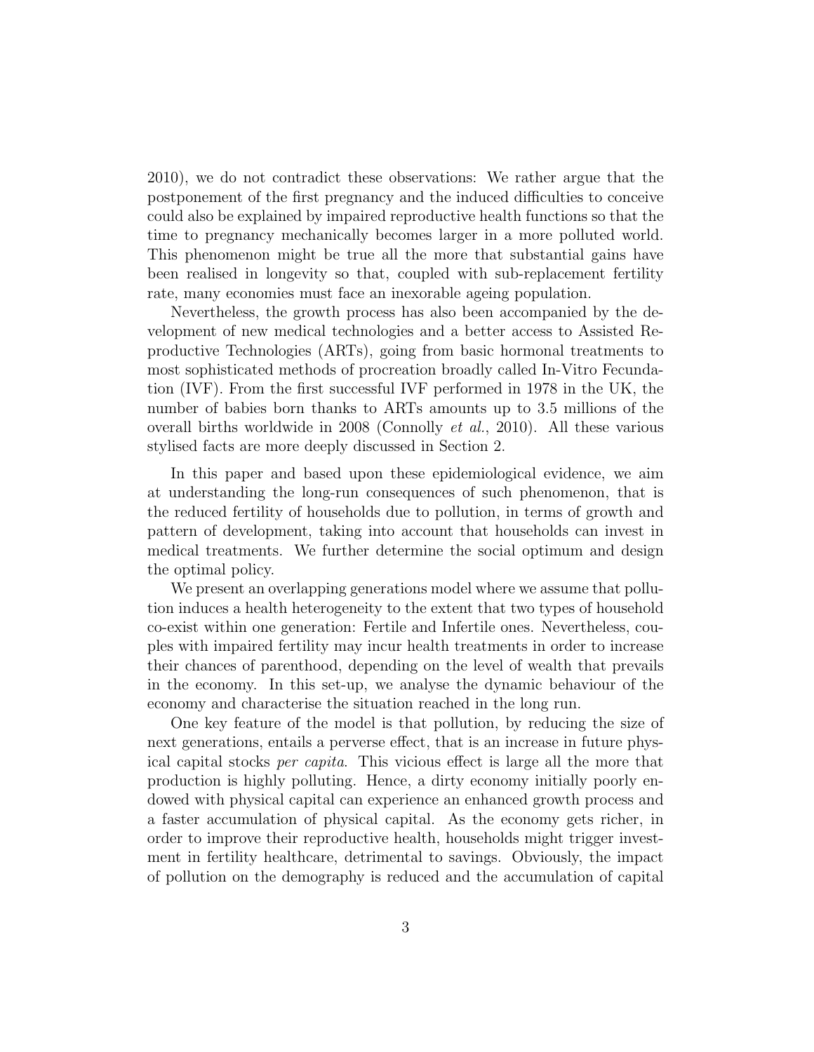2010), we do not contradict these observations: We rather argue that the postponement of the first pregnancy and the induced difficulties to conceive could also be explained by impaired reproductive health functions so that the time to pregnancy mechanically becomes larger in a more polluted world. This phenomenon might be true all the more that substantial gains have been realised in longevity so that, coupled with sub-replacement fertility rate, many economies must face an inexorable ageing population.

Nevertheless, the growth process has also been accompanied by the development of new medical technologies and a better access to Assisted Reproductive Technologies (ARTs), going from basic hormonal treatments to most sophisticated methods of procreation broadly called In-Vitro Fecundation (IVF). From the first successful IVF performed in 1978 in the UK, the number of babies born thanks to ARTs amounts up to 3.5 millions of the overall births worldwide in 2008 (Connolly *et al.*, 2010). All these various stylised facts are more deeply discussed in Section 2.

In this paper and based upon these epidemiological evidence, we aim at understanding the long-run consequences of such phenomenon, that is the reduced fertility of households due to pollution, in terms of growth and pattern of development, taking into account that households can invest in medical treatments. We further determine the social optimum and design the optimal policy.

We present an overlapping generations model where we assume that pollution induces a health heterogeneity to the extent that two types of household co-exist within one generation: Fertile and Infertile ones. Nevertheless, couples with impaired fertility may incur health treatments in order to increase their chances of parenthood, depending on the level of wealth that prevails in the economy. In this set-up, we analyse the dynamic behaviour of the economy and characterise the situation reached in the long run.

One key feature of the model is that pollution, by reducing the size of next generations, entails a perverse effect, that is an increase in future physical capital stocks *per capita*. This vicious effect is large all the more that production is highly polluting. Hence, a dirty economy initially poorly endowed with physical capital can experience an enhanced growth process and a faster accumulation of physical capital. As the economy gets richer, in order to improve their reproductive health, households might trigger investment in fertility healthcare, detrimental to savings. Obviously, the impact of pollution on the demography is reduced and the accumulation of capital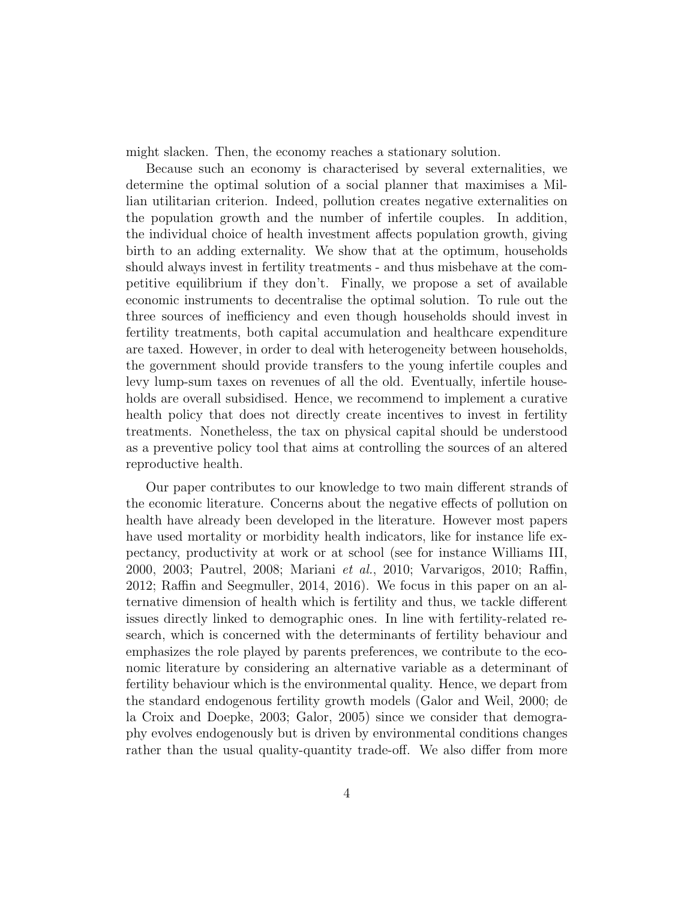might slacken. Then, the economy reaches a stationary solution.

Because such an economy is characterised by several externalities, we determine the optimal solution of a social planner that maximises a Millian utilitarian criterion. Indeed, pollution creates negative externalities on the population growth and the number of infertile couples. In addition, the individual choice of health investment affects population growth, giving birth to an adding externality. We show that at the optimum, households should always invest in fertility treatments - and thus misbehave at the competitive equilibrium if they don't. Finally, we propose a set of available economic instruments to decentralise the optimal solution. To rule out the three sources of inefficiency and even though households should invest in fertility treatments, both capital accumulation and healthcare expenditure are taxed. However, in order to deal with heterogeneity between households, the government should provide transfers to the young infertile couples and levy lump-sum taxes on revenues of all the old. Eventually, infertile households are overall subsidised. Hence, we recommend to implement a curative health policy that does not directly create incentives to invest in fertility treatments. Nonetheless, the tax on physical capital should be understood as a preventive policy tool that aims at controlling the sources of an altered reproductive health.

Our paper contributes to our knowledge to two main different strands of the economic literature. Concerns about the negative effects of pollution on health have already been developed in the literature. However most papers have used mortality or morbidity health indicators, like for instance life expectancy, productivity at work or at school (see for instance Williams III, 2000, 2003; Pautrel, 2008; Mariani *et al.*, 2010; Varvarigos, 2010; Raffin, 2012; Raffin and Seegmuller, 2014, 2016). We focus in this paper on an alternative dimension of health which is fertility and thus, we tackle different issues directly linked to demographic ones. In line with fertility-related research, which is concerned with the determinants of fertility behaviour and emphasizes the role played by parents preferences, we contribute to the economic literature by considering an alternative variable as a determinant of fertility behaviour which is the environmental quality. Hence, we depart from the standard endogenous fertility growth models (Galor and Weil, 2000; de la Croix and Doepke, 2003; Galor, 2005) since we consider that demography evolves endogenously but is driven by environmental conditions changes rather than the usual quality-quantity trade-off. We also differ from more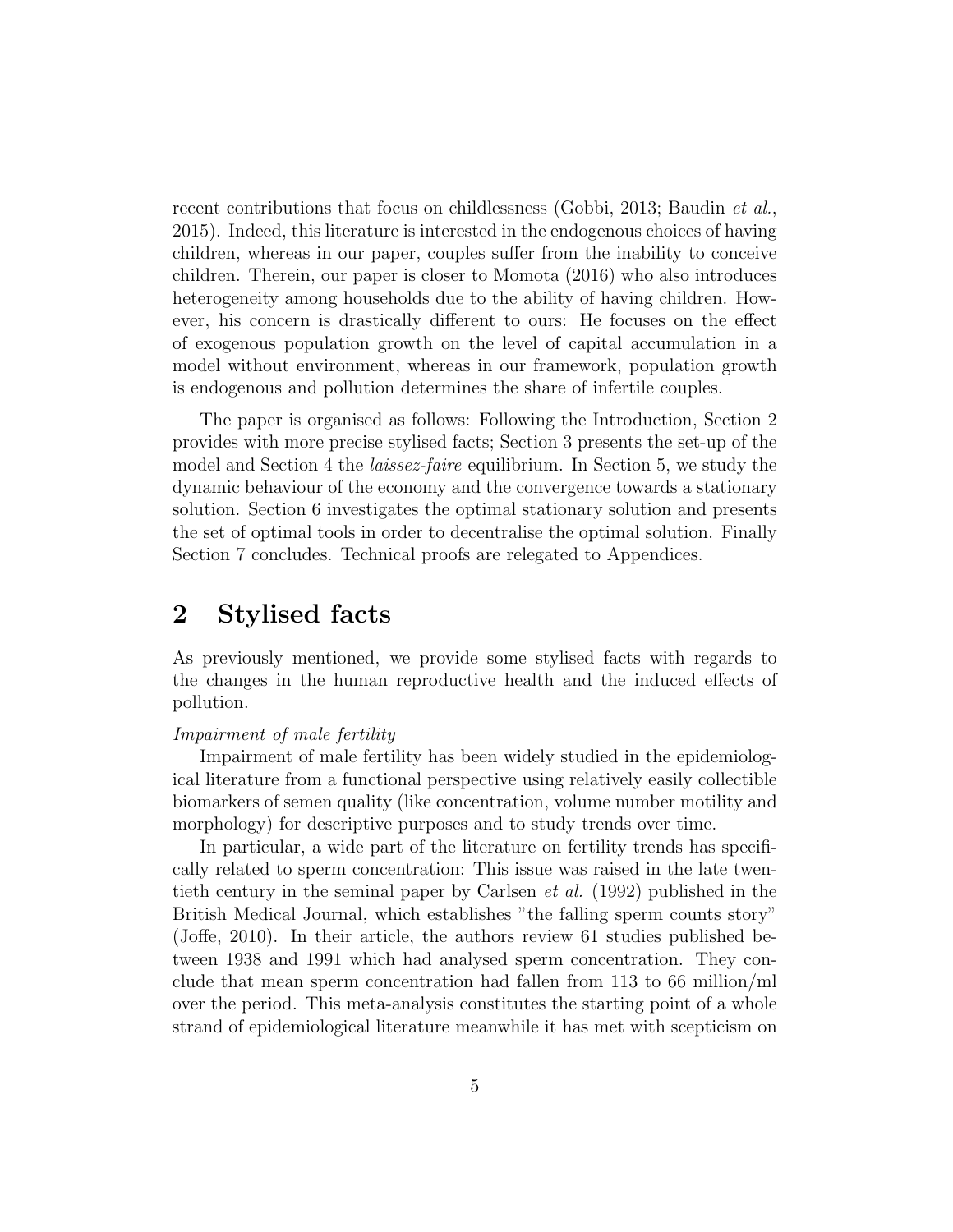recent contributions that focus on childlessness (Gobbi, 2013; Baudin *et al.*, 2015). Indeed, this literature is interested in the endogenous choices of having children, whereas in our paper, couples suffer from the inability to conceive children. Therein, our paper is closer to Momota (2016) who also introduces heterogeneity among households due to the ability of having children. However, his concern is drastically different to ours: He focuses on the effect of exogenous population growth on the level of capital accumulation in a model without environment, whereas in our framework, population growth is endogenous and pollution determines the share of infertile couples.

The paper is organised as follows: Following the Introduction, Section 2 provides with more precise stylised facts; Section 3 presents the set-up of the model and Section 4 the *laissez-faire* equilibrium. In Section 5, we study the dynamic behaviour of the economy and the convergence towards a stationary solution. Section 6 investigates the optimal stationary solution and presents the set of optimal tools in order to decentralise the optimal solution. Finally Section 7 concludes. Technical proofs are relegated to Appendices.

## 2 Stylised facts

As previously mentioned, we provide some stylised facts with regards to the changes in the human reproductive health and the induced effects of pollution.

*Impairment of male fertility*

Impairment of male fertility has been widely studied in the epidemiological literature from a functional perspective using relatively easily collectible biomarkers of semen quality (like concentration, volume number motility and morphology) for descriptive purposes and to study trends over time.

In particular, a wide part of the literature on fertility trends has specifically related to sperm concentration: This issue was raised in the late twentieth century in the seminal paper by Carlsen *et al.* (1992) published in the British Medical Journal, which establishes "the falling sperm counts story" (Joffe, 2010). In their article, the authors review 61 studies published between 1938 and 1991 which had analysed sperm concentration. They conclude that mean sperm concentration had fallen from 113 to 66 million/ml over the period. This meta-analysis constitutes the starting point of a whole strand of epidemiological literature meanwhile it has met with scepticism on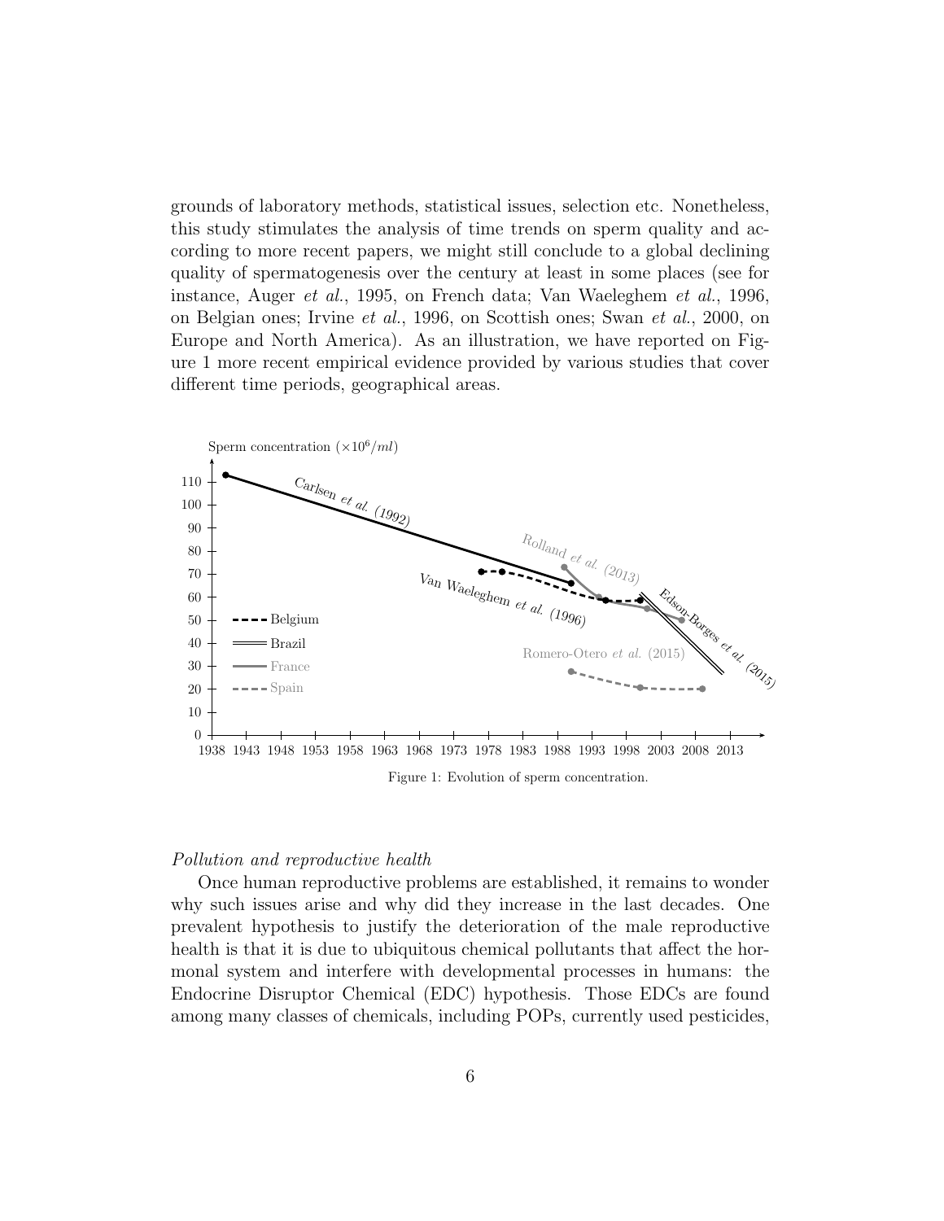grounds of laboratory methods, statistical issues, selection etc. Nonetheless, this study stimulates the analysis of time trends on sperm quality and according to more recent papers, we might still conclude to a global declining quality of spermatogenesis over the century at least in some places (see for instance, Auger *et al.*, 1995, on French data; Van Waeleghem *et al.*, 1996, on Belgian ones; Irvine *et al.*, 1996, on Scottish ones; Swan *et al.*, 2000, on Europe and North America). As an illustration, we have reported on Figure 1 more recent empirical evidence provided by various studies that cover different time periods, geographical areas.

Figure 1: Evolution of sperm concentration.

*Pollution and reproductive health*

Once human reproductive problems are established, it remains to wonder why such issues arise and why did they increase in the last decades. One prevalent hypothesis to justify the deterioration of the male reproductive health is that it is due to ubiquitous chemical pollutants that affect the hormonal system and interfere with developmental processes in humans: the Endocrine Disruptor Chemical (EDC) hypothesis. Those EDCs are found among many classes of chemicals, including POPs, currently used pesticides,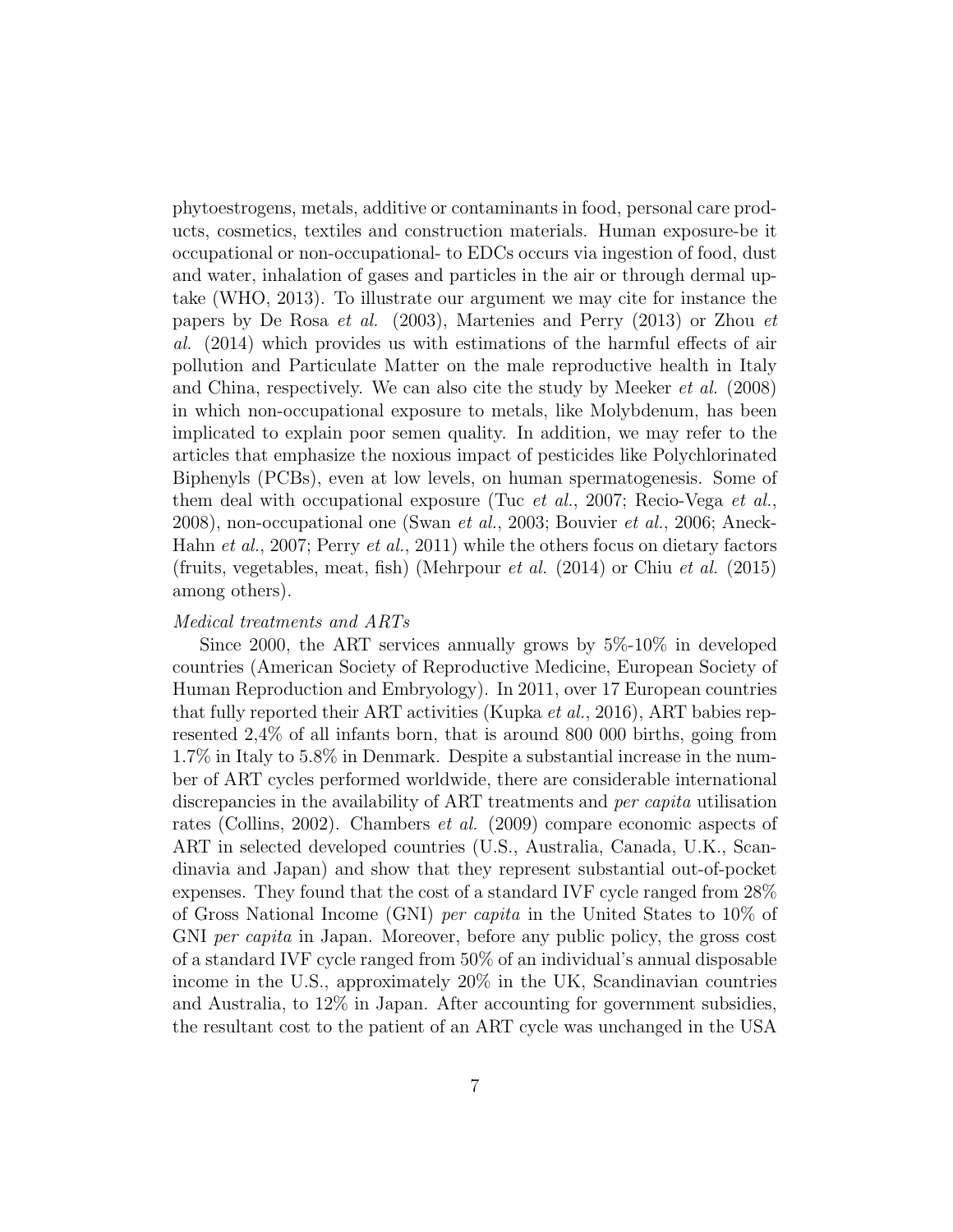phytoestrogens, metals, additive or contaminants in food, personal care products, cosmetics, textiles and construction materials. Human exposure-be it occupational or non-occupational- to EDCs occurs via ingestion of food, dust and water, inhalation of gases and particles in the air or through dermal uptake (WHO, 2013). To illustrate our argument we may cite for instance the papers by De Rosa *et al.* (2003), Martenies and Perry (2013) or Zhou *et al.* (2014) which provides us with estimations of the harmful effects of air pollution and Particulate Matter on the male reproductive health in Italy and China, respectively. We can also cite the study by Meeker *et al.* (2008) in which non-occupational exposure to metals, like Molybdenum, has been implicated to explain poor semen quality. In addition, we may refer to the articles that emphasize the noxious impact of pesticides like Polychlorinated Biphenyls (PCBs), even at low levels, on human spermatogenesis. Some of them deal with occupational exposure (Tuc *et al.*, 2007; Recio-Vega *et al.*, 2008), non-occupational one (Swan *et al.*, 2003; Bouvier *et al.*, 2006; Aneck-Hahn *et al.*, 2007; Perry *et al.*, 2011) while the others focus on dietary factors (fruits, vegetables, meat, fish) (Mehrpour *et al.* (2014) or Chiu *et al.* (2015) among others).

*Medical treatments and ARTs*

Since 2000, the ART services annually grows by 5%-10% in developed countries (American Society of Reproductive Medicine, European Society of Human Reproduction and Embryology). In 2011, over 17 European countries that fully reported their ART activities (Kupka *et al.*, 2016), ART babies represented 2,4% of all infants born, that is around 800 000 births, going from 1.7% in Italy to 5.8% in Denmark. Despite a substantial increase in the number of ART cycles performed worldwide, there are considerable international discrepancies in the availability of ART treatments and *per capita* utilisation rates (Collins, 2002). Chambers *et al.* (2009) compare economic aspects of ART in selected developed countries (U.S., Australia, Canada, U.K., Scandinavia and Japan) and show that they represent substantial out-of-pocket expenses. They found that the cost of a standard IVF cycle ranged from 28% of Gross National Income (GNI) *per capita* in the United States to 10% of GNI *per capita* in Japan. Moreover, before any public policy, the gross cost of a standard IVF cycle ranged from 50% of an individual's annual disposable income in the U.S., approximately 20% in the UK, Scandinavian countries and Australia, to 12% in Japan. After accounting for government subsidies, the resultant cost to the patient of an ART cycle was unchanged in the USA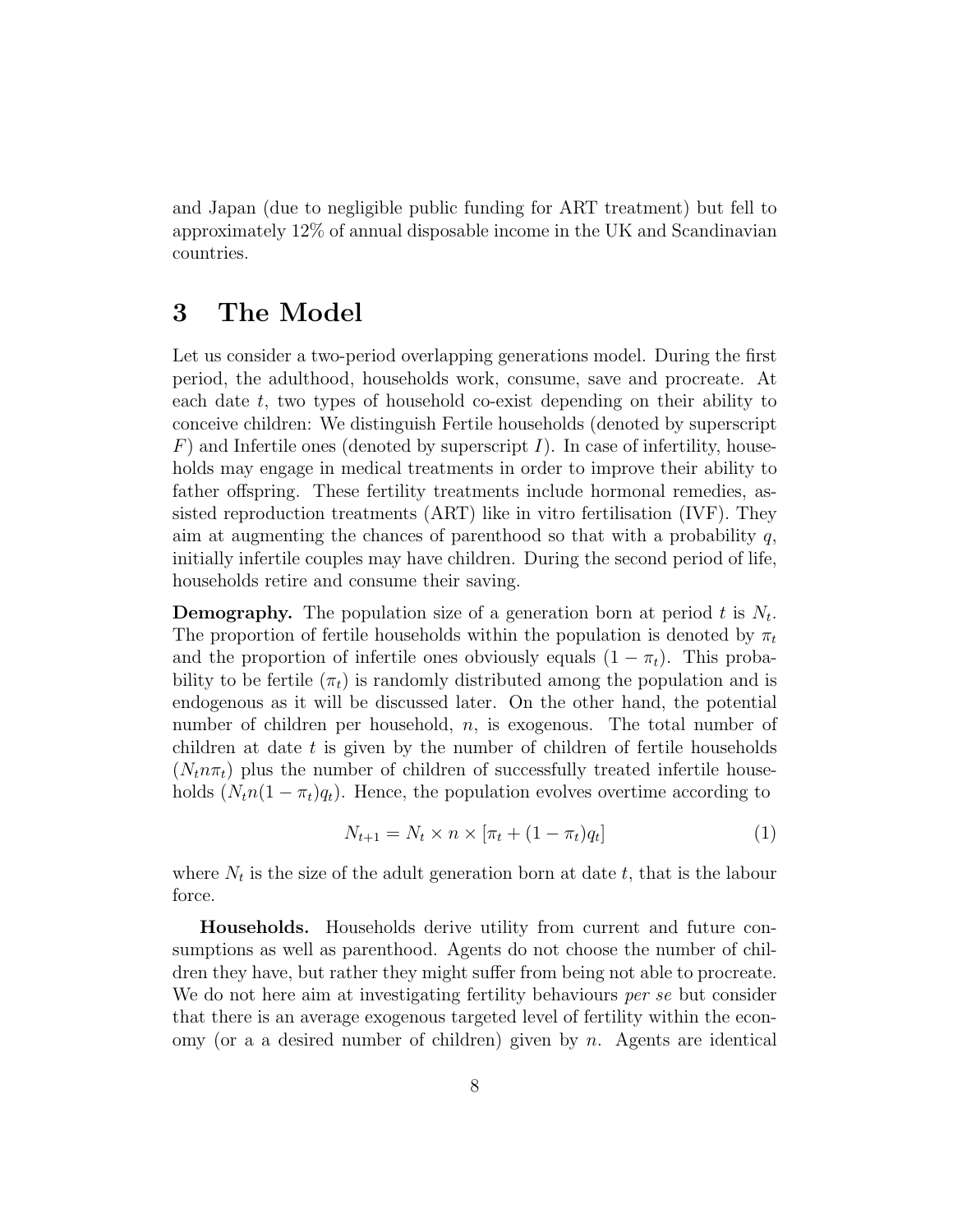and Japan (due to negligible public funding for ART treatment) but fell to approximately 12% of annual disposable income in the UK and Scandinavian countries.

# 3 The Model

Let us consider a two-period overlapping generations model. During the first period, the adulthood, households work, consume, save and procreate. At each date $t$, two types of household co-exist depending on their ability to conceive children: We distinguish Fertile households (denoted by superscript $F$) and Infertile ones (denoted by superscript $I$). In case of infertility, households may engage in medical treatments in order to improve their ability to father offspring. These fertility treatments include hormonal remedies, assisted reproduction treatments (ART) like in vitro fertilisation (IVF). They aim at augmenting the chances of parenthood so that with a probability $q$, initially infertile couples may have children. During the second period of life, households retire and consume their saving.

**Demography.** The population size of a generation born at period $t$ is $N_t$. The proportion of fertile households within the population is denoted by $\pi_t$ and the proportion of infertile ones obviously equals $(1 - \pi_t)$. This probability to be fertile ($\pi_t$) is randomly distributed among the population and is endogenous as it will be discussed later. On the other hand, the potential number of children per household, $n$, is exogenous. The total number of children at date $t$ is given by the number of children of fertile households ($N_t n \pi_t$) plus the number of children of successfully treated infertile households ($N_t n(1 - \pi_t)q_t$). Hence, the population evolves overtime according to

$$N_{t+1} = N_t \times n \times [\pi_t + (1 - \pi_t)q_t] \tag{1}$$

where $N_t$ is the size of the adult generation born at date $t$, that is the labour force.

**Households.** Households derive utility from current and future consumptions as well as parenthood. Agents do not choose the number of children they have, but rather they might suffer from being not able to procreate. We do not here aim at investigating fertility behaviours *per se* but consider that there is an average exogenous targeted level of fertility within the economy (or a a desired number of children) given by $n$. Agents are identical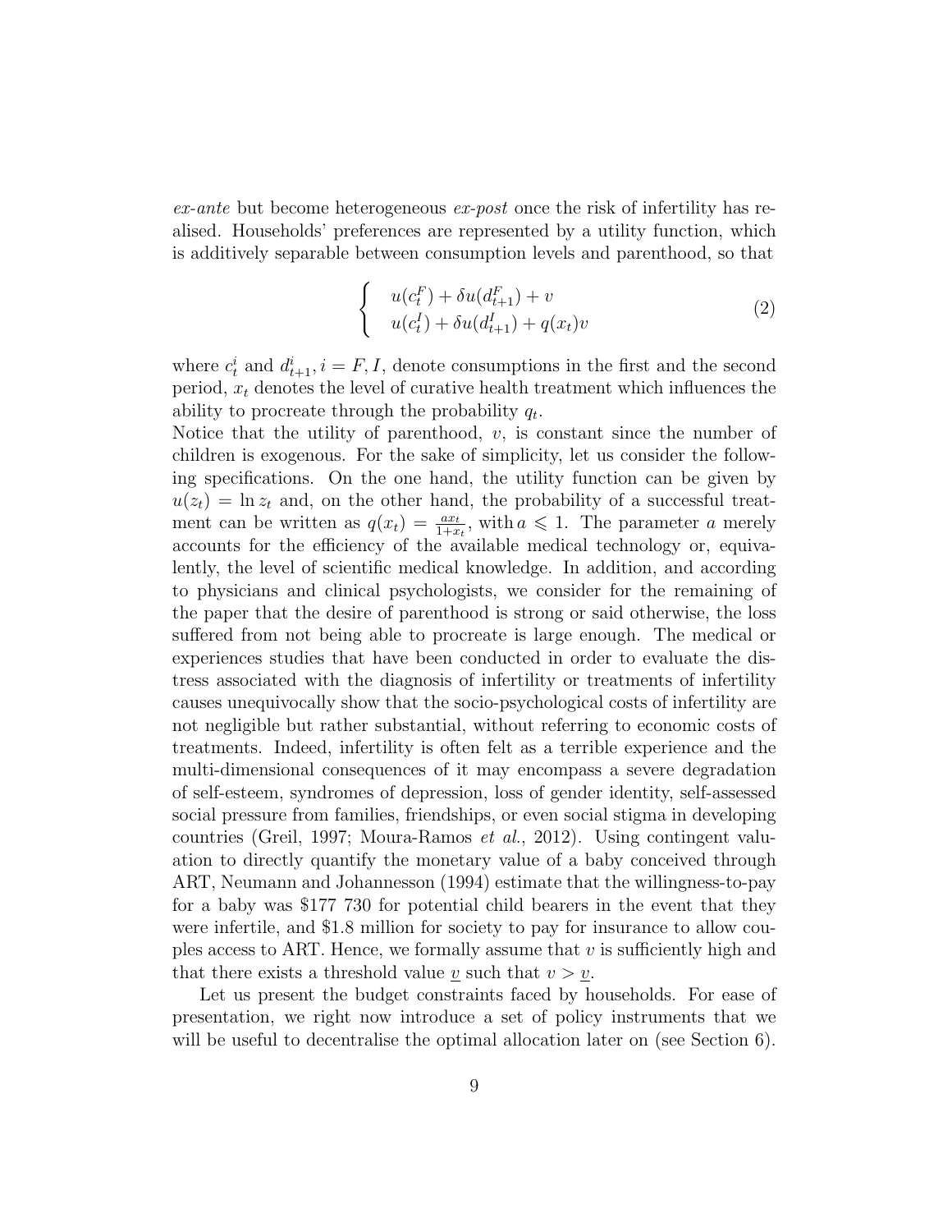*ex-ante* but become heterogeneous *ex-post* once the risk of infertility has realised. Households' preferences are represented by a utility function, which is additively separable between consumption levels and parenthood, so that

$$\left\{ \begin{array}{l} u(c_t^F) + \delta u(d_{t+1}^F) + v \\ u(c_t^I) + \delta u(d_{t+1}^I) + q(x_t)v \end{array} \right. \tag{2}$$

where $c_t^i$ and $d_{t+1}^i, i = F, I$, denote consumptions in the first and the second period, $x_t$ denotes the level of curative health treatment which influences the ability to procreate through the probability $q_t$.

Notice that the utility of parenthood, $v$, is constant since the number of children is exogenous. For the sake of simplicity, let us consider the following specifications. On the one hand, the utility function can be given by $u(z_t) = \ln z_t$ and, on the other hand, the probability of a successful treatment can be written as $q(x_t) = \frac{ax_t}{1+x_t}$, with $a \leqslant 1$. The parameter $a$ merely accounts for the efficiency of the available medical technology or, equivalently, the level of scientific medical knowledge. In addition, and according to physicians and clinical psychologists, we consider for the remaining of the paper that the desire of parenthood is strong or said otherwise, the loss suffered from not being able to procreate is large enough. The medical or experiences studies that have been conducted in order to evaluate the distress associated with the diagnosis of infertility or treatments of infertility causes unequivocally show that the socio-psychological costs of infertility are not negligible but rather substantial, without referring to economic costs of treatments. Indeed, infertility is often felt as a terrible experience and the multi-dimensional consequences of it may encompass a severe degradation of self-esteem, syndromes of depression, loss of gender identity, self-assessed social pressure from families, friendships, or even social stigma in developing countries (Greil, 1997; Moura-Ramos *et al.*, 2012). Using contingent valuation to directly quantify the monetary value of a baby conceived through ART, Neumann and Johannesson (1994) estimate that the willingness-to-pay for a baby was \$177 730 for potential child bearers in the event that they were infertile, and \$1.8 million for society to pay for insurance to allow couples access to ART. Hence, we formally assume that $v$ is sufficiently high and that there exists a threshold value $\underline{v}$ such that $v > \underline{v}$.

Let us present the budget constraints faced by households. For ease of presentation, we right now introduce a set of policy instruments that we will be useful to decentralise the optimal allocation later on (see Section 6).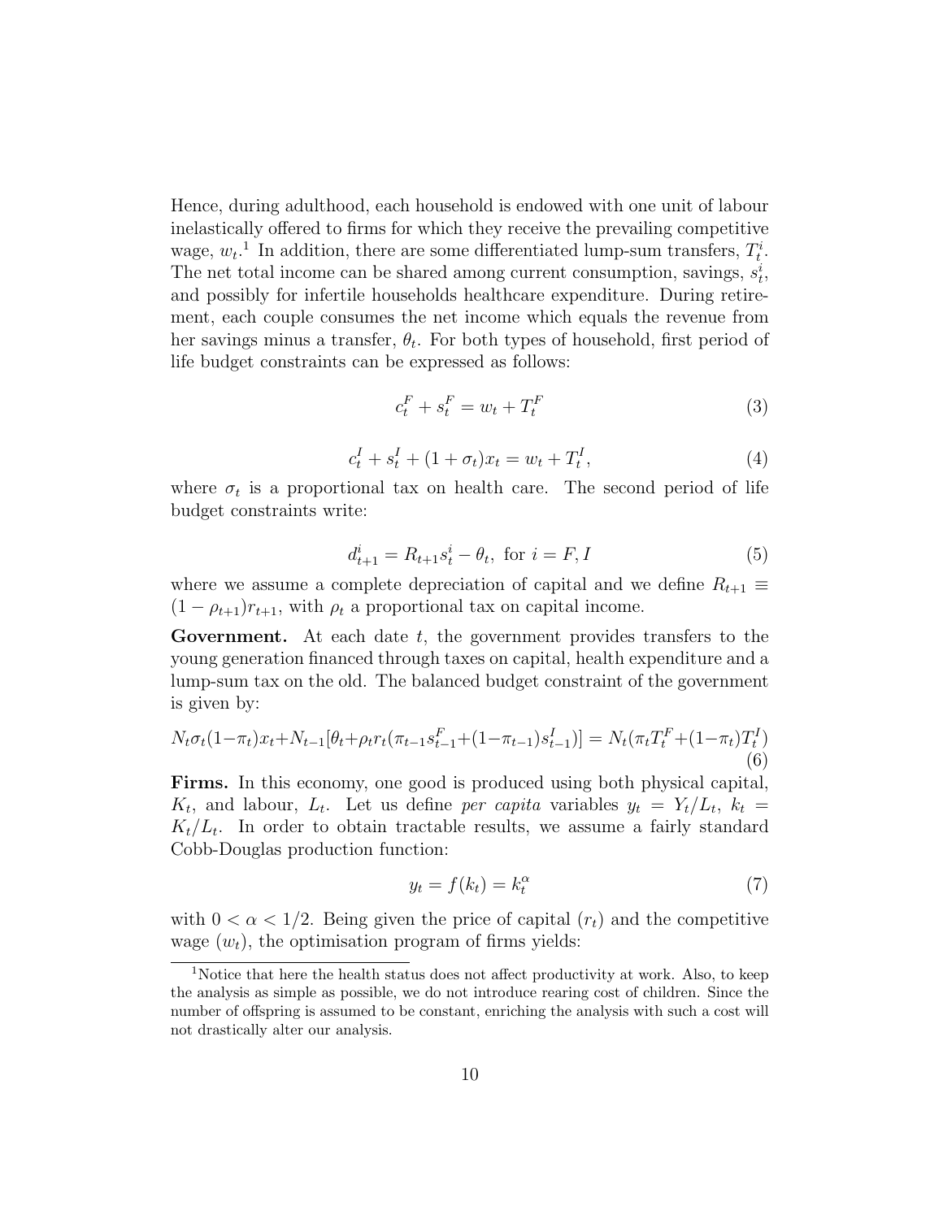Hence, during adulthood, each household is endowed with one unit of labour inelastically offered to firms for which they receive the prevailing competitive wage, $w_t$.[1] In addition, there are some differentiated lump-sum transfers, $T_t^i$. The net total income can be shared among current consumption, savings, $s_t^i$, and possibly for infertile households healthcare expenditure. During retirement, each couple consumes the net income which equals the revenue from her savings minus a transfer, $\theta_t$. For both types of household, first period of life budget constraints can be expressed as follows:

$$c_t^F + s_t^F = w_t + T_t^F \tag{3}$$

$$c_t^I + s_t^I + (1+\sigma_t)x_t = w_t + T_t^I, \tag{4}$$

where $\sigma_t$ is a proportional tax on health care. The second period of life budget constraints write:

$$d_{t+1}^i = R_{t+1}s_t^i - \theta_t, \text{ for } i = F, I \tag{5}$$

where we assume a complete depreciation of capital and we define $R_{t+1} \equiv (1-\rho_{t+1})r_{t+1}$, with $\rho_t$ a proportional tax on capital income.

**Government.** At each date $t$, the government provides transfers to the young generation financed through taxes on capital, health expenditure and a lump-sum tax on the old. The balanced budget constraint of the government is given by:

$$N_t\sigma_t(1-\pi_t)x_t + N_{t-1}[\theta_t + \rho_t r_t(\pi_{t-1}s_{t-1}^F + (1-\pi_{t-1})s_{t-1}^I)] = N_t(\pi_t T_t^F + (1-\pi_t)T_t^I) \tag{6}$$

**Firms.** In this economy, one good is produced using both physical capital, $K_t$, and labour, $L_t$. Let us define *per capita* variables $y_t = Y_t/L_t$, $k_t = K_t/L_t$. In order to obtain tractable results, we assume a fairly standard Cobb-Douglas production function:

$$y_t = f(k_t) = k_t^\alpha \tag{7}$$

with $0 < \alpha < 1/2$. Being given the price of capital ($r_t$) and the competitive wage ($w_t$), the optimisation program of firms yields:

[1] Notice that here the health status does not affect productivity at work. Also, to keep the analysis as simple as possible, we do not introduce rearing cost of children. Since the number of offspring is assumed to be constant, enriching the analysis with such a cost will not drastically alter our analysis.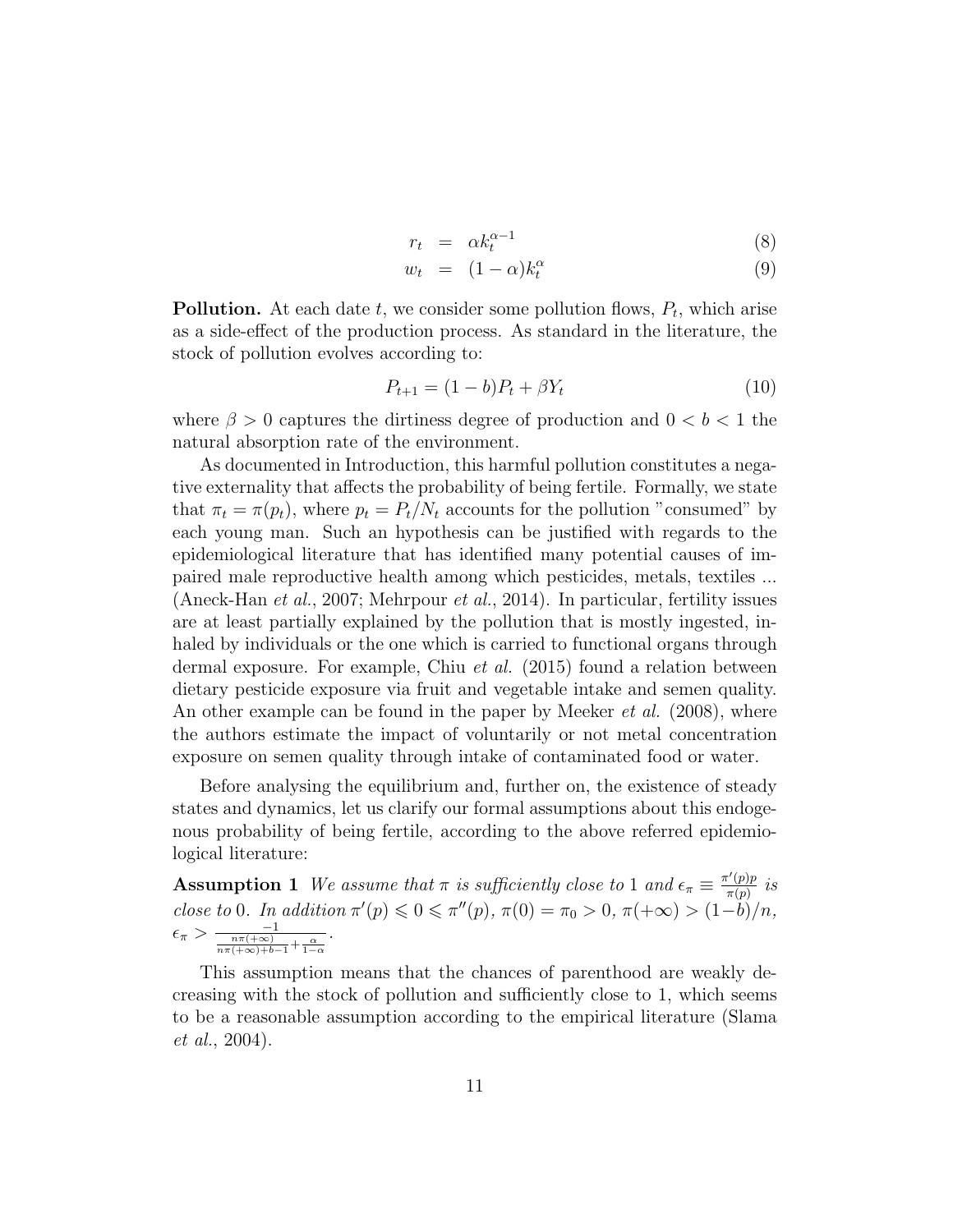$$
\begin{aligned}
r_t &= \alpha k_t^{\alpha-1} && (8) \\
w_t &= (1-\alpha)k_t^{\alpha} && (9)
\end{aligned}
$$

**Pollution.** At each date $t$, we consider some pollution flows, $P_t$, which arise as a side-effect of the production process. As standard in the literature, the stock of pollution evolves according to:

$$
P_{t+1} = (1-b)P_t + \beta Y_t \tag{10}
$$

where $\beta > 0$ captures the dirtiness degree of production and $0 < b < 1$ the natural absorption rate of the environment.

As documented in Introduction, this harmful pollution constitutes a negative externality that affects the probability of being fertile. Formally, we state that $\pi_t = \pi(p_t)$, where $p_t = P_t/N_t$ accounts for the pollution "consumed" by each young man. Such an hypothesis can be justified with regards to the epidemiological literature that has identified many potential causes of impaired male reproductive health among which pesticides, metals, textiles ... (Aneck-Han *et al.*, 2007; Mehrpour *et al.*, 2014). In particular, fertility issues are at least partially explained by the pollution that is mostly ingested, inhaled by individuals or the one which is carried to functional organs through dermal exposure. For example, Chiu *et al.* (2015) found a relation between dietary pesticide exposure via fruit and vegetable intake and semen quality. An other example can be found in the paper by Meeker *et al.* (2008), where the authors estimate the impact of voluntarily or not metal concentration exposure on semen quality through intake of contaminated food or water.

Before analysing the equilibrium and, further on, the existence of steady states and dynamics, let us clarify our formal assumptions about this endogenous probability of being fertile, according to the above referred epidemiological literature:

**Assumption 1** *We assume that $\pi$ is sufficiently close to 1 and $\epsilon_\pi \equiv \frac{\pi'(p)p}{\pi(p)}$ is close to 0. In addition $\pi'(p) \leqslant 0 \leqslant \pi''(p)$, $\pi(0) = \pi_0 > 0$, $\pi(+\infty) > (1-b)/n$, $\epsilon_\pi > \frac{-1}{\frac{n\pi(+\infty)}{n\pi(+\infty)+b-1} + \frac{\alpha}{1-\alpha}}$.*

This assumption means that the chances of parenthood are weakly decreasing with the stock of pollution and sufficiently close to 1, which seems to be a reasonable assumption according to the empirical literature (Slama *et al.*, 2004).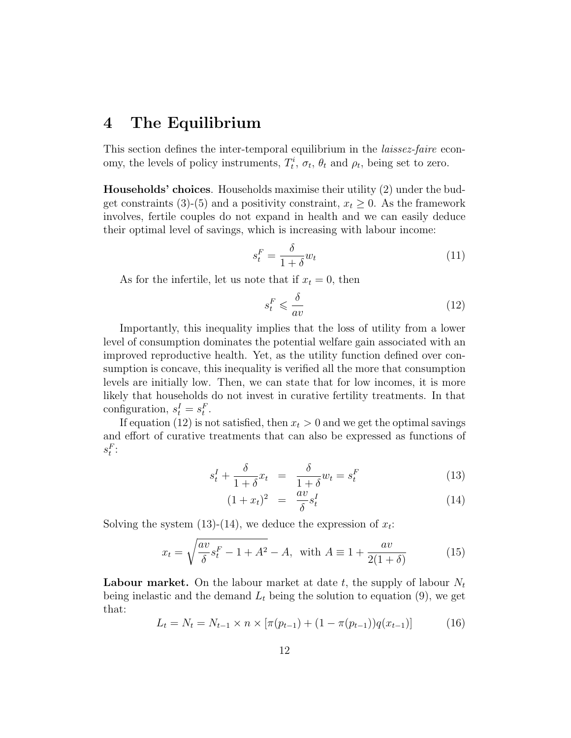# 4 The Equilibrium

This section defines the inter-temporal equilibrium in the *laissez-faire* economy, the levels of policy instruments, $T_t^i$, $\sigma_t$, $\theta_t$ and $\rho_t$, being set to zero.

**Households' choices**. Households maximise their utility (2) under the budget constraints (3)-(5) and a positivity constraint, $x_t \geq 0$. As the framework involves, fertile couples do not expand in health and we can easily deduce their optimal level of savings, which is increasing with labour income:

$$s_t^F = \frac{\delta}{1+\delta} w_t \tag{11}$$

As for the infertile, let us note that if $x_t = 0$, then

$$s_t^F \leqslant \frac{\delta}{av} \tag{12}$$

Importantly, this inequality implies that the loss of utility from a lower level of consumption dominates the potential welfare gain associated with an improved reproductive health. Yet, as the utility function defined over consumption is concave, this inequality is verified all the more that consumption levels are initially low. Then, we can state that for low incomes, it is more likely that households do not invest in curative fertility treatments. In that configuration, $s_t^I = s_t^F$.

If equation (12) is not satisfied, then $x_t > 0$ and we get the optimal savings and effort of curative treatments that can also be expressed as functions of $s_t^F$:

$$s_t^I + \frac{\delta}{1+\delta} x_t = \frac{\delta}{1+\delta} w_t = s_t^F \tag{13}$$

$$(1+x_t)^2 = \frac{av}{\delta} s_t^I \tag{14}$$

Solving the system (13)-(14), we deduce the expression of $x_t$:

$$x_t = \sqrt{\frac{av}{\delta} s_t^F - 1 + A^2} - A, \text{ with } A \equiv 1 + \frac{av}{2(1+\delta)} \tag{15}$$

**Labour market.** On the labour market at date $t$, the supply of labour $N_t$ being inelastic and the demand $L_t$ being the solution to equation (9), we get that:

$$L_t = N_t = N_{t-1} \times n \times [\pi(p_{t-1}) + (1 - \pi(p_{t-1}))q(x_{t-1})] \tag{16}$$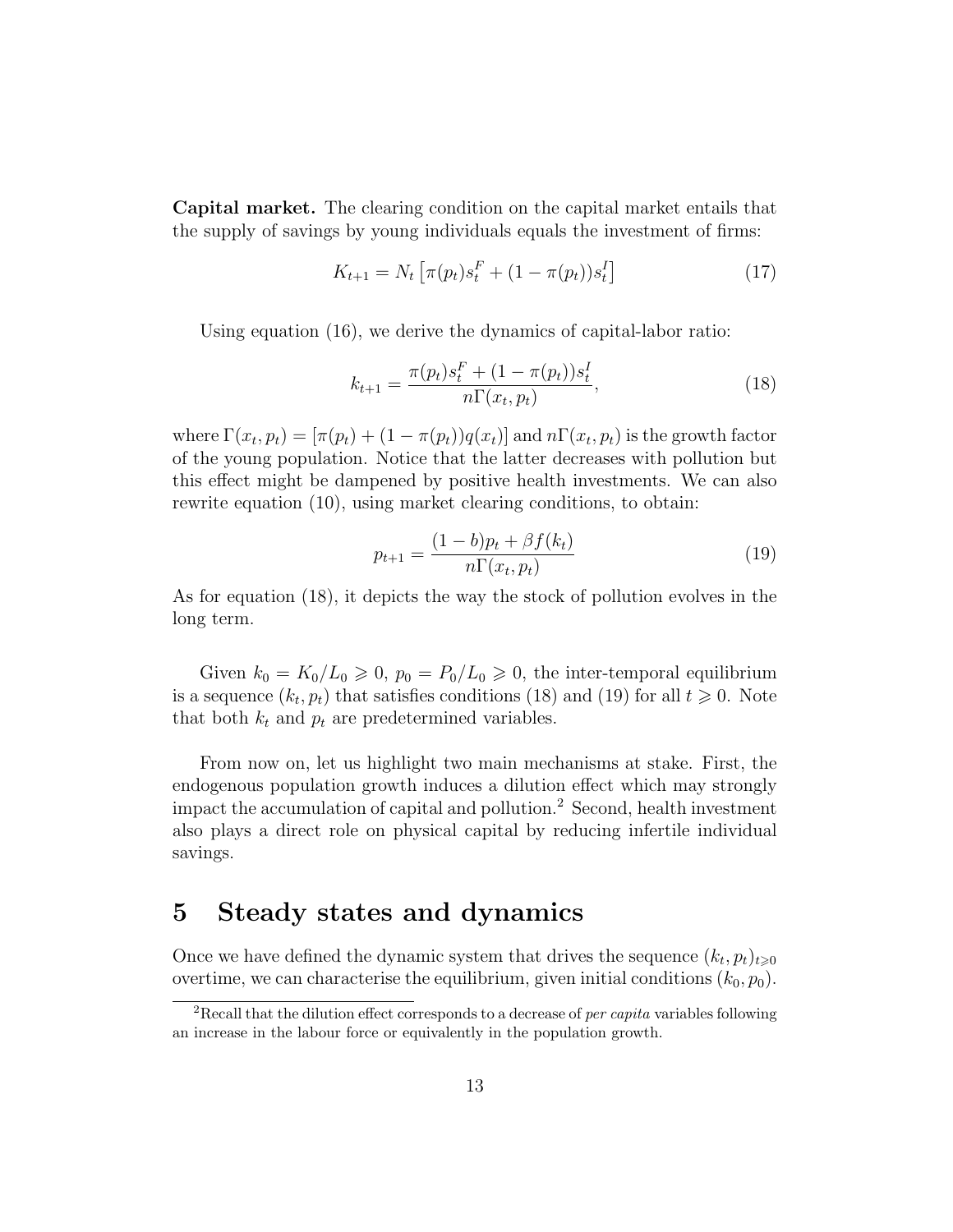**Capital market.** The clearing condition on the capital market entails that the supply of savings by young individuals equals the investment of firms:

$$K_{t+1} = N_t \left[\pi(p_t)s_t^F + (1 - \pi(p_t))s_t^I\right] \tag{17}$$

Using equation (16), we derive the dynamics of capital-labor ratio:

$$k_{t+1} = \frac{\pi(p_t)s_t^F + (1 - \pi(p_t))s_t^I}{n\Gamma(x_t, p_t)}, \tag{18}$$

where $\Gamma(x_t, p_t) = [\pi(p_t) + (1 - \pi(p_t))q(x_t)]$ and $n\Gamma(x_t, p_t)$ is the growth factor of the young population. Notice that the latter decreases with pollution but this effect might be dampened by positive health investments. We can also rewrite equation (10), using market clearing conditions, to obtain:

$$p_{t+1} = \frac{(1 - b)p_t + \beta f(k_t)}{n\Gamma(x_t, p_t)} \tag{19}$$

As for equation (18), it depicts the way the stock of pollution evolves in the long term.

Given $k_0 = K_0/L_0 \geqslant 0$, $p_0 = P_0/L_0 \geqslant 0$, the inter-temporal equilibrium is a sequence $(k_t, p_t)$ that satisfies conditions (18) and (19) for all $t \geqslant 0$. Note that both $k_t$ and $p_t$ are predetermined variables.

From now on, let us highlight two main mechanisms at stake. First, the endogenous population growth induces a dilution effect which may strongly impact the accumulation of capital and pollution.[2] Second, health investment also plays a direct role on physical capital by reducing infertile individual savings.

## 5 Steady states and dynamics

Once we have defined the dynamic system that drives the sequence $(k_t, p_t)_{t\geqslant 0}$ overtime, we can characterise the equilibrium, given initial conditions $(k_0, p_0)$.

[2] Recall that the dilution effect corresponds to a decrease of *per capita* variables following an increase in the labour force or equivalently in the population growth.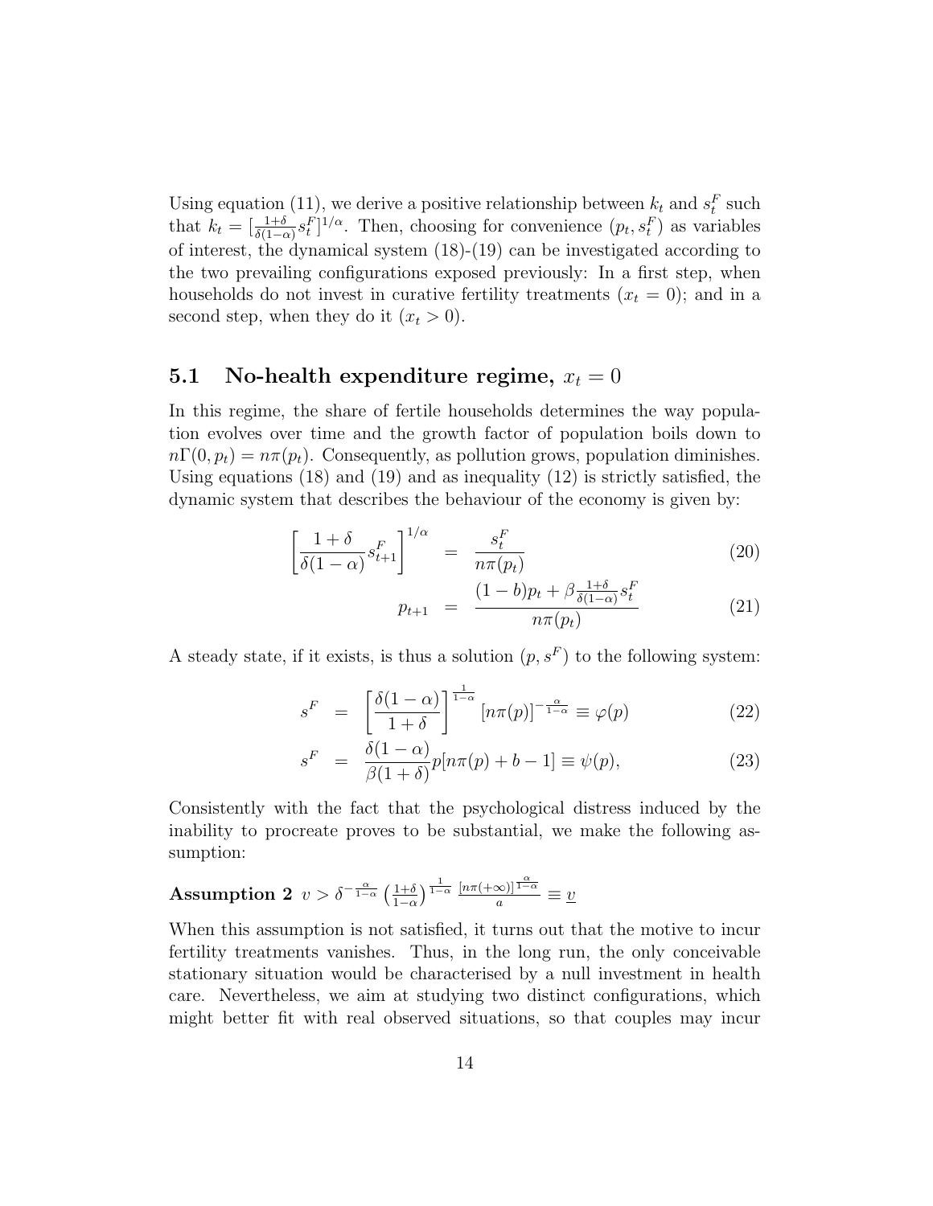Using equation (11), we derive a positive relationship between $k_t$ and $s_t^F$ such that $k_t = [\frac{1+\delta}{\delta(1-\alpha)} s_t^F]^{1/\alpha}$. Then, choosing for convenience $(p_t, s_t^F)$ as variables of interest, the dynamical system (18)-(19) can be investigated according to the two prevailing configurations exposed previously: In a first step, when households do not invest in curative fertility treatments ($x_t = 0$); and in a second step, when they do it ($x_t > 0$).

## 5.1 No-health expenditure regime, $x_t = 0$

In this regime, the share of fertile households determines the way population evolves over time and the growth factor of population boils down to $n\Gamma(0, p_t) = n\pi(p_t)$. Consequently, as pollution grows, population diminishes. Using equations (18) and (19) and as inequality (12) is strictly satisfied, the dynamic system that describes the behaviour of the economy is given by:

$$
\left[\frac{1+\delta}{\delta(1-\alpha)} s_{t+1}^F\right]^{1/\alpha} = \frac{s_t^F}{n\pi(p_t)} \tag{20}
$$

$$
p_{t+1} = \frac{(1-b)p_t + \beta \frac{1+\delta}{\delta(1-\alpha)} s_t^F}{n\pi(p_t)} \tag{21}
$$

A steady state, if it exists, is thus a solution $(p, s^F)$ to the following system:

$$
s^F = \left[\frac{\delta(1-\alpha)}{1+\delta}\right]^{\frac{1}{1-\alpha}} [n\pi(p)]^{-\frac{\alpha}{1-\alpha}} \equiv \varphi(p) \tag{22}
$$

$$
s^F = \frac{\delta(1-\alpha)}{\beta(1+\delta)} p[n\pi(p) + b - 1] \equiv \psi(p), \tag{23}
$$

Consistently with the fact that the psychological distress induced by the inability to procreate proves to be substantial, we make the following assumption:

**Assumption 2** $v > \delta^{-\frac{\alpha}{1-\alpha}} \left(\frac{1+\delta}{1-\alpha}\right)^{\frac{1}{1-\alpha}} \frac{[n\pi(+\infty)]^{\frac{\alpha}{1-\alpha}}}{a} \equiv \underline{v}$

When this assumption is not satisfied, it turns out that the motive to incur fertility treatments vanishes. Thus, in the long run, the only conceivable stationary situation would be characterised by a null investment in health care. Nevertheless, we aim at studying two distinct configurations, which might better fit with real observed situations, so that couples may incur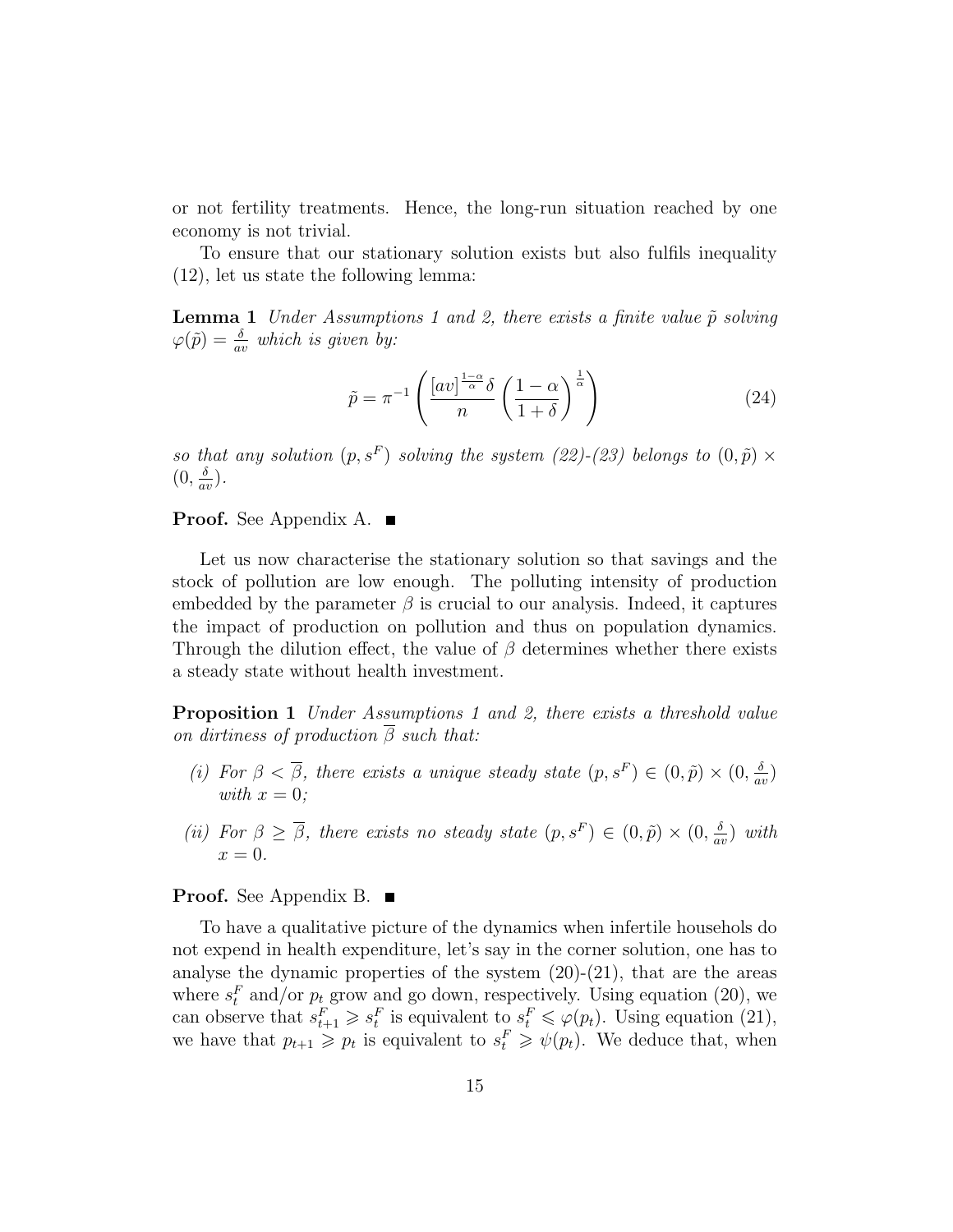or not fertility treatments. Hence, the long-run situation reached by one economy is not trivial.

To ensure that our stationary solution exists but also fulfils inequality (12), let us state the following lemma:

**Lemma 1** *Under Assumptions 1 and 2, there exists a finite value $\tilde{p}$ solving $\varphi(\tilde{p}) = \frac{\delta}{av}$ which is given by:*

$$\tilde{p} = \pi^{-1}\left(\frac{[av]^{\frac{1-\alpha}{\alpha}}\delta}{n}\left(\frac{1-\alpha}{1+\delta}\right)^{\frac{1}{\alpha}}\right) \tag{24}$$

*so that any solution $(p, s^F)$ solving the system (22)-(23) belongs to $(0, \tilde{p}) \times (0, \frac{\delta}{av})$.*

**Proof.** See Appendix A. ■

Let us now characterise the stationary solution so that savings and the stock of pollution are low enough. The polluting intensity of production embedded by the parameter $\beta$ is crucial to our analysis. Indeed, it captures the impact of production on pollution and thus on population dynamics. Through the dilution effect, the value of $\beta$ determines whether there exists a steady state without health investment.

**Proposition 1** *Under Assumptions 1 and 2, there exists a threshold value on dirtiness of production $\overline{\beta}$ such that:*

*(i) For $\beta < \overline{\beta}$, there exists a unique steady state $(p, s^F) \in (0, \tilde{p}) \times (0, \frac{\delta}{av})$ with $x = 0$;*

*(ii) For $\beta \geq \overline{\beta}$, there exists no steady state $(p, s^F) \in (0, \tilde{p}) \times (0, \frac{\delta}{av})$ with $x = 0$.*

**Proof.** See Appendix B. ■

To have a qualitative picture of the dynamics when infertile househols do not expend in health expenditure, let's say in the corner solution, one has to analyse the dynamic properties of the system (20)-(21), that are the areas where $s_t^F$ and/or $p_t$ grow and go down, respectively. Using equation (20), we can observe that $s_{t+1}^F \geqslant s_t^F$ is equivalent to $s_t^F \leqslant \varphi(p_t)$. Using equation (21), we have that $p_{t+1} \geqslant p_t$ is equivalent to $s_t^F \geqslant \psi(p_t)$. We deduce that, when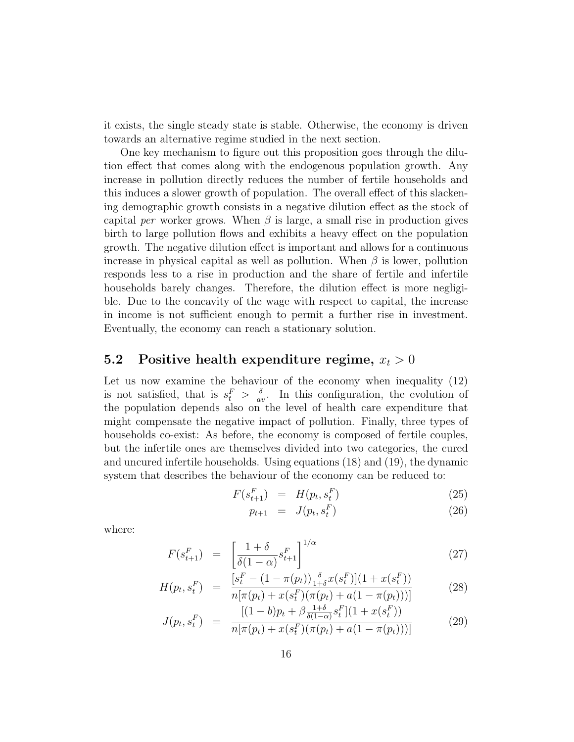it exists, the single steady state is stable. Otherwise, the economy is driven towards an alternative regime studied in the next section.

One key mechanism to figure out this proposition goes through the dilution effect that comes along with the endogenous population growth. Any increase in pollution directly reduces the number of fertile households and this induces a slower growth of population. The overall effect of this slackening demographic growth consists in a negative dilution effect as the stock of capital *per* worker grows. When $\beta$ is large, a small rise in production gives birth to large pollution flows and exhibits a heavy effect on the population growth. The negative dilution effect is important and allows for a continuous increase in physical capital as well as pollution. When $\beta$ is lower, pollution responds less to a rise in production and the share of fertile and infertile households barely changes. Therefore, the dilution effect is more negligible. Due to the concavity of the wage with respect to capital, the increase in income is not sufficient enough to permit a further rise in investment. Eventually, the economy can reach a stationary solution.

## 5.2 Positive health expenditure regime, $x_t > 0$

Let us now examine the behaviour of the economy when inequality (12) is not satisfied, that is $s_t^F > \frac{\delta}{av}$. In this configuration, the evolution of the population depends also on the level of health care expenditure that might compensate the negative impact of pollution. Finally, three types of households co-exist: As before, the economy is composed of fertile couples, but the infertile ones are themselves divided into two categories, the cured and uncured infertile households. Using equations (18) and (19), the dynamic system that describes the behaviour of the economy can be reduced to:

$$F(s_{t+1}^F) = H(p_t, s_t^F) \tag{25}$$

$$p_{t+1} = J(p_t, s_t^F) \tag{26}$$

where:

$$F(s_{t+1}^F) = \left[\frac{1+\delta}{\delta(1-\alpha)} s_{t+1}^F\right]^{1/\alpha} \tag{27}$$

$$H(p_t, s_t^F) = \frac{[s_t^F - (1-\pi(p_t))\frac{\delta}{1+\delta} x(s_t^F)](1+x(s_t^F))}{n[\pi(p_t) + x(s_t^F)(\pi(p_t) + a(1-\pi(p_t)))]} \tag{28}$$

$$J(p_t, s_t^F) = \frac{[(1-b)p_t + \beta\frac{1+\delta}{\delta(1-\alpha)} s_t^F](1+x(s_t^F))}{n[\pi(p_t) + x(s_t^F)(\pi(p_t) + a(1-\pi(p_t)))]} \tag{29}$$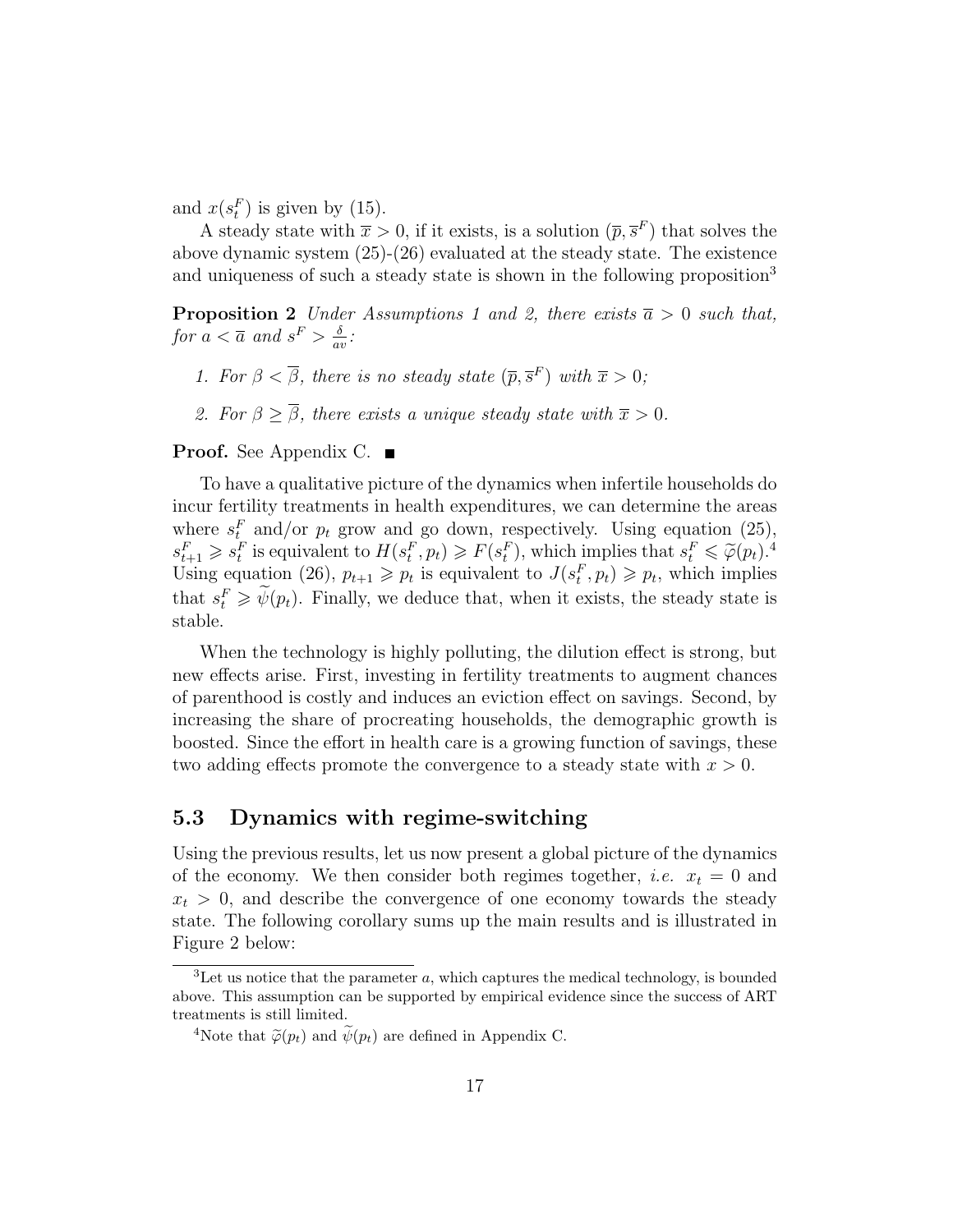and $x(s_t^F)$ is given by (15).

A steady state with $\overline{x} > 0$, if it exists, is a solution $(\overline{p}, \overline{s}^F)$ that solves the above dynamic system (25)-(26) evaluated at the steady state. The existence and uniqueness of such a steady state is shown in the following proposition[3]

**Proposition 2** *Under Assumptions 1 and 2, there exists $\overline{a} > 0$ such that, for $a < \overline{a}$ and $s^F > \frac{\delta}{av}$:*

1. *For $\beta < \overline{\beta}$, there is no steady state $(\overline{p}, \overline{s}^F)$ with $\overline{x} > 0$;*
2. *For $\beta \geq \overline{\beta}$, there exists a unique steady state with $\overline{x} > 0$.*

**Proof.** See Appendix C. ■

To have a qualitative picture of the dynamics when infertile households do incur fertility treatments in health expenditures, we can determine the areas where $s_t^F$ and/or $p_t$ grow and go down, respectively. Using equation (25), $s_{t+1}^F \gtrless s_t^F$ is equivalent to $H(s_t^F, p_t) \gtrless F(s_t^F)$, which implies that $s_t^F \lessgtr \widetilde{\varphi}(p_t)$.[4] Using equation (26), $p_{t+1} \gtrless p_t$ is equivalent to $J(s_t^F, p_t) \gtrless p_t$, which implies that $s_t^F \gtrless \widetilde{\psi}(p_t)$. Finally, we deduce that, when it exists, the steady state is stable.

When the technology is highly polluting, the dilution effect is strong, but new effects arise. First, investing in fertility treatments to augment chances of parenthood is costly and induces an eviction effect on savings. Second, by increasing the share of procreating households, the demographic growth is boosted. Since the effort in health care is a growing function of savings, these two adding effects promote the convergence to a steady state with $x > 0$.

## 5.3 Dynamics with regime-switching

Using the previous results, let us now present a global picture of the dynamics of the economy. We then consider both regimes together, *i.e.* $x_t = 0$ and $x_t > 0$, and describe the convergence of one economy towards the steady state. The following corollary sums up the main results and is illustrated in Figure 2 below:

---

[3] Let us notice that the parameter $a$, which captures the medical technology, is bounded above. This assumption can be supported by empirical evidence since the success of ART treatments is still limited.

[4] Note that $\widetilde{\varphi}(p_t)$ and $\widetilde{\psi}(p_t)$ are defined in Appendix C.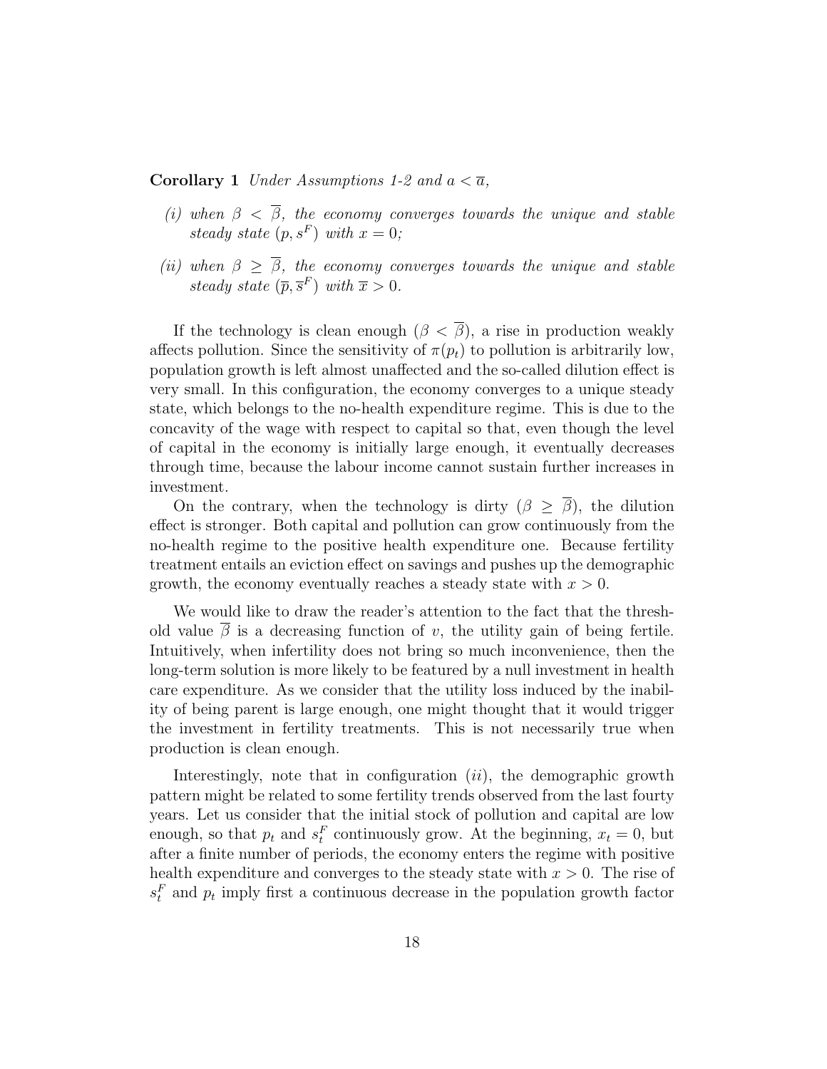**Corollary 1** *Under Assumptions 1-2 and $a < \overline{a}$,*

*(i) when $\beta < \overline{\beta}$, the economy converges towards the unique and stable steady state $(p, s^F)$ with $x = 0$;*

*(ii) when $\beta \geq \overline{\beta}$, the economy converges towards the unique and stable steady state $(\overline{p}, \overline{s}^F)$ with $\overline{x} > 0$.*

If the technology is clean enough ($\beta < \overline{\beta}$), a rise in production weakly affects pollution. Since the sensitivity of $\pi(p_t)$ to pollution is arbitrarily low, population growth is left almost unaffected and the so-called dilution effect is very small. In this configuration, the economy converges to a unique steady state, which belongs to the no-health expenditure regime. This is due to the concavity of the wage with respect to capital so that, even though the level of capital in the economy is initially large enough, it eventually decreases through time, because the labour income cannot sustain further increases in investment.

On the contrary, when the technology is dirty ($\beta \geq \overline{\beta}$), the dilution effect is stronger. Both capital and pollution can grow continuously from the no-health regime to the positive health expenditure one. Because fertility treatment entails an eviction effect on savings and pushes up the demographic growth, the economy eventually reaches a steady state with $x > 0$.

We would like to draw the reader's attention to the fact that the threshold value $\overline{\beta}$ is a decreasing function of $v$, the utility gain of being fertile. Intuitively, when infertility does not bring so much inconvenience, then the long-term solution is more likely to be featured by a null investment in health care expenditure. As we consider that the utility loss induced by the inability of being parent is large enough, one might thought that it would trigger the investment in fertility treatments. This is not necessarily true when production is clean enough.

Interestingly, note that in configuration $(ii)$, the demographic growth pattern might be related to some fertility trends observed from the last fourty years. Let us consider that the initial stock of pollution and capital are low enough, so that $p_t$ and $s_t^F$ continuously grow. At the beginning, $x_t = 0$, but after a finite number of periods, the economy enters the regime with positive health expenditure and converges to the steady state with $x > 0$. The rise of $s_t^F$ and $p_t$ imply first a continuous decrease in the population growth factor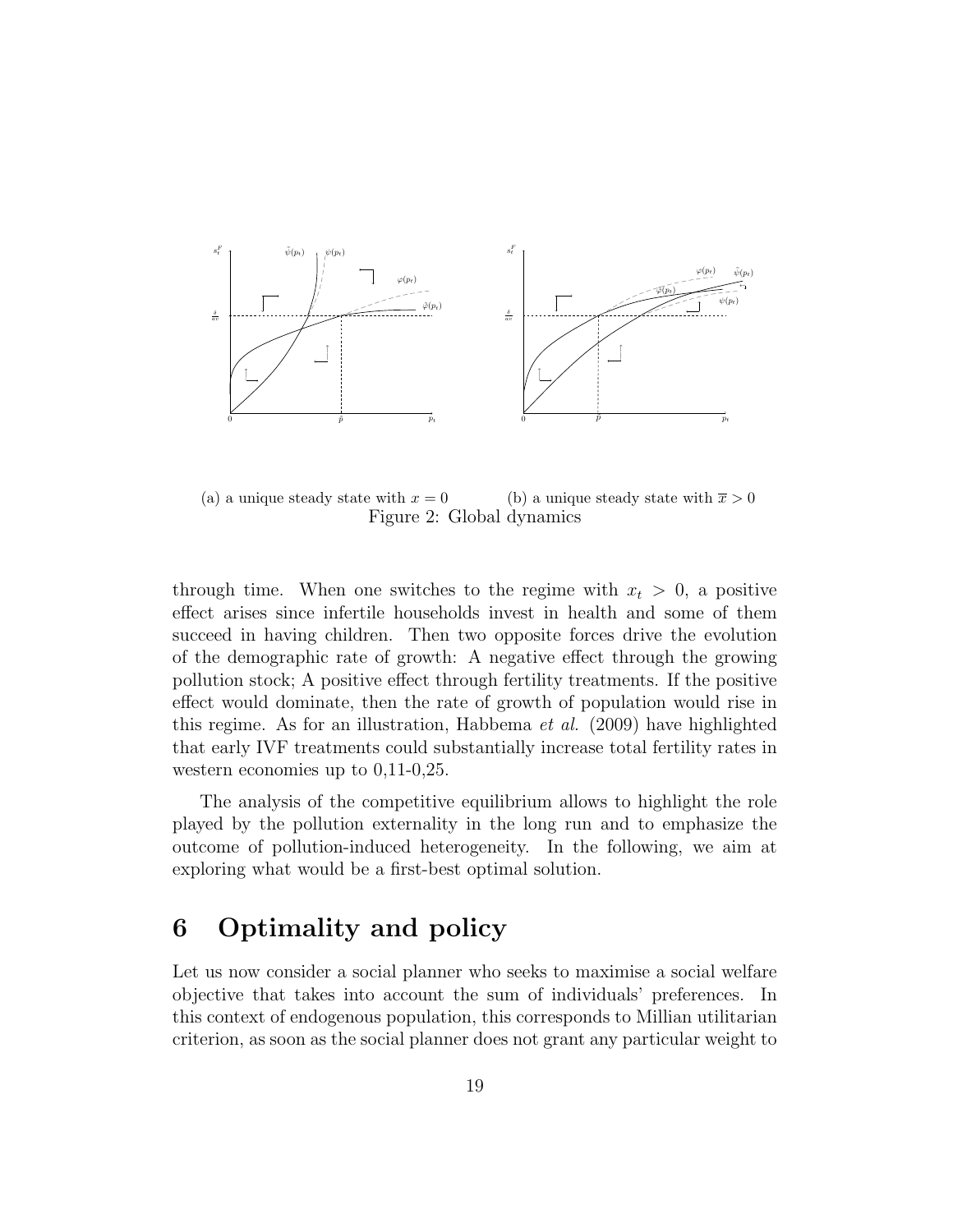(a) a unique steady state with $x = 0$ (b) a unique steady state with $\overline{x} > 0$

Figure 2: Global dynamics

through time. When one switches to the regime with $x_t > 0$, a positive effect arises since infertile households invest in health and some of them succeed in having children. Then two opposite forces drive the evolution of the demographic rate of growth: A negative effect through the growing pollution stock; A positive effect through fertility treatments. If the positive effect would dominate, then the rate of growth of population would rise in this regime. As for an illustration, Habbema *et al.* (2009) have highlighted that early IVF treatments could substantially increase total fertility rates in western economies up to 0,11-0,25.

The analysis of the competitive equilibrium allows to highlight the role played by the pollution externality in the long run and to emphasize the outcome of pollution-induced heterogeneity. In the following, we aim at exploring what would be a first-best optimal solution.

# 6 Optimality and policy

Let us now consider a social planner who seeks to maximise a social welfare objective that takes into account the sum of individuals' preferences. In this context of endogenous population, this corresponds to Millian utilitarian criterion, as soon as the social planner does not grant any particular weight to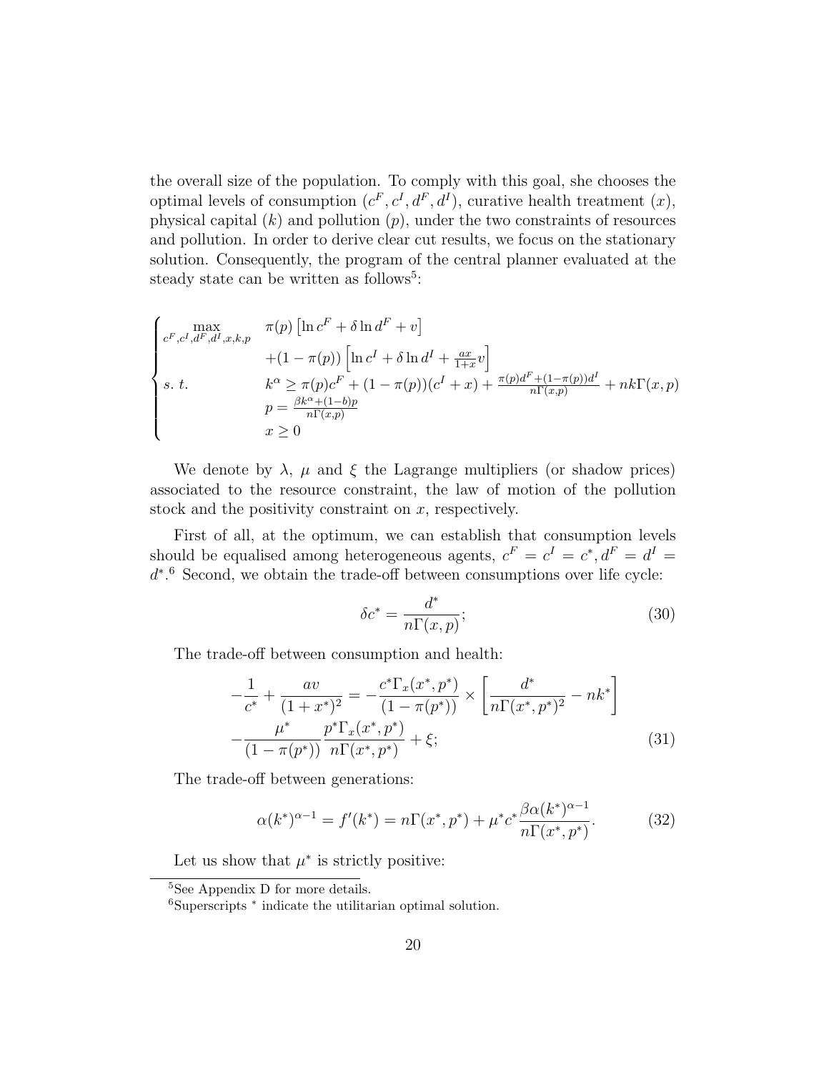the overall size of the population. To comply with this goal, she chooses the optimal levels of consumption $(c^F, c^I, d^F, d^I)$, curative health treatment $(x)$, physical capital $(k)$ and pollution $(p)$, under the two constraints of resources and pollution. In order to derive clear cut results, we focus on the stationary solution. Consequently, the program of the central planner evaluated at the steady state can be written as follows[5]:

$$
\begin{cases}
\max\limits_{c^F, c^I, d^F, d^I, x, k, p} & \pi(p)\left[\ln c^F + \delta \ln d^F + v\right] \\
& +(1-\pi(p))\left[\ln c^I + \delta \ln d^I + \frac{ax}{1+x} v\right] \\
s.\ t. & k^\alpha \geq \pi(p)c^F + (1-\pi(p))(c^I + x) + \frac{\pi(p)d^F + (1-\pi(p))d^I}{n\Gamma(x,p)} + nk\Gamma(x,p) \\
& p = \frac{\beta k^\alpha + (1-b)p}{n\Gamma(x,p)} \\
& x \geq 0
\end{cases}
$$

We denote by $\lambda$, $\mu$ and $\xi$ the Lagrange multipliers (or shadow prices) associated to the resource constraint, the law of motion of the pollution stock and the positivity constraint on $x$, respectively.

First of all, at the optimum, we can establish that consumption levels should be equalised among heterogeneous agents, $c^F = c^I = c^*, d^F = d^I = d^*$.[6] Second, we obtain the trade-off between consumptions over life cycle:

$$
\delta c^* = \frac{d^*}{n\Gamma(x,p)}; \tag{30}
$$

The trade-off between consumption and health:

$$
\begin{aligned}
-\frac{1}{c^*} + \frac{av}{(1+x^*)^2} &= -\frac{c^* \Gamma_x(x^*, p^*)}{(1-\pi(p^*))} \times \left[\frac{d^*}{n\Gamma(x^*, p^*)^2} - nk^*\right] \\
&-\frac{\mu^*}{(1-\pi(p^*))} \frac{p^* \Gamma_x(x^*, p^*)}{n\Gamma(x^*, p^*)} + \xi;
\end{aligned} \tag{31}
$$

The trade-off between generations:

$$
\alpha(k^*)^{\alpha-1} = f'(k^*) = n\Gamma(x^*, p^*) + \mu^* c^* \frac{\beta\alpha(k^*)^{\alpha-1}}{n\Gamma(x^*, p^*)}. \tag{32}
$$

Let us show that $\mu^*$ is strictly positive:

---

[5] See Appendix D for more details.

[6] Superscripts $^*$ indicate the utilitarian optimal solution.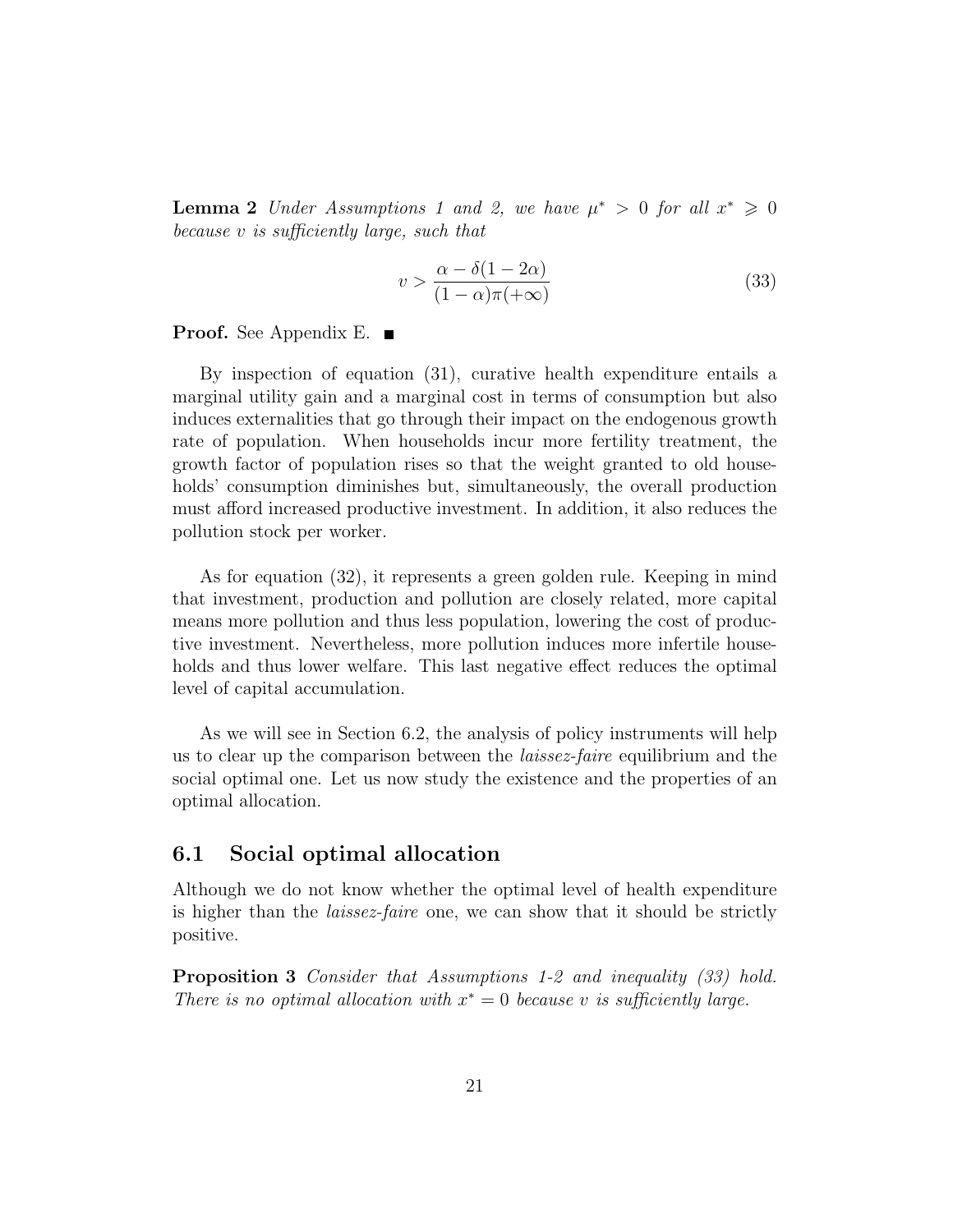**Lemma 2** *Under Assumptions 1 and 2, we have $\mu^* > 0$ for all $x^* \geqslant 0$ because $v$ is sufficiently large, such that*

$$v > \frac{\alpha - \delta(1 - 2\alpha)}{(1 - \alpha)\pi(+\infty)} \tag{33}$$

**Proof.** See Appendix E. ■

By inspection of equation (31), curative health expenditure entails a marginal utility gain and a marginal cost in terms of consumption but also induces externalities that go through their impact on the endogenous growth rate of population. When households incur more fertility treatment, the growth factor of population rises so that the weight granted to old households' consumption diminishes but, simultaneously, the overall production must afford increased productive investment. In addition, it also reduces the pollution stock per worker.

As for equation (32), it represents a green golden rule. Keeping in mind that investment, production and pollution are closely related, more capital means more pollution and thus less population, lowering the cost of productive investment. Nevertheless, more pollution induces more infertile households and thus lower welfare. This last negative effect reduces the optimal level of capital accumulation.

As we will see in Section 6.2, the analysis of policy instruments will help us to clear up the comparison between the *laissez-faire* equilibrium and the social optimal one. Let us now study the existence and the properties of an optimal allocation.

## 6.1 Social optimal allocation

Although we do not know whether the optimal level of health expenditure is higher than the *laissez-faire* one, we can show that it should be strictly positive.

**Proposition 3** *Consider that Assumptions 1-2 and inequality (33) hold. There is no optimal allocation with $x^* = 0$ because $v$ is sufficiently large.*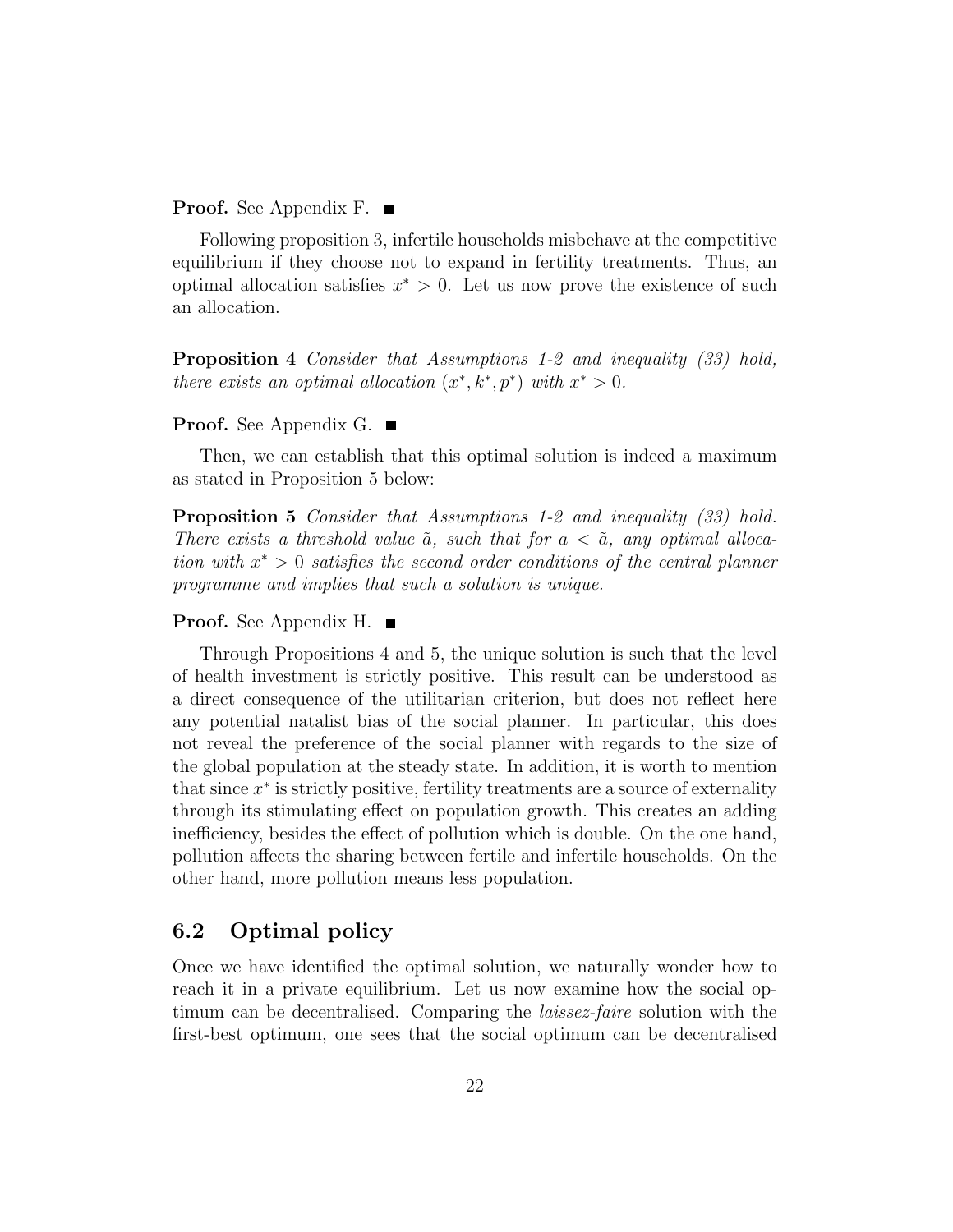**Proof.** See Appendix F. ■

Following proposition 3, infertile households misbehave at the competitive equilibrium if they choose not to expand in fertility treatments. Thus, an optimal allocation satisfies $x^* > 0$. Let us now prove the existence of such an allocation.

**Proposition 4** *Consider that Assumptions 1-2 and inequality (33) hold, there exists an optimal allocation* $(x^*, k^*, p^*)$ *with* $x^* > 0$.

**Proof.** See Appendix G. ■

Then, we can establish that this optimal solution is indeed a maximum as stated in Proposition 5 below:

**Proposition 5** *Consider that Assumptions 1-2 and inequality (33) hold. There exists a threshold value* $\tilde{a}$*, such that for* $a < \tilde{a}$*, any optimal allocation with* $x^* > 0$ *satisfies the second order conditions of the central planner programme and implies that such a solution is unique.*

**Proof.** See Appendix H. ■

Through Propositions 4 and 5, the unique solution is such that the level of health investment is strictly positive. This result can be understood as a direct consequence of the utilitarian criterion, but does not reflect here any potential natalist bias of the social planner. In particular, this does not reveal the preference of the social planner with regards to the size of the global population at the steady state. In addition, it is worth to mention that since $x^*$ is strictly positive, fertility treatments are a source of externality through its stimulating effect on population growth. This creates an adding inefficiency, besides the effect of pollution which is double. On the one hand, pollution affects the sharing between fertile and infertile households. On the other hand, more pollution means less population.

## 6.2 Optimal policy

Once we have identified the optimal solution, we naturally wonder how to reach it in a private equilibrium. Let us now examine how the social optimum can be decentralised. Comparing the *laissez-faire* solution with the first-best optimum, one sees that the social optimum can be decentralised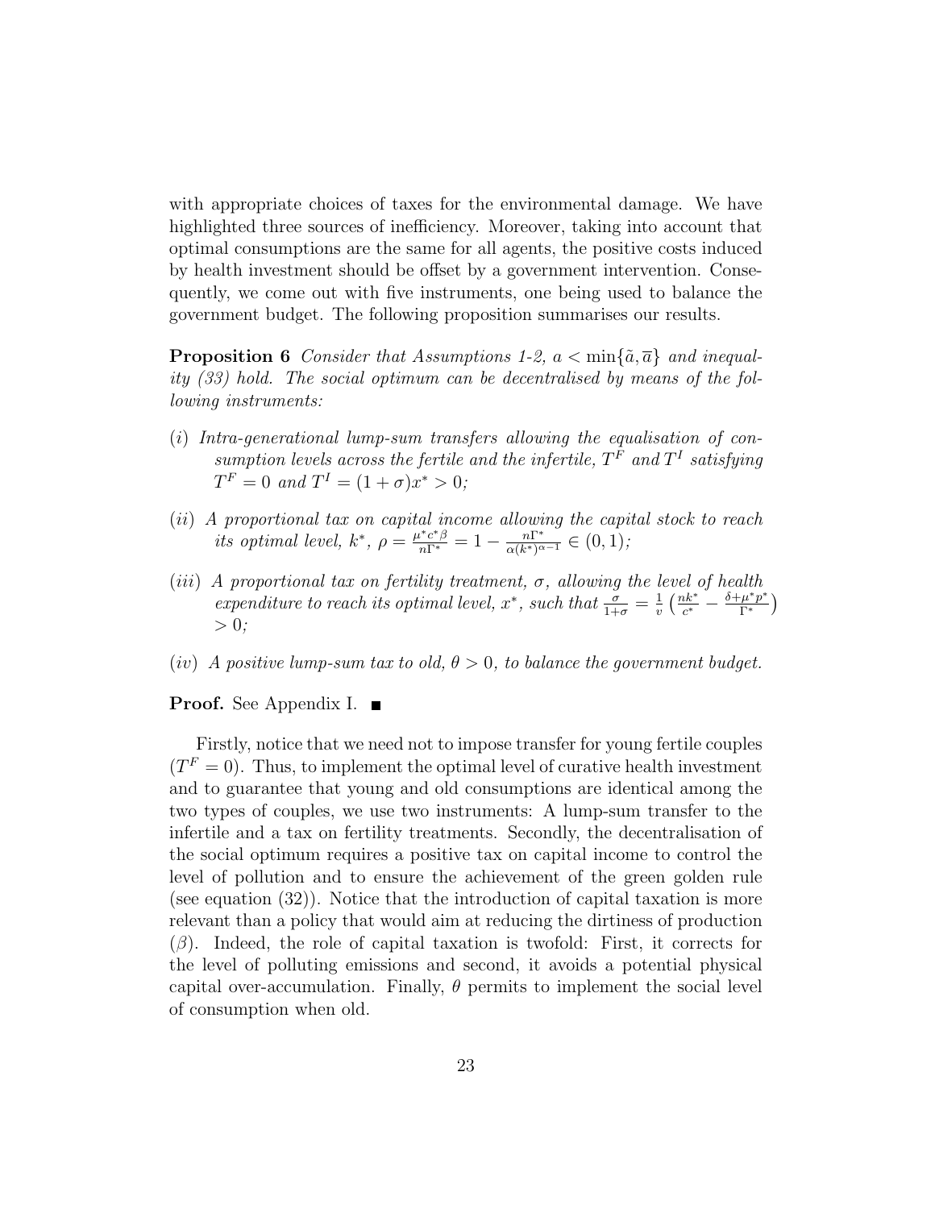with appropriate choices of taxes for the environmental damage. We have highlighted three sources of inefficiency. Moreover, taking into account that optimal consumptions are the same for all agents, the positive costs induced by health investment should be offset by a government intervention. Consequently, we come out with five instruments, one being used to balance the government budget. The following proposition summarises our results.

**Proposition 6** *Consider that Assumptions 1-2, $a < \min\{\tilde{a}, \overline{a}\}$ and inequality (33) hold. The social optimum can be decentralised by means of the following instruments:*

(*i*) *Intra-generational lump-sum transfers allowing the equalisation of consumption levels across the fertile and the infertile, $T^F$ and $T^I$ satisfying $T^F = 0$ and $T^I = (1+\sigma)x^* > 0$;*

(*ii*) *A proportional tax on capital income allowing the capital stock to reach its optimal level, $k^*$, $\rho = \frac{\mu^* c^* \beta}{n\Gamma^*} = 1 - \frac{n\Gamma^*}{\alpha (k^*)^{\alpha-1}} \in (0,1)$;*

(*iii*) *A proportional tax on fertility treatment, $\sigma$, allowing the level of health expenditure to reach its optimal level, $x^*$, such that $\frac{\sigma}{1+\sigma} = \frac{1}{v}\left(\frac{nk^*}{c^*} - \frac{\delta + \mu^* p^*}{\Gamma^*}\right) > 0$;*

(*iv*) *A positive lump-sum tax to old, $\theta > 0$, to balance the government budget.*

**Proof.** See Appendix I. ∎

Firstly, notice that we need not to impose transfer for young fertile couples ($T^F = 0$). Thus, to implement the optimal level of curative health investment and to guarantee that young and old consumptions are identical among the two types of couples, we use two instruments: A lump-sum transfer to the infertile and a tax on fertility treatments. Secondly, the decentralisation of the social optimum requires a positive tax on capital income to control the level of pollution and to ensure the achievement of the green golden rule (see equation (32)). Notice that the introduction of capital taxation is more relevant than a policy that would aim at reducing the dirtiness of production ($\beta$). Indeed, the role of capital taxation is twofold: First, it corrects for the level of polluting emissions and second, it avoids a potential physical capital over-accumulation. Finally, $\theta$ permits to implement the social level of consumption when old.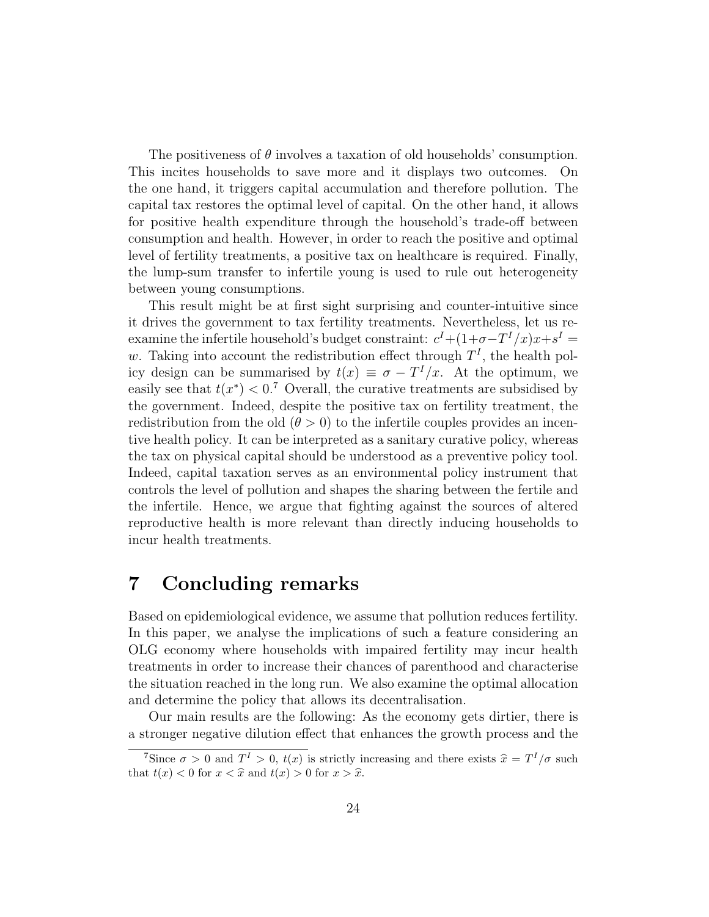The positiveness of $\theta$ involves a taxation of old households' consumption. This incites households to save more and it displays two outcomes. On the one hand, it triggers capital accumulation and therefore pollution. The capital tax restores the optimal level of capital. On the other hand, it allows for positive health expenditure through the household's trade-off between consumption and health. However, in order to reach the positive and optimal level of fertility treatments, a positive tax on healthcare is required. Finally, the lump-sum transfer to infertile young is used to rule out heterogeneity between young consumptions.

This result might be at first sight surprising and counter-intuitive since it drives the government to tax fertility treatments. Nevertheless, let us re-examine the infertile household's budget constraint: $c^I+(1+\sigma-T^I/x)x+s^I = w$. Taking into account the redistribution effect through $T^I$, the health policy design can be summarised by $t(x) \equiv \sigma - T^I/x$. At the optimum, we easily see that $t(x^*) < 0$.[7] Overall, the curative treatments are subsidised by the government. Indeed, despite the positive tax on fertility treatment, the redistribution from the old ($\theta > 0$) to the infertile couples provides an incentive health policy. It can be interpreted as a sanitary curative policy, whereas the tax on physical capital should be understood as a preventive policy tool. Indeed, capital taxation serves as an environmental policy instrument that controls the level of pollution and shapes the sharing between the fertile and the infertile. Hence, we argue that fighting against the sources of altered reproductive health is more relevant than directly inducing households to incur health treatments.

# 7 Concluding remarks

Based on epidemiological evidence, we assume that pollution reduces fertility. In this paper, we analyse the implications of such a feature considering an OLG economy where households with impaired fertility may incur health treatments in order to increase their chances of parenthood and characterise the situation reached in the long run. We also examine the optimal allocation and determine the policy that allows its decentralisation.

Our main results are the following: As the economy gets dirtier, there is a stronger negative dilution effect that enhances the growth process and the

[7] Since $\sigma > 0$ and $T^I > 0$, $t(x)$ is strictly increasing and there exists $\widehat{x} = T^I/\sigma$ such that $t(x) < 0$ for $x < \widehat{x}$ and $t(x) > 0$ for $x > \widehat{x}$.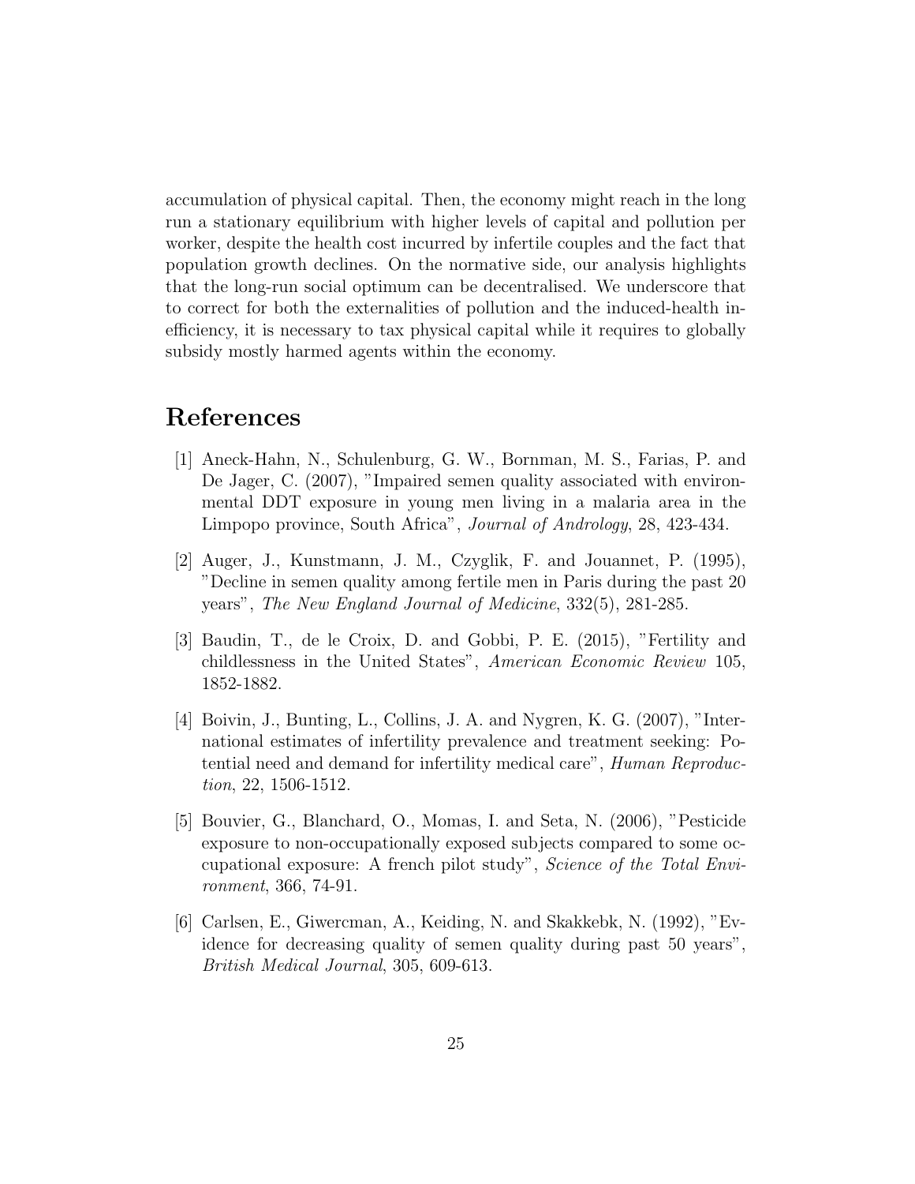accumulation of physical capital. Then, the economy might reach in the long run a stationary equilibrium with higher levels of capital and pollution per worker, despite the health cost incurred by infertile couples and the fact that population growth declines. On the normative side, our analysis highlights that the long-run social optimum can be decentralised. We underscore that to correct for both the externalities of pollution and the induced-health inefficiency, it is necessary to tax physical capital while it requires to globally subsidy mostly harmed agents within the economy.

# References

[1] Aneck-Hahn, N., Schulenburg, G. W., Bornman, M. S., Farias, P. and De Jager, C. (2007), "Impaired semen quality associated with environmental DDT exposure in young men living in a malaria area in the Limpopo province, South Africa", *Journal of Andrology*, 28, 423-434.

[2] Auger, J., Kunstmann, J. M., Czyglik, F. and Jouannet, P. (1995), "Decline in semen quality among fertile men in Paris during the past 20 years", *The New England Journal of Medicine*, 332(5), 281-285.

[3] Baudin, T., de le Croix, D. and Gobbi, P. E. (2015), "Fertility and childlessness in the United States", *American Economic Review* 105, 1852-1882.

[4] Boivin, J., Bunting, L., Collins, J. A. and Nygren, K. G. (2007), "International estimates of infertility prevalence and treatment seeking: Potential need and demand for infertility medical care", *Human Reproduction*, 22, 1506-1512.

[5] Bouvier, G., Blanchard, O., Momas, I. and Seta, N. (2006), "Pesticide exposure to non-occupationally exposed subjects compared to some occupational exposure: A french pilot study", *Science of the Total Environment*, 366, 74-91.

[6] Carlsen, E., Giwercman, A., Keiding, N. and Skakkebk, N. (1992), "Evidence for decreasing quality of semen quality during past 50 years", *British Medical Journal*, 305, 609-613.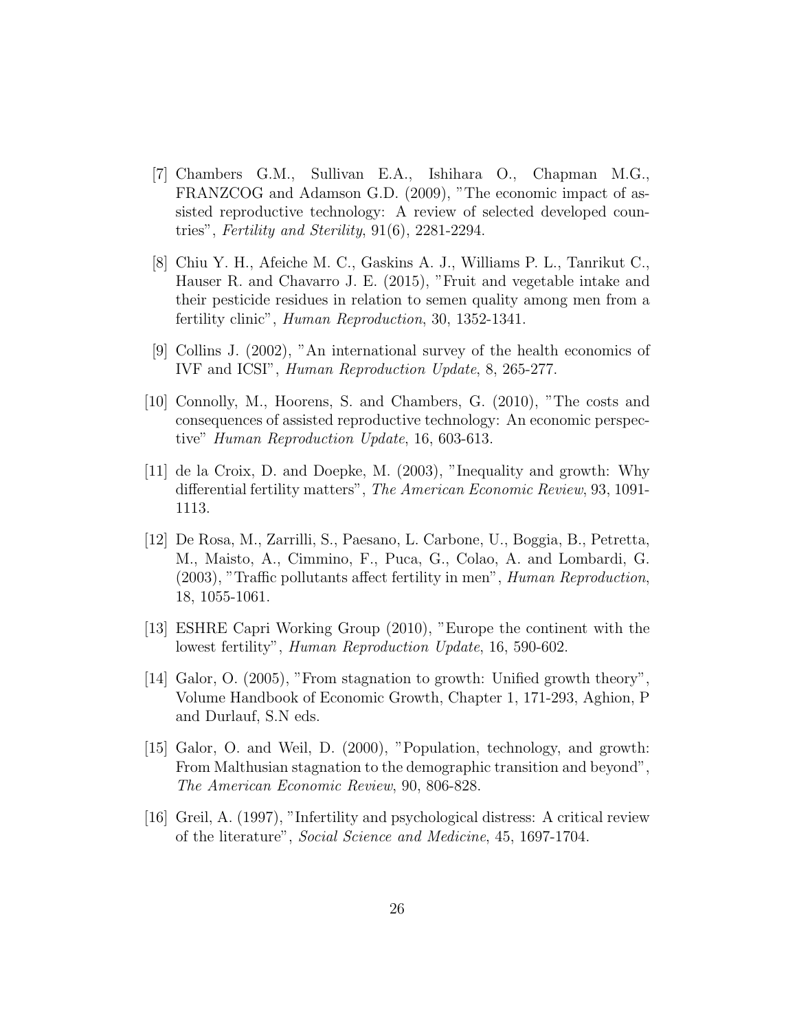[7] Chambers G.M., Sullivan E.A., Ishihara O., Chapman M.G., FRANZCOG and Adamson G.D. (2009), "The economic impact of assisted reproductive technology: A review of selected developed countries", *Fertility and Sterility*, 91(6), 2281-2294.

[8] Chiu Y. H., Afeiche M. C., Gaskins A. J., Williams P. L., Tanrikut C., Hauser R. and Chavarro J. E. (2015), "Fruit and vegetable intake and their pesticide residues in relation to semen quality among men from a fertility clinic", *Human Reproduction*, 30, 1352-1341.

[9] Collins J. (2002), "An international survey of the health economics of IVF and ICSI", *Human Reproduction Update*, 8, 265-277.

[10] Connolly, M., Hoorens, S. and Chambers, G. (2010), "The costs and consequences of assisted reproductive technology: An economic perspective" *Human Reproduction Update*, 16, 603-613.

[11] de la Croix, D. and Doepke, M. (2003), "Inequality and growth: Why differential fertility matters", *The American Economic Review*, 93, 1091-1113.

[12] De Rosa, M., Zarrilli, S., Paesano, L. Carbone, U., Boggia, B., Petretta, M., Maisto, A., Cimmino, F., Puca, G., Colao, A. and Lombardi, G. (2003), "Traffic pollutants affect fertility in men", *Human Reproduction*, 18, 1055-1061.

[13] ESHRE Capri Working Group (2010), "Europe the continent with the lowest fertility", *Human Reproduction Update*, 16, 590-602.

[14] Galor, O. (2005), "From stagnation to growth: Unified growth theory", Volume Handbook of Economic Growth, Chapter 1, 171-293, Aghion, P and Durlauf, S.N eds.

[15] Galor, O. and Weil, D. (2000), "Population, technology, and growth: From Malthusian stagnation to the demographic transition and beyond", *The American Economic Review*, 90, 806-828.

[16] Greil, A. (1997), "Infertility and psychological distress: A critical review of the literature", *Social Science and Medicine*, 45, 1697-1704.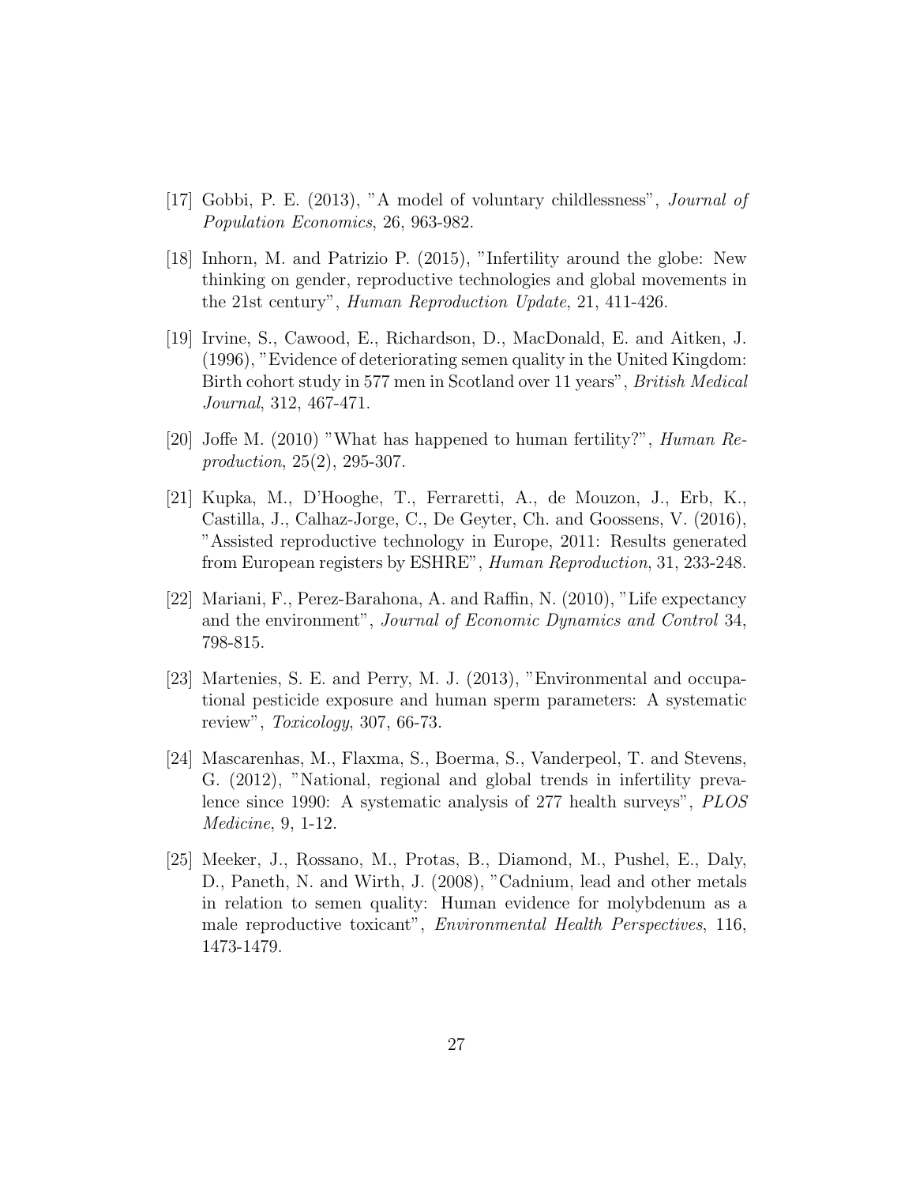[17] Gobbi, P. E. (2013), "A model of voluntary childlessness", *Journal of Population Economics*, 26, 963-982.

[18] Inhorn, M. and Patrizio P. (2015), "Infertility around the globe: New thinking on gender, reproductive technologies and global movements in the 21st century", *Human Reproduction Update*, 21, 411-426.

[19] Irvine, S., Cawood, E., Richardson, D., MacDonald, E. and Aitken, J. (1996), "Evidence of deteriorating semen quality in the United Kingdom: Birth cohort study in 577 men in Scotland over 11 years", *British Medical Journal*, 312, 467-471.

[20] Joffe M. (2010) "What has happened to human fertility?", *Human Reproduction*, 25(2), 295-307.

[21] Kupka, M., D'Hooghe, T., Ferraretti, A., de Mouzon, J., Erb, K., Castilla, J., Calhaz-Jorge, C., De Geyter, Ch. and Goossens, V. (2016), "Assisted reproductive technology in Europe, 2011: Results generated from European registers by ESHRE", *Human Reproduction*, 31, 233-248.

[22] Mariani, F., Perez-Barahona, A. and Raffin, N. (2010), "Life expectancy and the environment", *Journal of Economic Dynamics and Control* 34, 798-815.

[23] Martenies, S. E. and Perry, M. J. (2013), "Environmental and occupational pesticide exposure and human sperm parameters: A systematic review", *Toxicology*, 307, 66-73.

[24] Mascarenhas, M., Flaxma, S., Boerma, S., Vanderpeol, T. and Stevens, G. (2012), "National, regional and global trends in infertility prevalence since 1990: A systematic analysis of 277 health surveys", *PLOS Medicine*, 9, 1-12.

[25] Meeker, J., Rossano, M., Protas, B., Diamond, M., Pushel, E., Daly, D., Paneth, N. and Wirth, J. (2008), "Cadnium, lead and other metals in relation to semen quality: Human evidence for molybdenum as a male reproductive toxicant", *Environmental Health Perspectives*, 116, 1473-1479.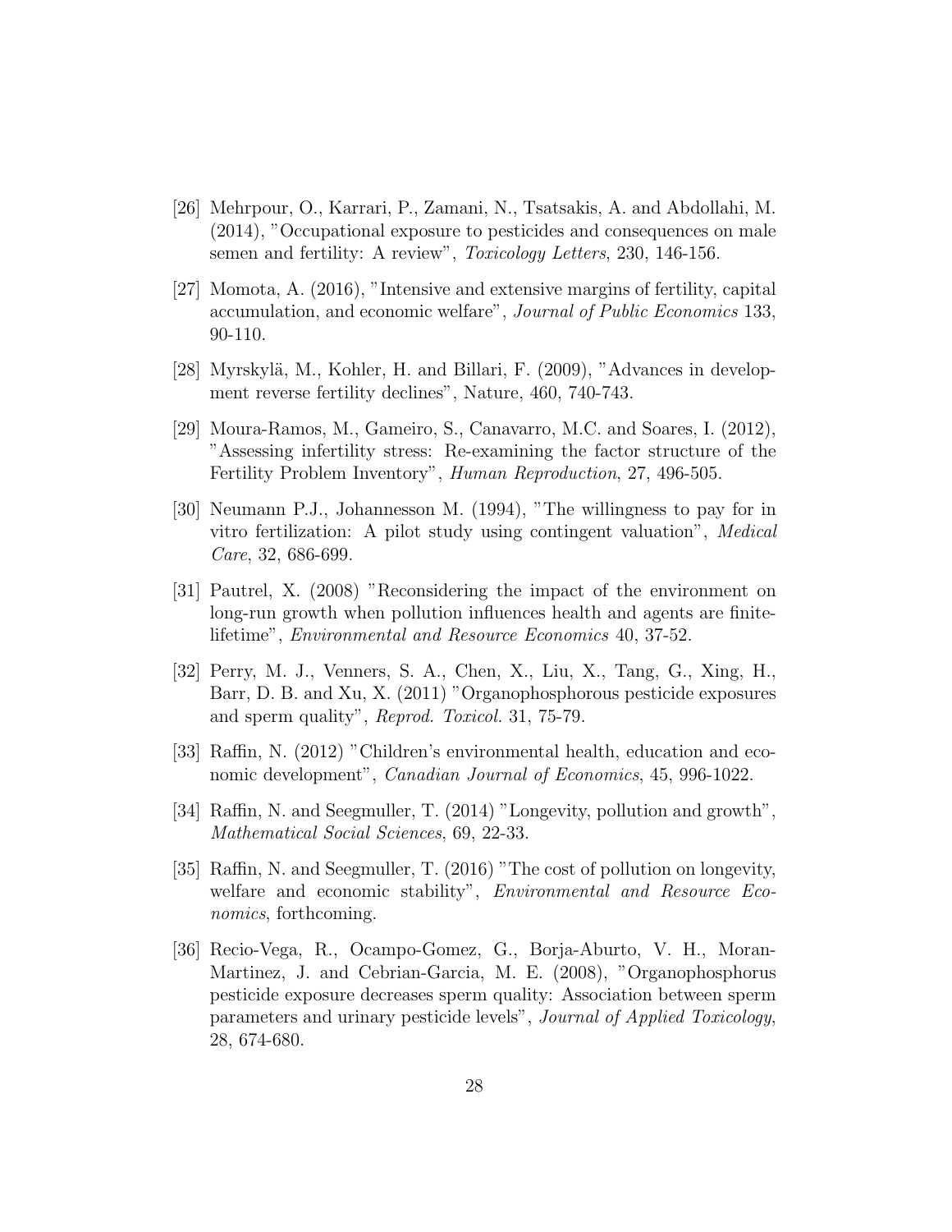[26] Mehrpour, O., Karrari, P., Zamani, N., Tsatsakis, A. and Abdollahi, M. (2014), "Occupational exposure to pesticides and consequences on male semen and fertility: A review", *Toxicology Letters*, 230, 146-156.

[27] Momota, A. (2016), "Intensive and extensive margins of fertility, capital accumulation, and economic welfare", *Journal of Public Economics* 133, 90-110.

[28] Myrskylä, M., Kohler, H. and Billari, F. (2009), "Advances in development reverse fertility declines", Nature, 460, 740-743.

[29] Moura-Ramos, M., Gameiro, S., Canavarro, M.C. and Soares, I. (2012), "Assessing infertility stress: Re-examining the factor structure of the Fertility Problem Inventory", *Human Reproduction*, 27, 496-505.

[30] Neumann P.J., Johannesson M. (1994), "The willingness to pay for in vitro fertilization: A pilot study using contingent valuation", *Medical Care*, 32, 686-699.

[31] Pautrel, X. (2008) "Reconsidering the impact of the environment on long-run growth when pollution influences health and agents are finite-lifetime", *Environmental and Resource Economics* 40, 37-52.

[32] Perry, M. J., Venners, S. A., Chen, X., Liu, X., Tang, G., Xing, H., Barr, D. B. and Xu, X. (2011) "Organophosphorous pesticide exposures and sperm quality", *Reprod. Toxicol.* 31, 75-79.

[33] Raffin, N. (2012) "Children's environmental health, education and economic development", *Canadian Journal of Economics*, 45, 996-1022.

[34] Raffin, N. and Seegmuller, T. (2014) "Longevity, pollution and growth", *Mathematical Social Sciences*, 69, 22-33.

[35] Raffin, N. and Seegmuller, T. (2016) "The cost of pollution on longevity, welfare and economic stability", *Environmental and Resource Economics*, forthcoming.

[36] Recio-Vega, R., Ocampo-Gomez, G., Borja-Aburto, V. H., Moran-Martinez, J. and Cebrian-Garcia, M. E. (2008), "Organophosphorus pesticide exposure decreases sperm quality: Association between sperm parameters and urinary pesticide levels", *Journal of Applied Toxicology*, 28, 674-680.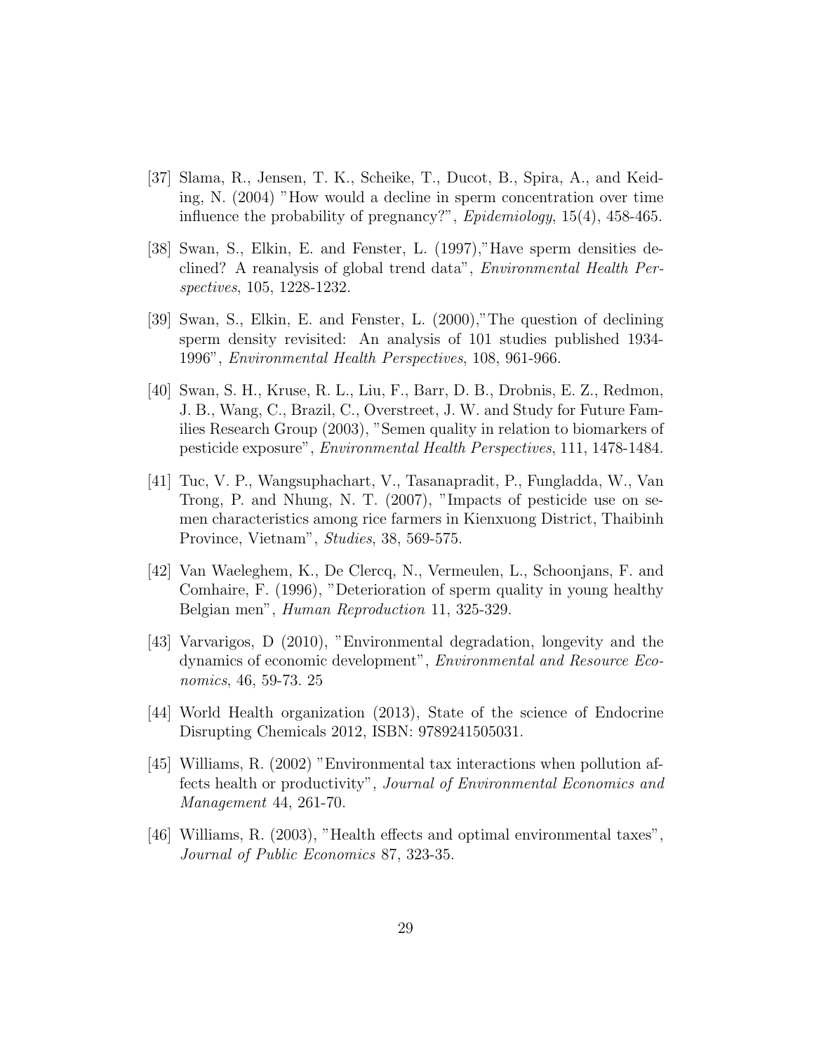[37] Slama, R., Jensen, T. K., Scheike, T., Ducot, B., Spira, A., and Keiding, N. (2004) "How would a decline in sperm concentration over time influence the probability of pregnancy?", *Epidemiology*, 15(4), 458-465.

[38] Swan, S., Elkin, E. and Fenster, L. (1997),"Have sperm densities declined? A reanalysis of global trend data", *Environmental Health Perspectives*, 105, 1228-1232.

[39] Swan, S., Elkin, E. and Fenster, L. (2000),"The question of declining sperm density revisited: An analysis of 101 studies published 1934-1996", *Environmental Health Perspectives*, 108, 961-966.

[40] Swan, S. H., Kruse, R. L., Liu, F., Barr, D. B., Drobnis, E. Z., Redmon, J. B., Wang, C., Brazil, C., Overstreet, J. W. and Study for Future Families Research Group (2003), "Semen quality in relation to biomarkers of pesticide exposure", *Environmental Health Perspectives*, 111, 1478-1484.

[41] Tuc, V. P., Wangsuphachart, V., Tasanapradit, P., Fungladda, W., Van Trong, P. and Nhung, N. T. (2007), "Impacts of pesticide use on semen characteristics among rice farmers in Kienxuong District, Thaibinh Province, Vietnam", *Studies*, 38, 569-575.

[42] Van Waeleghem, K., De Clercq, N., Vermeulen, L., Schoonjans, F. and Comhaire, F. (1996), "Deterioration of sperm quality in young healthy Belgian men", *Human Reproduction* 11, 325-329.

[43] Varvarigos, D (2010), "Environmental degradation, longevity and the dynamics of economic development", *Environmental and Resource Economics*, 46, 59-73. 25

[44] World Health organization (2013), State of the science of Endocrine Disrupting Chemicals 2012, ISBN: 9789241505031.

[45] Williams, R. (2002) "Environmental tax interactions when pollution affects health or productivity", *Journal of Environmental Economics and Management* 44, 261-70.

[46] Williams, R. (2003), "Health effects and optimal environmental taxes", *Journal of Public Economics* 87, 323-35.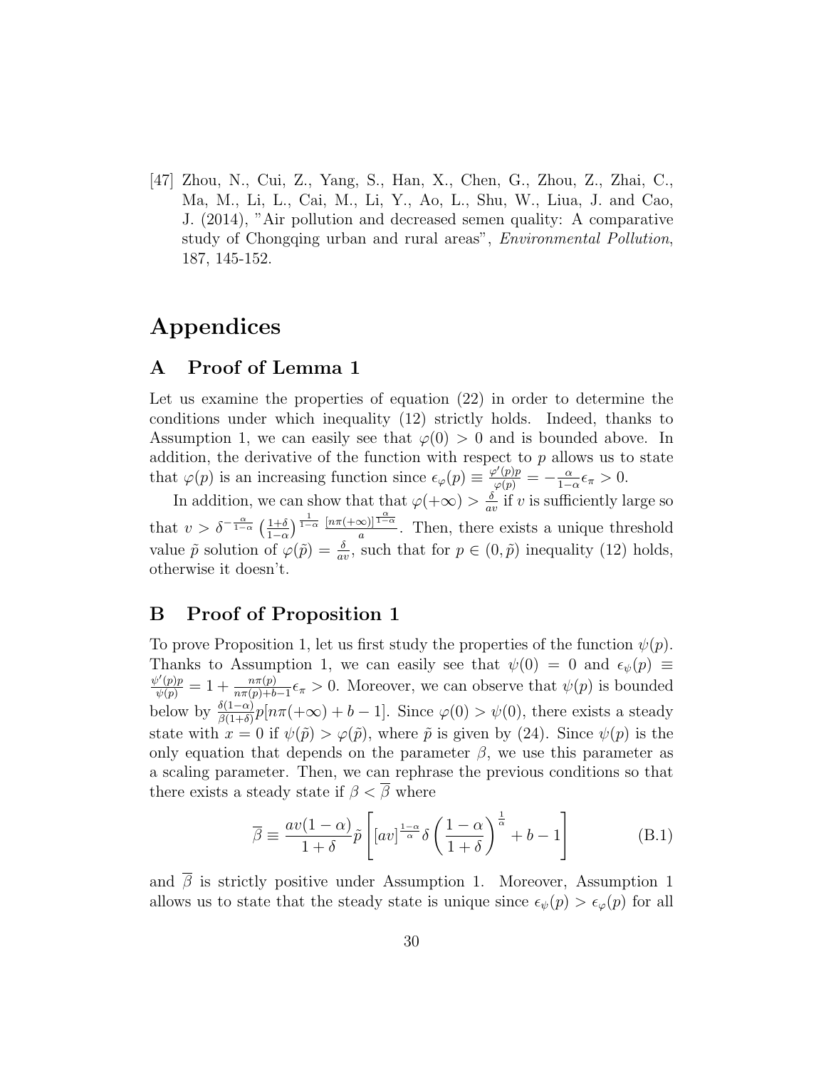[47] Zhou, N., Cui, Z., Yang, S., Han, X., Chen, G., Zhou, Z., Zhai, C., Ma, M., Li, L., Cai, M., Li, Y., Ao, L., Shu, W., Liua, J. and Cao, J. (2014), "Air pollution and decreased semen quality: A comparative study of Chongqing urban and rural areas", *Environmental Pollution*, 187, 145-152.

# Appendices

## A Proof of Lemma 1

Let us examine the properties of equation (22) in order to determine the conditions under which inequality (12) strictly holds. Indeed, thanks to Assumption 1, we can easily see that $\varphi(0) > 0$ and is bounded above. In addition, the derivative of the function with respect to $p$ allows us to state that $\varphi(p)$ is an increasing function since $\epsilon_\varphi(p) \equiv \frac{\varphi'(p)p}{\varphi(p)} = -\frac{\alpha}{1-\alpha}\epsilon_\pi > 0$.

In addition, we can show that that $\varphi(+\infty) > \frac{\delta}{av}$ if $v$ is sufficiently large so that $v > \delta^{-\frac{\alpha}{1-\alpha}} \left(\frac{1+\delta}{1-\alpha}\right)^{\frac{1}{1-\alpha}} \frac{[n\pi(+\infty)]^{\frac{\alpha}{1-\alpha}}}{a}$. Then, there exists a unique threshold value $\tilde{p}$ solution of $\varphi(\tilde{p}) = \frac{\delta}{av}$, such that for $p \in (0, \tilde{p})$ inequality (12) holds, otherwise it doesn't.

## B Proof of Proposition 1

To prove Proposition 1, let us first study the properties of the function $\psi(p)$. Thanks to Assumption 1, we can easily see that $\psi(0) = 0$ and $\epsilon_\psi(p) \equiv \frac{\psi'(p)p}{\psi(p)} = 1 + \frac{n\pi(p)}{n\pi(p)+b-1}\epsilon_\pi > 0$. Moreover, we can observe that $\psi(p)$ is bounded below by $\frac{\delta(1-\alpha)}{\beta(1+\delta)}p[n\pi(+\infty) + b - 1]$. Since $\varphi(0) > \psi(0)$, there exists a steady state with $x = 0$ if $\psi(\tilde{p}) > \varphi(\tilde{p})$, where $\tilde{p}$ is given by (24). Since $\psi(p)$ is the only equation that depends on the parameter $\beta$, we use this parameter as a scaling parameter. Then, we can rephrase the previous conditions so that there exists a steady state if $\beta < \overline{\beta}$ where

$$\overline{\beta} \equiv \frac{av(1-\alpha)}{1+\delta}\tilde{p}\left[[av]^{\frac{1-\alpha}{\alpha}}\delta\left(\frac{1-\alpha}{1+\delta}\right)^{\frac{1}{\alpha}} + b - 1\right] \tag{B.1}$$

and $\overline{\beta}$ is strictly positive under Assumption 1. Moreover, Assumption 1 allows us to state that the steady state is unique since $\epsilon_\psi(p) > \epsilon_\varphi(p)$ for all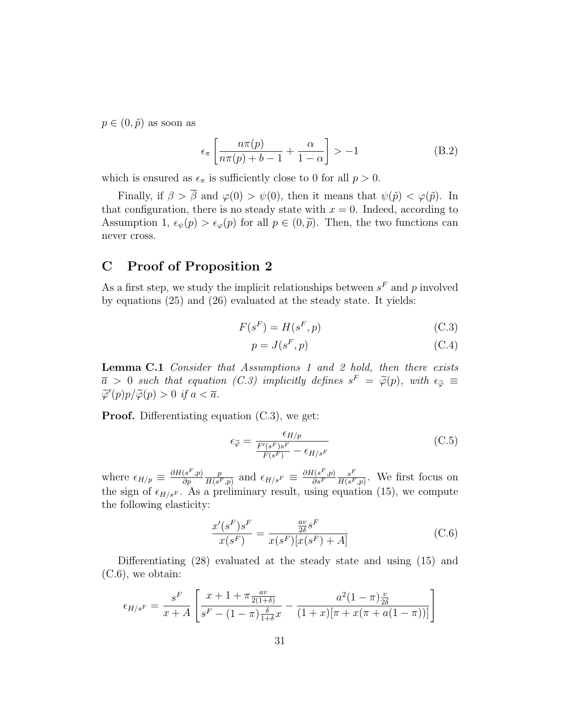$p \in (0, \tilde{p})$ as soon as

$$\epsilon_\pi \left[ \frac{n\pi(p)}{n\pi(p) + b - 1} + \frac{\alpha}{1-\alpha} \right] > -1 \tag{B.2}$$

which is ensured as $\epsilon_\pi$ is sufficiently close to 0 for all $p > 0$.

Finally, if $\beta > \overline{\beta}$ and $\varphi(0) > \psi(0)$, then it means that $\psi(\tilde{p}) < \varphi(\tilde{p})$. In that configuration, there is no steady state with $x = 0$. Indeed, according to Assumption 1, $\epsilon_\psi(p) > \epsilon_\varphi(p)$ for all $p \in (0, \tilde{p})$. Then, the two functions can never cross.

## C Proof of Proposition 2

As a first step, we study the implicit relationships between $s^F$ and $p$ involved by equations (25) and (26) evaluated at the steady state. It yields:

$$F(s^F) = H(s^F, p) \tag{C.3}$$

$$p = J(s^F, p) \tag{C.4}$$

**Lemma C.1** *Consider that Assumptions 1 and 2 hold, then there exists $\overline{a} > 0$ such that equation (C.3) implicitly defines $s^F = \widetilde{\varphi}(p)$, with $\epsilon_{\widetilde{\varphi}} \equiv \widetilde{\varphi}'(p)p/\widetilde{\varphi}(p) > 0$ if $a < \overline{a}$.*

**Proof.** Differentiating equation (C.3), we get:

$$\epsilon_{\widetilde{\varphi}} = \frac{\epsilon_{H/p}}{\frac{F'(s^F)s^F}{F(s^F)} - \epsilon_{H/s^F}} \tag{C.5}$$

where $\epsilon_{H/p} \equiv \frac{\partial H(s^F,p)}{\partial p} \frac{p}{H(s^F,p)}$ and $\epsilon_{H/s^F} \equiv \frac{\partial H(s^F,p)}{\partial s^F} \frac{s^F}{H(s^F,p)}$. We first focus on the sign of $\epsilon_{H/s^F}$. As a preliminary result, using equation (15), we compute the following elasticity:

$$\frac{x'(s^F)s^F}{x(s^F)} = \frac{\frac{av}{2\delta}s^F}{x(s^F)[x(s^F) + A]} \tag{C.6}$$

Differentiating (28) evaluated at the steady state and using (15) and (C.6), we obtain:

$$\epsilon_{H/s^F} = \frac{s^F}{x + A} \left[ \frac{x + 1 + \pi \frac{av}{2(1+\delta)}}{s^F - (1-\pi)\frac{\delta}{1+\delta}x} - \frac{a^2(1-\pi)\frac{v}{2\delta}}{(1+x)[\pi + x(\pi + a(1-\pi))]} \right]$$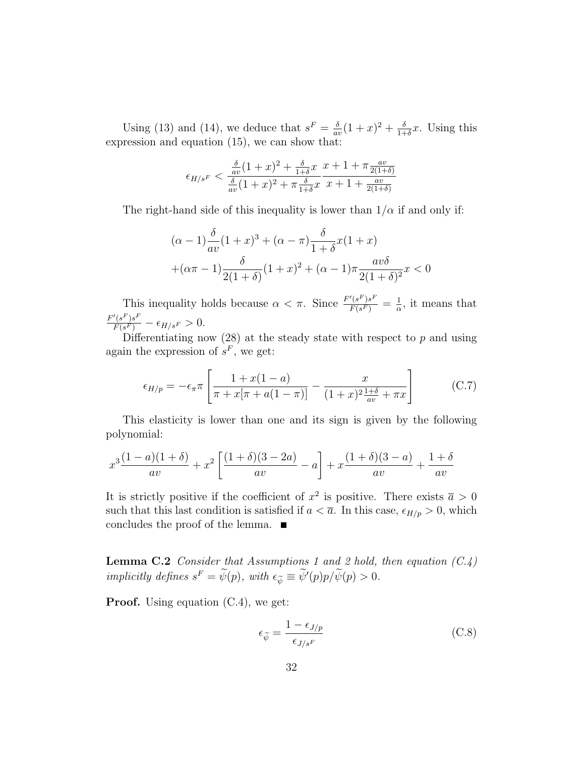Using (13) and (14), we deduce that $s^F = \frac{\delta}{av}(1+x)^2 + \frac{\delta}{1+\delta}x$. Using this expression and equation (15), we can show that:

$$\epsilon_{H/s^F} < \frac{\frac{\delta}{av}(1+x)^2 + \frac{\delta}{1+\delta}x}{\frac{\delta}{av}(1+x)^2 + \pi\frac{\delta}{1+\delta}x}\frac{x+1+\pi\frac{av}{2(1+\delta)}}{x+1+\frac{av}{2(1+\delta)}}$$

The right-hand side of this inequality is lower than $1/\alpha$ if and only if:

$$\begin{aligned}
&(\alpha-1)\frac{\delta}{av}(1+x)^3 + (\alpha-\pi)\frac{\delta}{1+\delta}x(1+x) \\
&+(\alpha\pi-1)\frac{\delta}{2(1+\delta)}(1+x)^2 + (\alpha-1)\pi\frac{av\delta}{2(1+\delta)^2}x < 0
\end{aligned}$$

This inequality holds because $\alpha < \pi$. Since $\frac{F'(s^F)s^F}{F(s^F)} = \frac{1}{\alpha}$, it means that $\frac{F'(s^F)s^F}{F(s^F)} - \epsilon_{H/s^F} > 0$.

Differentiating now (28) at the steady state with respect to $p$ and using again the expression of $s^F$, we get:

$$\epsilon_{H/p} = -\epsilon_\pi \pi \left[\frac{1+x(1-a)}{\pi + x[\pi + a(1-\pi)]} - \frac{x}{(1+x)^2\frac{1+\delta}{av} + \pi x}\right] \tag{C.7}$$

This elasticity is lower than one and its sign is given by the following polynomial:

$$x^3\frac{(1-a)(1+\delta)}{av} + x^2\left[\frac{(1+\delta)(3-2a)}{av} - a\right] + x\frac{(1+\delta)(3-a)}{av} + \frac{1+\delta}{av}$$

It is strictly positive if the coefficient of $x^2$ is positive. There exists $\overline{a} > 0$ such that this last condition is satisfied if $a < \overline{a}$. In this case, $\epsilon_{H/p} > 0$, which concludes the proof of the lemma. ■

**Lemma C.2** *Consider that Assumptions 1 and 2 hold, then equation (C.4) implicitly defines* $s^F = \widetilde{\psi}(p)$, *with* $\epsilon_{\widetilde{\psi}} \equiv \widetilde{\psi}'(p)p/\widetilde{\psi}(p) > 0$.

**Proof.** Using equation (C.4), we get:

$$\epsilon_{\widetilde{\psi}} = \frac{1-\epsilon_{J/p}}{\epsilon_{J/s^F}} \tag{C.8}$$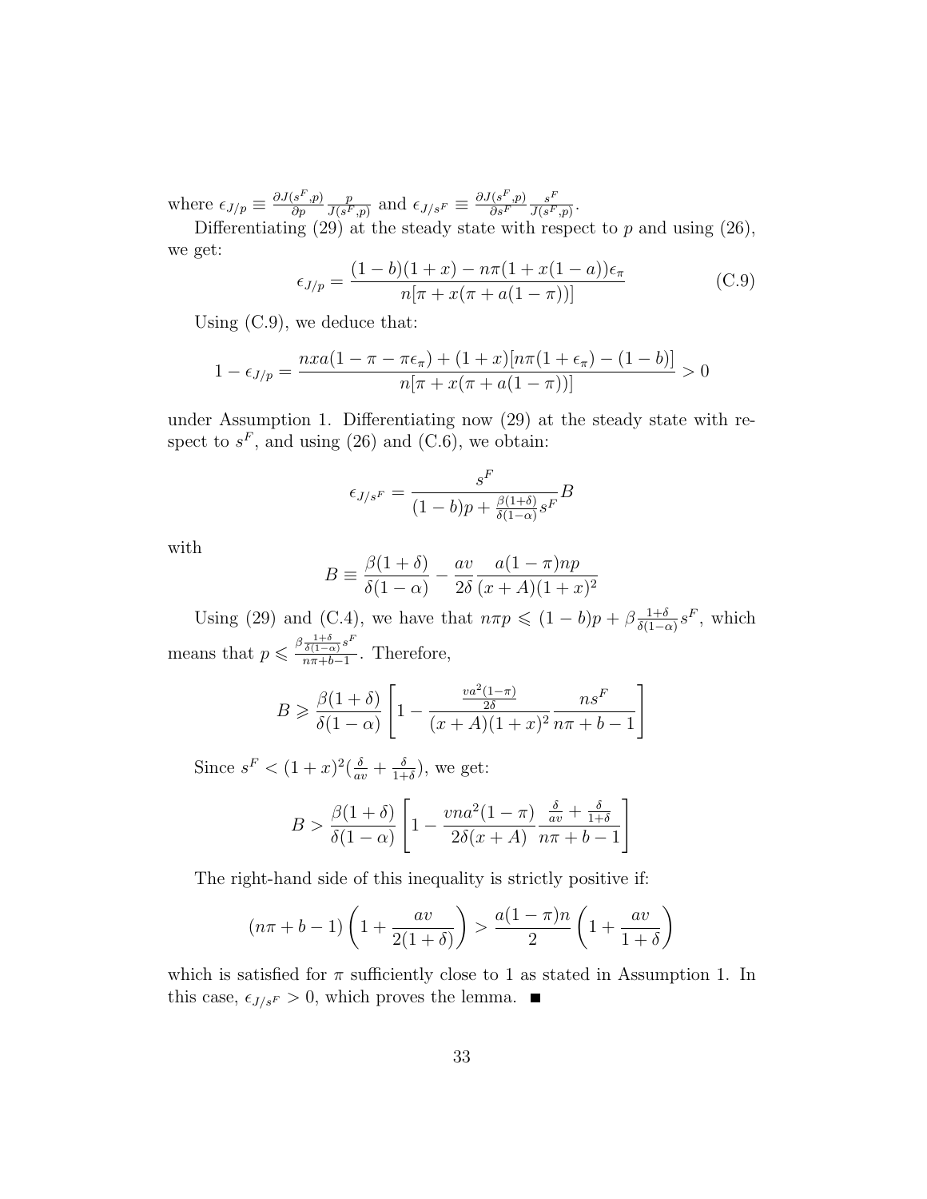where $\epsilon_{J/p} \equiv \frac{\partial J(s^F,p)}{\partial p}\frac{p}{J(s^F,p)}$ and $\epsilon_{J/s^F} \equiv \frac{\partial J(s^F,p)}{\partial s^F}\frac{s^F}{J(s^F,p)}$.

Differentiating (29) at the steady state with respect to $p$ and using (26), we get:

$$\epsilon_{J/p} = \frac{(1-b)(1+x) - n\pi(1+x(1-a))\epsilon_\pi}{n[\pi + x(\pi + a(1-\pi))]} \tag{C.9}$$

Using (C.9), we deduce that:

$$1 - \epsilon_{J/p} = \frac{nxa(1-\pi-\pi\epsilon_\pi) + (1+x)[n\pi(1+\epsilon_\pi) - (1-b)]}{n[\pi + x(\pi + a(1-\pi))]} > 0$$

under Assumption 1. Differentiating now (29) at the steady state with respect to $s^F$, and using (26) and (C.6), we obtain:

$$\epsilon_{J/s^F} = \frac{s^F}{(1-b)p + \frac{\beta(1+\delta)}{\delta(1-\alpha)}s^F}B$$

with

$$B \equiv \frac{\beta(1+\delta)}{\delta(1-\alpha)} - \frac{av}{2\delta}\frac{a(1-\pi)np}{(x+A)(1+x)^2}$$

Using (29) and (C.4), we have that $n\pi p \leqslant (1-b)p + \beta\frac{1+\delta}{\delta(1-\alpha)}s^F$, which means that $p \leqslant \frac{\beta\frac{1+\delta}{\delta(1-\alpha)}s^F}{n\pi+b-1}$. Therefore,

$$B \geqslant \frac{\beta(1+\delta)}{\delta(1-\alpha)}\left[1 - \frac{\frac{va^2(1-\pi)}{2\delta}}{(x+A)(1+x)^2}\frac{ns^F}{n\pi+b-1}\right]$$

Since $s^F < (1+x)^2(\frac{\delta}{av} + \frac{\delta}{1+\delta})$, we get:

$$B > \frac{\beta(1+\delta)}{\delta(1-\alpha)}\left[1 - \frac{vna^2(1-\pi)}{2\delta(x+A)}\frac{\frac{\delta}{av} + \frac{\delta}{1+\delta}}{n\pi+b-1}\right]$$

The right-hand side of this inequality is strictly positive if:

$$(n\pi+b-1)\left(1 + \frac{av}{2(1+\delta)}\right) > \frac{a(1-\pi)n}{2}\left(1 + \frac{av}{1+\delta}\right)$$

which is satisfied for $\pi$ sufficiently close to 1 as stated in Assumption 1. In this case, $\epsilon_{J/s^F} > 0$, which proves the lemma. ■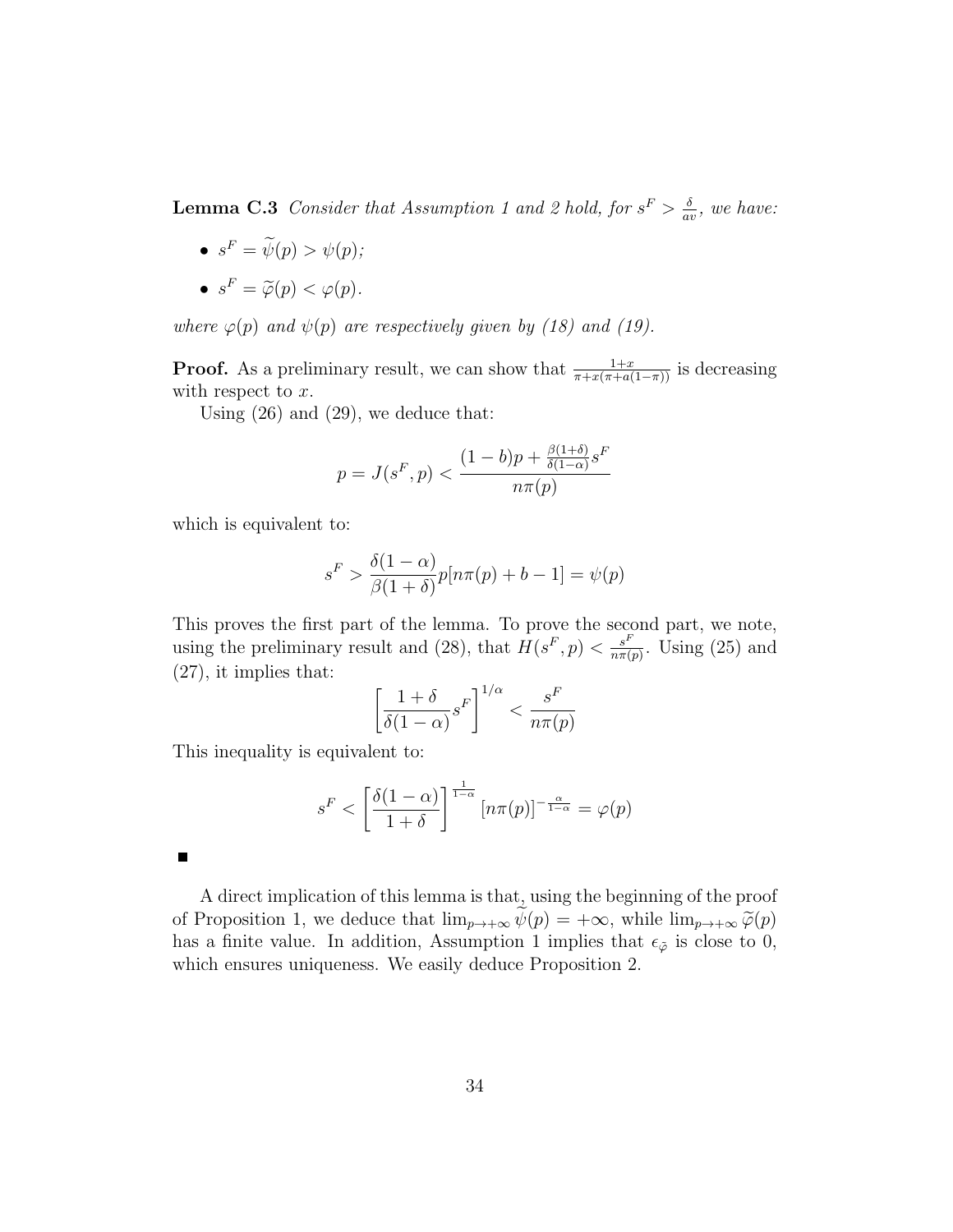**Lemma C.3** *Consider that Assumption 1 and 2 hold, for $s^F > \frac{\delta}{av}$, we have:*

- $s^F = \widetilde{\psi}(p) > \psi(p)$;
- $s^F = \widetilde{\varphi}(p) < \varphi(p)$.

*where $\varphi(p)$ and $\psi(p)$ are respectively given by (18) and (19).*

**Proof.** As a preliminary result, we can show that $\frac{1+x}{\pi+x(\pi+a(1-\pi))}$ is decreasing with respect to $x$.

Using (26) and (29), we deduce that:

$$p = J(s^F, p) < \frac{(1-b)p + \frac{\beta(1+\delta)}{\delta(1-\alpha)}s^F}{n\pi(p)}$$

which is equivalent to:

$$s^F > \frac{\delta(1-\alpha)}{\beta(1+\delta)}p[n\pi(p) + b - 1] = \psi(p)$$

This proves the first part of the lemma. To prove the second part, we note, using the preliminary result and (28), that $H(s^F, p) < \frac{s^F}{n\pi(p)}$. Using (25) and (27), it implies that:

$$\left[\frac{1+\delta}{\delta(1-\alpha)}s^F\right]^{1/\alpha} < \frac{s^F}{n\pi(p)}$$

This inequality is equivalent to:

$$s^F < \left[\frac{\delta(1-\alpha)}{1+\delta}\right]^{\frac{1}{1-\alpha}} [n\pi(p)]^{-\frac{\alpha}{1-\alpha}} = \varphi(p)$$

■

A direct implication of this lemma is that, using the beginning of the proof of Proposition 1, we deduce that $\lim_{p\to+\infty} \widetilde{\psi}(p) = +\infty$, while $\lim_{p\to+\infty} \widetilde{\varphi}(p)$ has a finite value. In addition, Assumption 1 implies that $\epsilon_{\tilde{\varphi}}$ is close to 0, which ensures uniqueness. We easily deduce Proposition 2.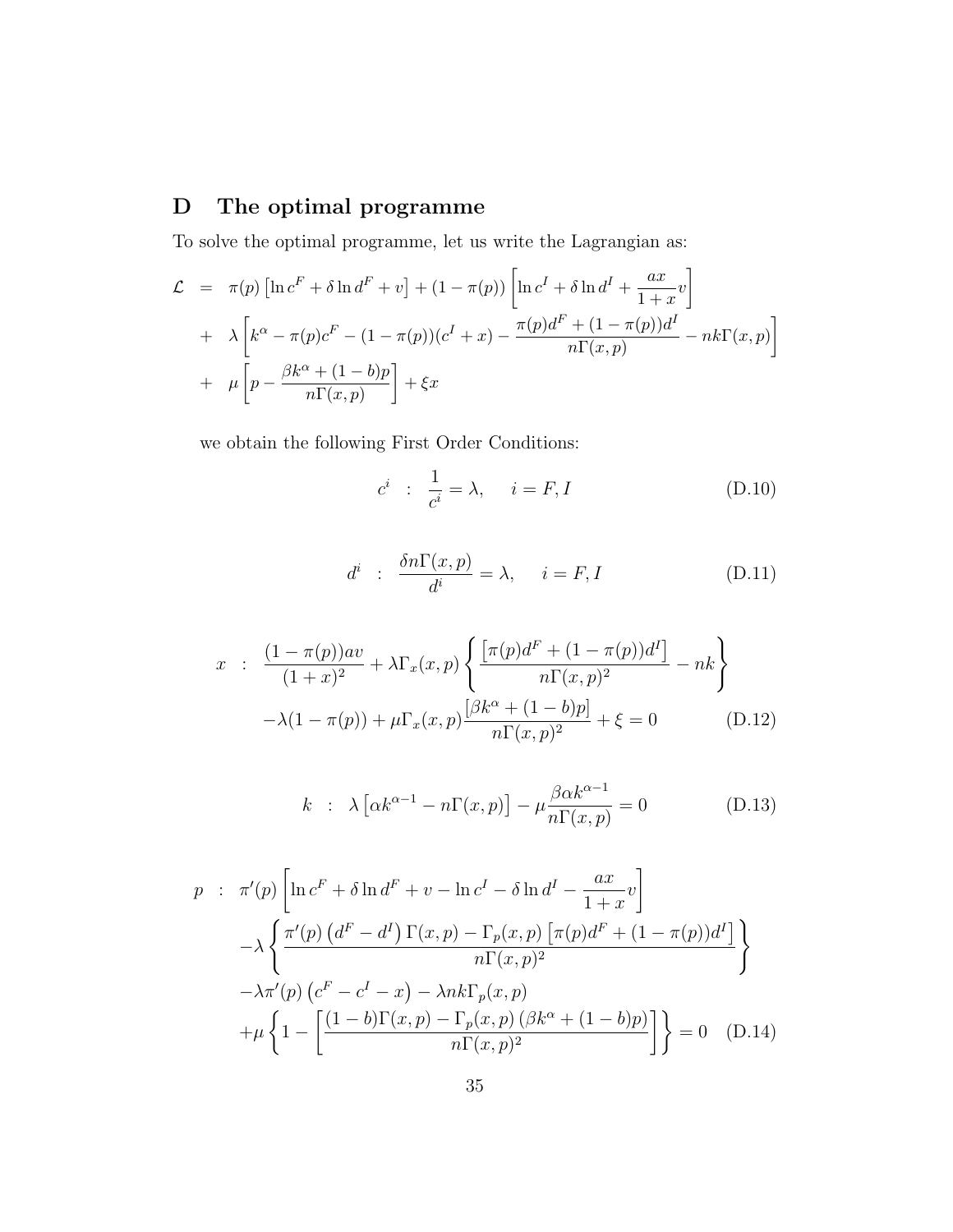# D The optimal programme

To solve the optimal programme, let us write the Lagrangian as:

$$
\begin{aligned}
\mathcal{L} &= \pi(p)\left[\ln c^F + \delta \ln d^F + v\right] + (1-\pi(p))\left[\ln c^I + \delta \ln d^I + \frac{ax}{1+x}v\right] \\
&+ \lambda\left[k^\alpha - \pi(p)c^F - (1-\pi(p))(c^I + x) - \frac{\pi(p)d^F + (1-\pi(p))d^I}{n\Gamma(x,p)} - nk\Gamma(x,p)\right] \\
&+ \mu\left[p - \frac{\beta k^\alpha + (1-b)p}{n\Gamma(x,p)}\right] + \xi x
\end{aligned}
$$

we obtain the following First Order Conditions:

$$
c^i \;\;:\;\; \frac{1}{c^i} = \lambda, \quad i = F, I \tag{D.10}
$$

$$
d^i \;\;:\;\; \frac{\delta n\Gamma(x,p)}{d^i} = \lambda, \quad i = F, I \tag{D.11}
$$

$$
\begin{aligned}
x \;\;:\;\; & \frac{(1-\pi(p))av}{(1+x)^2} + \lambda \Gamma_x(x,p)\left\{\frac{\left[\pi(p)d^F + (1-\pi(p))d^I\right]}{n\Gamma(x,p)^2} - nk\right\} \\
& -\lambda(1-\pi(p)) + \mu \Gamma_x(x,p)\frac{\left[\beta k^\alpha + (1-b)p\right]}{n\Gamma(x,p)^2} + \xi = 0
\end{aligned} \tag{D.12}
$$

$$
k \;\;:\;\; \lambda\left[\alpha k^{\alpha-1} - n\Gamma(x,p)\right] - \mu\frac{\beta\alpha k^{\alpha-1}}{n\Gamma(x,p)} = 0 \tag{D.13}
$$

$$
\begin{aligned}
p \;\;:\;\; & \pi'(p)\left[\ln c^F + \delta \ln d^F + v - \ln c^I - \delta \ln d^I - \frac{ax}{1+x}v\right] \\
& -\lambda\left\{\frac{\pi'(p)\left(d^F - d^I\right)\Gamma(x,p) - \Gamma_p(x,p)\left[\pi(p)d^F + (1-\pi(p))d^I\right]}{n\Gamma(x,p)^2}\right\} \\
& -\lambda\pi'(p)\left(c^F - c^I - x\right) - \lambda nk\Gamma_p(x,p) \\
& +\mu\left\{1 - \left[\frac{(1-b)\Gamma(x,p) - \Gamma_p(x,p)\left(\beta k^\alpha + (1-b)p\right)}{n\Gamma(x,p)^2}\right]\right\} = 0
\end{aligned} \tag{D.14}
$$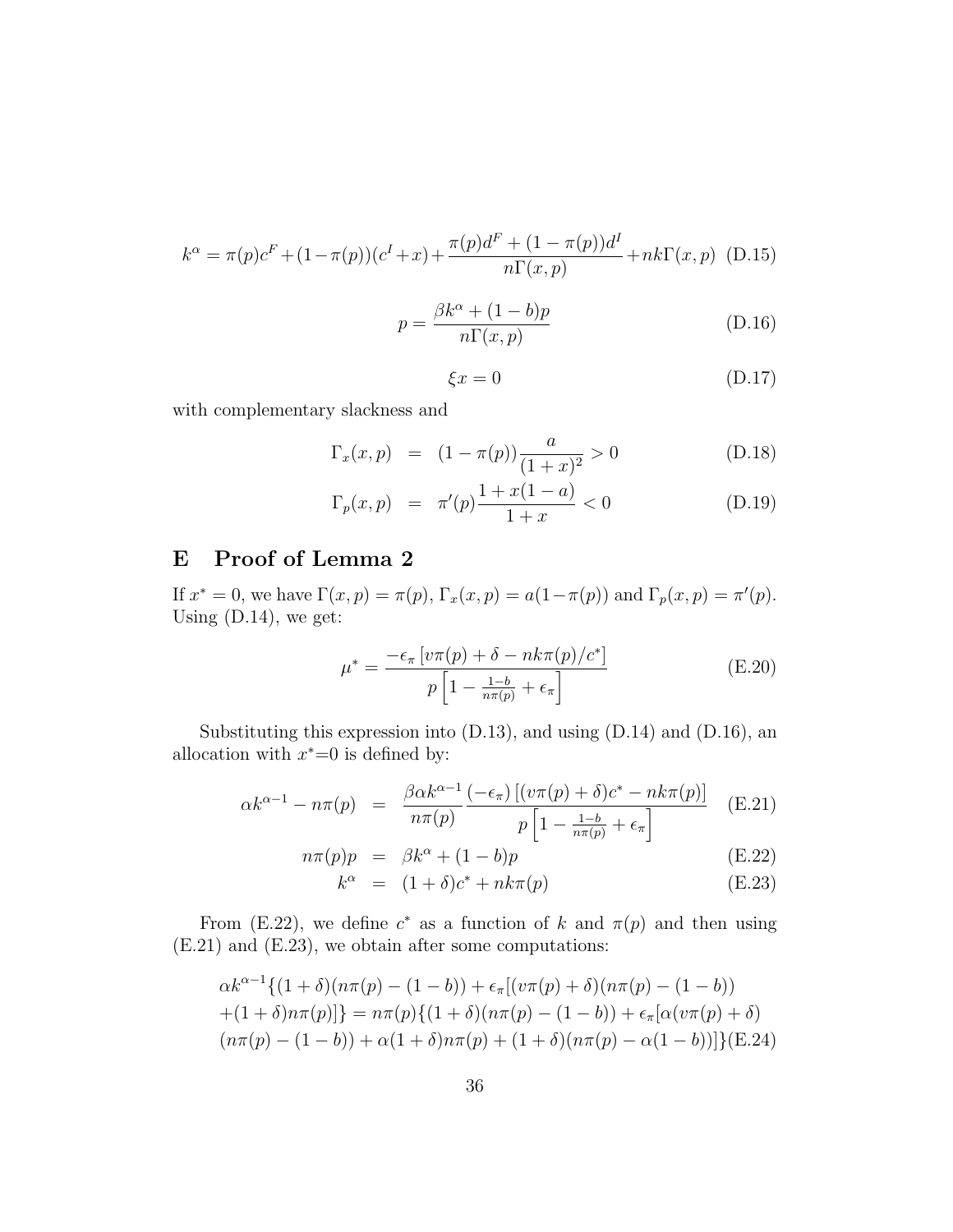$$k^{\alpha} = \pi(p)c^F + (1-\pi(p))(c^I + x) + \frac{\pi(p)d^F + (1-\pi(p))d^I}{n\Gamma(x,p)} + nk\Gamma(x,p) \quad \text{(D.15)}$$

$$p = \frac{\beta k^{\alpha} + (1-b)p}{n\Gamma(x,p)} \quad \text{(D.16)}$$

$$\xi x = 0 \quad \text{(D.17)}$$

with complementary slackness and

$$\Gamma_x(x,p) = (1-\pi(p))\frac{a}{(1+x)^2} > 0 \quad \text{(D.18)}$$

$$\Gamma_p(x,p) = \pi'(p)\frac{1+x(1-a)}{1+x} < 0 \quad \text{(D.19)}$$

# E Proof of Lemma 2

If $x^* = 0$, we have $\Gamma(x,p) = \pi(p)$, $\Gamma_x(x,p) = a(1-\pi(p))$ and $\Gamma_p(x,p) = \pi'(p)$. Using (D.14), we get:

$$\mu^* = \frac{-\epsilon_\pi \left[v\pi(p) + \delta - nk\pi(p)/c^*\right]}{p\left[1 - \frac{1-b}{n\pi(p)} + \epsilon_\pi\right]} \quad \text{(E.20)}$$

Substituting this expression into (D.13), and using (D.14) and (D.16), an allocation with $x^*$=0 is defined by:

$$\alpha k^{\alpha-1} - n\pi(p) = \frac{\beta\alpha k^{\alpha-1}}{n\pi(p)} \frac{(-\epsilon_\pi)\left[(v\pi(p)+\delta)c^* - nk\pi(p)\right]}{p\left[1 - \frac{1-b}{n\pi(p)} + \epsilon_\pi\right]} \quad \text{(E.21)}$$

$$n\pi(p)p = \beta k^{\alpha} + (1-b)p \quad \text{(E.22)}$$

$$k^{\alpha} = (1+\delta)c^* + nk\pi(p) \quad \text{(E.23)}$$

From (E.22), we define $c^*$ as a function of $k$ and $\pi(p)$ and then using (E.21) and (E.23), we obtain after some computations:

$$\begin{aligned}
&\alpha k^{\alpha-1}\{(1+\delta)(n\pi(p)-(1-b)) + \epsilon_\pi[(v\pi(p)+\delta)(n\pi(p)-(1-b)) \\
&+(1+\delta)n\pi(p)]\} = n\pi(p)\{(1+\delta)(n\pi(p)-(1-b)) + \epsilon_\pi[\alpha(v\pi(p)+\delta) \\
&(n\pi(p)-(1-b)) + \alpha(1+\delta)n\pi(p) + (1+\delta)(n\pi(p)-\alpha(1-b))]\} \quad \text{(E.24)}
\end{aligned}$$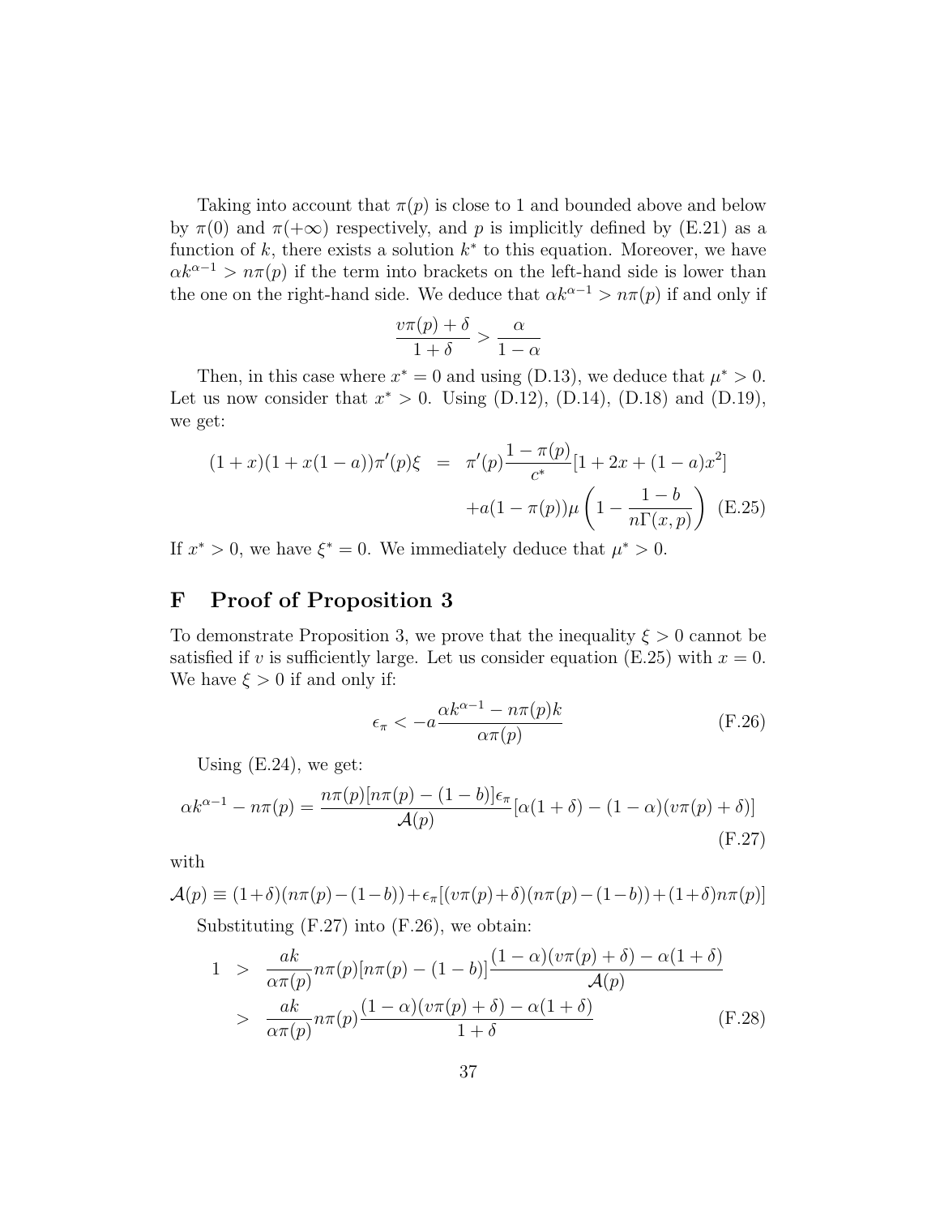Taking into account that $\pi(p)$ is close to 1 and bounded above and below by $\pi(0)$ and $\pi(+\infty)$ respectively, and $p$ is implicitly defined by (E.21) as a function of $k$, there exists a solution $k^*$ to this equation. Moreover, we have $\alpha k^{\alpha-1} > n\pi(p)$ if the term into brackets on the left-hand side is lower than the one on the right-hand side. We deduce that $\alpha k^{\alpha-1} > n\pi(p)$ if and only if

$$\frac{v\pi(p)+\delta}{1+\delta} > \frac{\alpha}{1-\alpha}$$

Then, in this case where $x^* = 0$ and using (D.13), we deduce that $\mu^* > 0$. Let us now consider that $x^* > 0$. Using (D.12), (D.14), (D.18) and (D.19), we get:

$$\begin{aligned}(1+x)(1+x(1-a))\pi'(p)\xi &= \pi'(p)\frac{1-\pi(p)}{c^*}[1+2x+(1-a)x^2] \\ &\quad + a(1-\pi(p))\mu\left(1-\frac{1-b}{n\Gamma(x,p)}\right)\end{aligned} \tag{E.25}$$

If $x^* > 0$, we have $\xi^* = 0$. We immediately deduce that $\mu^* > 0$.

# F Proof of Proposition 3

To demonstrate Proposition 3, we prove that the inequality $\xi > 0$ cannot be satisfied if $v$ is sufficiently large. Let us consider equation (E.25) with $x = 0$. We have $\xi > 0$ if and only if:

$$\epsilon_\pi < -a\frac{\alpha k^{\alpha-1} - n\pi(p)k}{\alpha\pi(p)} \tag{F.26}$$

Using (E.24), we get:

$$\alpha k^{\alpha-1} - n\pi(p) = \frac{n\pi(p)[n\pi(p)-(1-b)]\epsilon_\pi}{\mathcal{A}(p)}[\alpha(1+\delta) - (1-\alpha)(v\pi(p)+\delta)] \tag{F.27}$$

with

$$\mathcal{A}(p) \equiv (1+\delta)(n\pi(p)-(1-b)) + \epsilon_\pi[(v\pi(p)+\delta)(n\pi(p)-(1-b)) + (1+\delta)n\pi(p)]$$

Substituting (F.27) into (F.26), we obtain:

$$\begin{aligned}1 &> \frac{ak}{\alpha\pi(p)}n\pi(p)[n\pi(p)-(1-b)]\frac{(1-\alpha)(v\pi(p)+\delta)-\alpha(1+\delta)}{\mathcal{A}(p)} \\ &> \frac{ak}{\alpha\pi(p)}n\pi(p)\frac{(1-\alpha)(v\pi(p)+\delta)-\alpha(1+\delta)}{1+\delta}\end{aligned} \tag{F.28}$$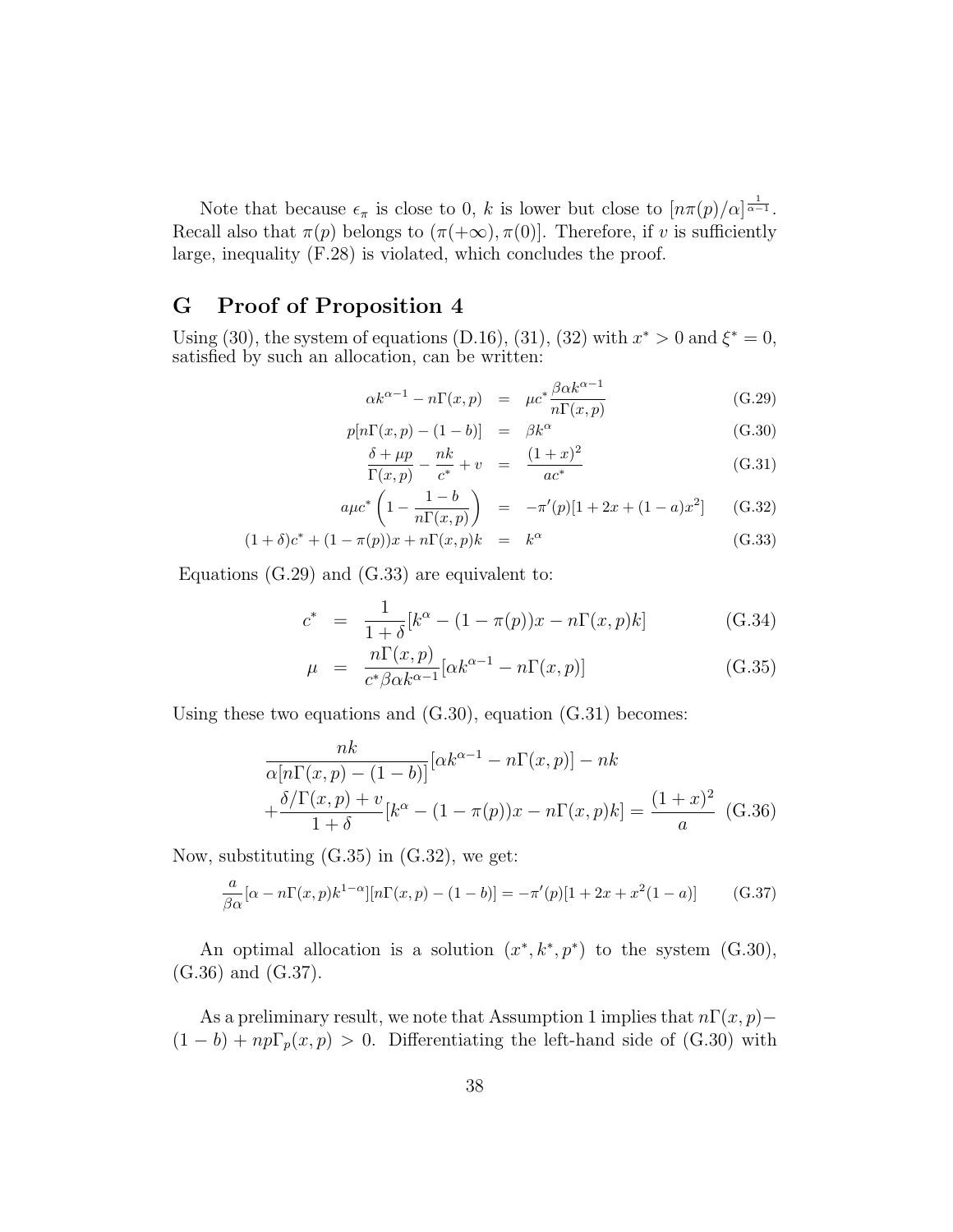Note that because $\epsilon_\pi$ is close to 0, $k$ is lower but close to $[n\pi(p)/\alpha]^{\frac{1}{\alpha-1}}$. Recall also that $\pi(p)$ belongs to $(\pi(+\infty), \pi(0)]$. Therefore, if $v$ is sufficiently large, inequality (F.28) is violated, which concludes the proof.

## G Proof of Proposition 4

Using (30), the system of equations (D.16), (31), (32) with $x^* > 0$ and $\xi^* = 0$, satisfied by such an allocation, can be written:

$$\alpha k^{\alpha-1} - n\Gamma(x,p) = \mu c^* \frac{\beta\alpha k^{\alpha-1}}{n\Gamma(x,p)} \tag{G.29}$$

$$p[n\Gamma(x,p) - (1-b)] = \beta k^\alpha \tag{G.30}$$

$$\frac{\delta + \mu p}{\Gamma(x,p)} - \frac{nk}{c^*} + v = \frac{(1+x)^2}{ac^*} \tag{G.31}$$

$$a\mu c^* \left(1 - \frac{1-b}{n\Gamma(x,p)}\right) = -\pi'(p)[1 + 2x + (1-a)x^2] \tag{G.32}$$

$$(1+\delta)c^* + (1-\pi(p))x + n\Gamma(x,p)k = k^\alpha \tag{G.33}$$

Equations (G.29) and (G.33) are equivalent to:

$$c^* = \frac{1}{1+\delta}[k^\alpha - (1-\pi(p))x - n\Gamma(x,p)k] \tag{G.34}$$

$$\mu = \frac{n\Gamma(x,p)}{c^*\beta\alpha k^{\alpha-1}}[\alpha k^{\alpha-1} - n\Gamma(x,p)] \tag{G.35}$$

Using these two equations and (G.30), equation (G.31) becomes:

$$\frac{nk}{\alpha[n\Gamma(x,p) - (1-b)]}[\alpha k^{\alpha-1} - n\Gamma(x,p)] - nk + \frac{\delta/\Gamma(x,p) + v}{1+\delta}[k^\alpha - (1-\pi(p))x - n\Gamma(x,p)k] = \frac{(1+x)^2}{a} \tag{G.36}$$

Now, substituting (G.35) in (G.32), we get:

$$\frac{a}{\beta\alpha}[\alpha - n\Gamma(x,p)k^{1-\alpha}][n\Gamma(x,p) - (1-b)] = -\pi'(p)[1 + 2x + x^2(1-a)] \tag{G.37}$$

An optimal allocation is a solution $(x^*, k^*, p^*)$ to the system (G.30), (G.36) and (G.37).

As a preliminary result, we note that Assumption 1 implies that $n\Gamma(x,p) - (1-b) + np\Gamma_p(x,p) > 0$. Differentiating the left-hand side of (G.30) with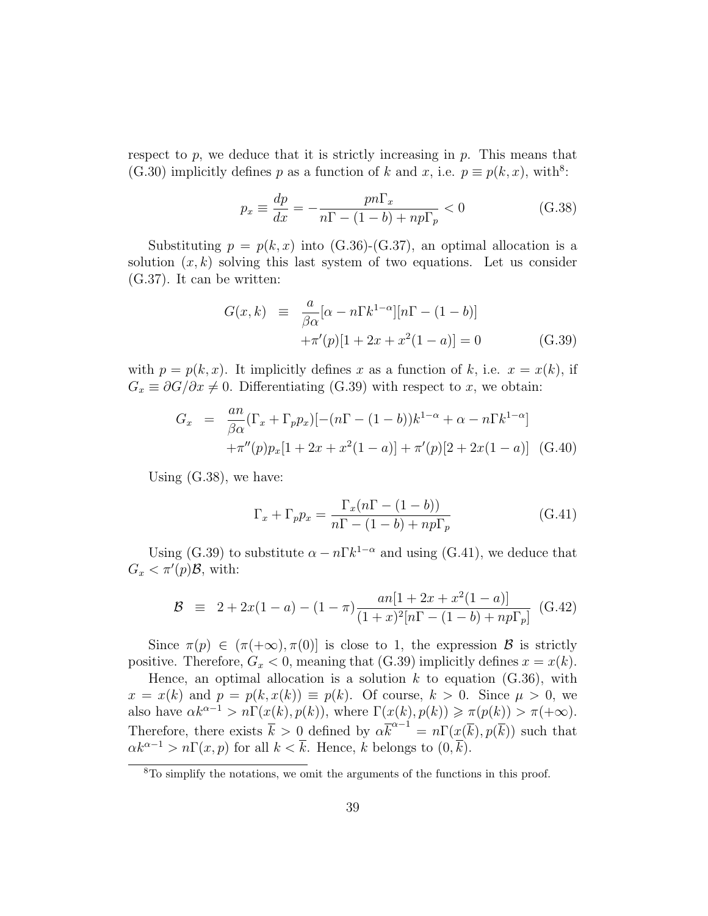respect to $p$, we deduce that it is strictly increasing in $p$. This means that (G.30) implicitly defines $p$ as a function of $k$ and $x$, i.e. $p \equiv p(k, x)$, with[8]:

$$p_x \equiv \frac{dp}{dx} = -\frac{pn\Gamma_x}{n\Gamma - (1-b) + np\Gamma_p} < 0 \tag{G.38}$$

Substituting $p = p(k, x)$ into (G.36)-(G.37), an optimal allocation is a solution $(x, k)$ solving this last system of two equations. Let us consider (G.37). It can be written:

$$\begin{aligned} G(x,k) \quad &\equiv \quad \frac{a}{\beta\alpha}[\alpha - n\Gamma k^{1-\alpha}][n\Gamma - (1-b)] \\ &\quad +\pi'(p)[1 + 2x + x^2(1-a)] = 0 \end{aligned} \tag{G.39}$$

with $p = p(k, x)$. It implicitly defines $x$ as a function of $k$, i.e. $x = x(k)$, if $G_x \equiv \partial G/\partial x \neq 0$. Differentiating (G.39) with respect to $x$, we obtain:

$$\begin{aligned} G_x \quad &= \quad \frac{an}{\beta\alpha}(\Gamma_x + \Gamma_p p_x)[-(n\Gamma - (1-b))k^{1-\alpha} + \alpha - n\Gamma k^{1-\alpha}] \\ &\quad +\pi''(p)p_x[1 + 2x + x^2(1-a)] + \pi'(p)[2 + 2x(1-a)] \end{aligned} \tag{G.40}$$

Using (G.38), we have:

$$\Gamma_x + \Gamma_p p_x = \frac{\Gamma_x(n\Gamma - (1-b))}{n\Gamma - (1-b) + np\Gamma_p} \tag{G.41}$$

Using (G.39) to substitute $\alpha - n\Gamma k^{1-\alpha}$ and using (G.41), we deduce that $G_x < \pi'(p)\mathcal{B}$, with:

$$\mathcal{B} \quad \equiv \quad 2 + 2x(1-a) - (1-\pi)\frac{an[1 + 2x + x^2(1-a)]}{(1+x)^2[n\Gamma - (1-b) + np\Gamma_p]} \tag{G.42}$$

Since $\pi(p) \in (\pi(+\infty), \pi(0)]$ is close to 1, the expression $\mathcal{B}$ is strictly positive. Therefore, $G_x < 0$, meaning that (G.39) implicitly defines $x = x(k)$.

Hence, an optimal allocation is a solution $k$ to equation (G.36), with $x = x(k)$ and $p = p(k, x(k)) \equiv p(k)$. Of course, $k > 0$. Since $\mu > 0$, we also have $\alpha k^{\alpha-1} > n\Gamma(x(k), p(k))$, where $\Gamma(x(k), p(k)) \geqslant \pi(p(k)) > \pi(+\infty)$. Therefore, there exists $\overline{k} > 0$ defined by $\alpha\overline{k}^{\alpha-1} = n\Gamma(x(\overline{k}), p(\overline{k}))$ such that $\alpha k^{\alpha-1} > n\Gamma(x, p)$ for all $k < \overline{k}$. Hence, $k$ belongs to $(0, \overline{k})$.

---

[8] To simplify the notations, we omit the arguments of the functions in this proof.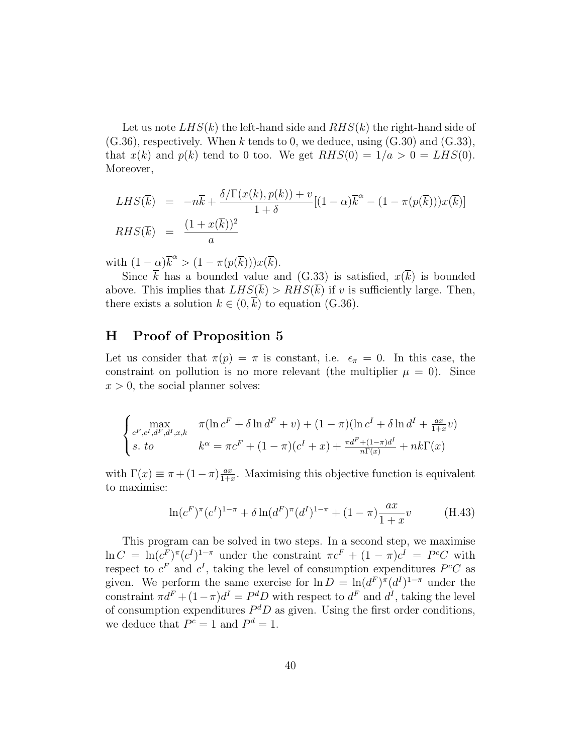Let us note $LHS(k)$ the left-hand side and $RHS(k)$ the right-hand side of (G.36), respectively. When $k$ tends to 0, we deduce, using (G.30) and (G.33), that $x(k)$ and $p(k)$ tend to 0 too. We get $RHS(0) = 1/a > 0 = LHS(0)$. Moreover,

$$
\begin{aligned}
LHS(\overline{k}) &= -n\overline{k} + \frac{\delta/\Gamma(x(\overline{k}), p(\overline{k})) + v}{1+\delta}[(1-\alpha)\overline{k}^{\alpha} - (1-\pi(p(\overline{k})))x(\overline{k})] \\
RHS(\overline{k}) &= \frac{(1+x(\overline{k}))^2}{a}
\end{aligned}
$$

with $(1-\alpha)\overline{k}^{\alpha} > (1-\pi(p(\overline{k})))x(\overline{k})$.

Since $\overline{k}$ has a bounded value and (G.33) is satisfied, $x(\overline{k})$ is bounded above. This implies that $LHS(\overline{k}) > RHS(\overline{k})$ if $v$ is sufficiently large. Then, there exists a solution $k \in (0, \overline{k})$ to equation (G.36).

# H Proof of Proposition 5

Let us consider that $\pi(p) = \pi$ is constant, i.e. $\epsilon_\pi = 0$. In this case, the constraint on pollution is no more relevant (the multiplier $\mu = 0$). Since $x > 0$, the social planner solves:

$$
\begin{cases}
\max\limits_{c^F, c^I, d^F, d^I, x, k} & \pi(\ln c^F + \delta \ln d^F + v) + (1-\pi)(\ln c^I + \delta \ln d^I + \frac{ax}{1+x}v) \\
s.\ to & k^{\alpha} = \pi c^F + (1-\pi)(c^I + x) + \frac{\pi d^F + (1-\pi)d^I}{n\Gamma(x)} + nk\Gamma(x)
\end{cases}
$$

with $\Gamma(x) \equiv \pi + (1-\pi)\frac{ax}{1+x}$. Maximising this objective function is equivalent to maximise:

$$
\ln(c^F)^{\pi}(c^I)^{1-\pi} + \delta \ln(d^F)^{\pi}(d^I)^{1-\pi} + (1-\pi)\frac{ax}{1+x}v \tag{H.43}
$$

This program can be solved in two steps. In a second step, we maximise $\ln C = \ln(c^F)^{\pi}(c^I)^{1-\pi}$ under the constraint $\pi c^F + (1-\pi)c^I = P^c C$ with respect to $c^F$ and $c^I$, taking the level of consumption expenditures $P^c C$ as given. We perform the same exercise for $\ln D = \ln(d^F)^{\pi}(d^I)^{1-\pi}$ under the constraint $\pi d^F + (1-\pi)d^I = P^d D$ with respect to $d^F$ and $d^I$, taking the level of consumption expenditures $P^d D$ as given. Using the first order conditions, we deduce that $P^c = 1$ and $P^d = 1$.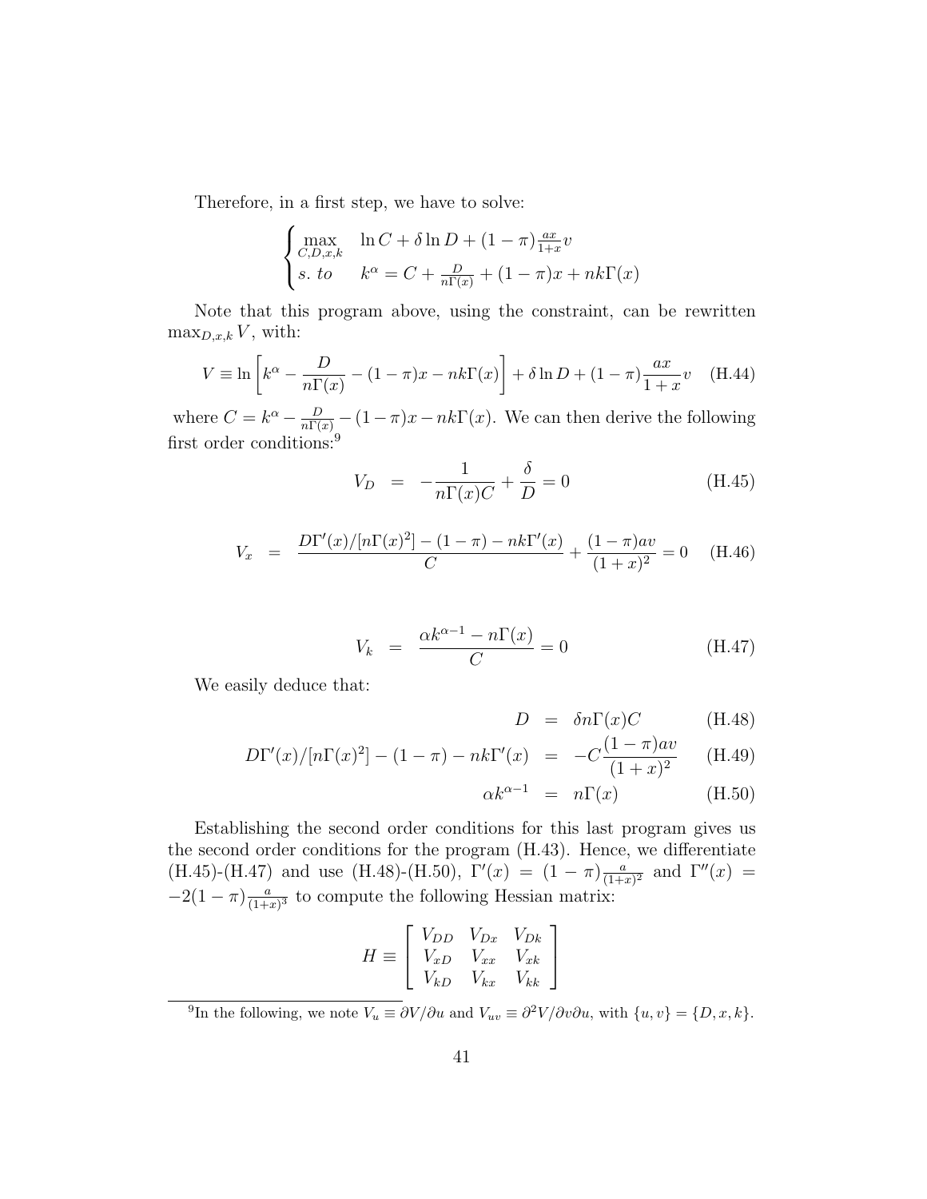Therefore, in a first step, we have to solve:

$$\begin{cases} \max_{C,D,x,k} & \ln C + \delta \ln D + (1-\pi)\frac{ax}{1+x}v \\ s.\ to & k^\alpha = C + \frac{D}{n\Gamma(x)} + (1-\pi)x + nk\Gamma(x) \end{cases}$$

Note that this program above, using the constraint, can be rewritten $\max_{D,x,k} V$, with:

$$V \equiv \ln\left[k^\alpha - \frac{D}{n\Gamma(x)} - (1-\pi)x - nk\Gamma(x)\right] + \delta \ln D + (1-\pi)\frac{ax}{1+x}v \quad \text{(H.44)}$$

where $C = k^\alpha - \frac{D}{n\Gamma(x)} - (1-\pi)x - nk\Gamma(x)$. We can then derive the following first order conditions:[9]

$$V_D = -\frac{1}{n\Gamma(x)C} + \frac{\delta}{D} = 0 \quad \text{(H.45)}$$

$$V_x = \frac{D\Gamma'(x)/[n\Gamma(x)^2] - (1-\pi) - nk\Gamma'(x)}{C} + \frac{(1-\pi)av}{(1+x)^2} = 0 \quad \text{(H.46)}$$

$$V_k = \frac{\alpha k^{\alpha-1} - n\Gamma(x)}{C} = 0 \quad \text{(H.47)}$$

We easily deduce that:

$$D = \delta n\Gamma(x)C \quad \text{(H.48)}$$

$$D\Gamma'(x)/[n\Gamma(x)^2] - (1-\pi) - nk\Gamma'(x) = -C\frac{(1-\pi)av}{(1+x)^2} \quad \text{(H.49)}$$

$$\alpha k^{\alpha-1} = n\Gamma(x) \quad \text{(H.50)}$$

Establishing the second order conditions for this last program gives us the second order conditions for the program (H.43). Hence, we differentiate (H.45)-(H.47) and use (H.48)-(H.50), $\Gamma'(x) = (1-\pi)\frac{a}{(1+x)^2}$ and $\Gamma''(x) = -2(1-\pi)\frac{a}{(1+x)^3}$ to compute the following Hessian matrix:

$$H \equiv \begin{bmatrix} V_{DD} & V_{Dx} & V_{Dk} \\ V_{xD} & V_{xx} & V_{xk} \\ V_{kD} & V_{kx} & V_{kk} \end{bmatrix}$$

[9] In the following, we note $V_u \equiv \partial V/\partial u$ and $V_{uv} \equiv \partial^2 V/\partial v \partial u$, with $\{u, v\} = \{D, x, k\}$.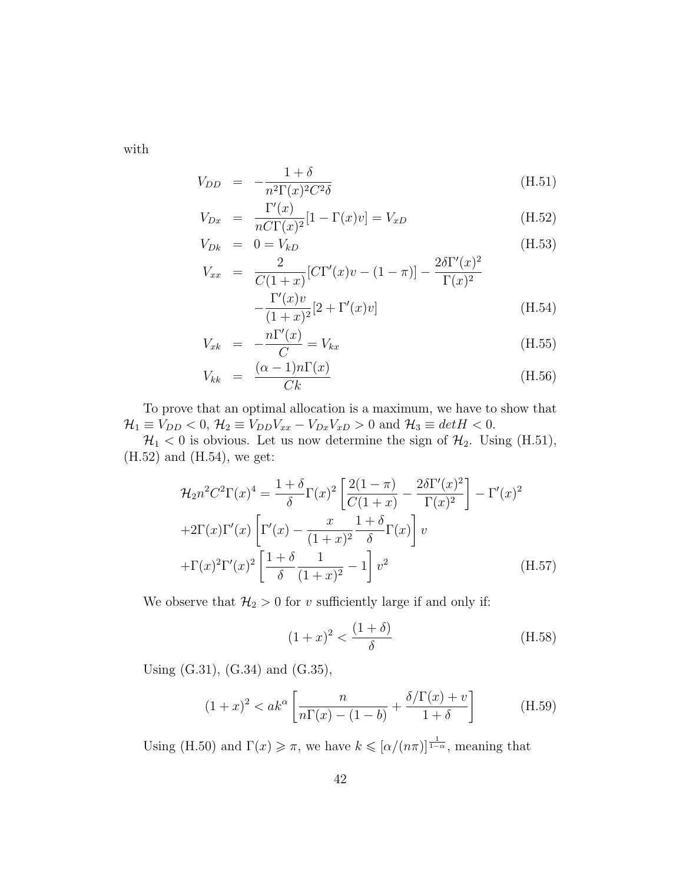with

$$
\begin{aligned}
V_{DD} &= -\frac{1+\delta}{n^2\Gamma(x)^2C^2\delta} && \text{(H.51)}\\
V_{Dx} &= \frac{\Gamma'(x)}{nC\Gamma(x)^2}[1-\Gamma(x)v] = V_{xD} && \text{(H.52)}\\
V_{Dk} &= 0 = V_{kD} && \text{(H.53)}\\
V_{xx} &= \frac{2}{C(1+x)}[C\Gamma'(x)v-(1-\pi)] - \frac{2\delta\Gamma'(x)^2}{\Gamma(x)^2}\\
&\quad -\frac{\Gamma'(x)v}{(1+x)^2}[2+\Gamma'(x)v] && \text{(H.54)}\\
V_{xk} &= -\frac{n\Gamma'(x)}{C} = V_{kx} && \text{(H.55)}\\
V_{kk} &= \frac{(\alpha-1)n\Gamma(x)}{Ck} && \text{(H.56)}
\end{aligned}
$$

To prove that an optimal allocation is a maximum, we have to show that $\mathcal{H}_1 \equiv V_{DD} < 0$, $\mathcal{H}_2 \equiv V_{DD}V_{xx} - V_{Dx}V_{xD} > 0$ and $\mathcal{H}_3 \equiv detH < 0$.

$\mathcal{H}_1 < 0$ is obvious. Let us now determine the sign of $\mathcal{H}_2$. Using (H.51), (H.52) and (H.54), we get:

$$
\begin{aligned}
\mathcal{H}_2 n^2C^2\Gamma(x)^4 &= \frac{1+\delta}{\delta}\Gamma(x)^2\left[\frac{2(1-\pi)}{C(1+x)} - \frac{2\delta\Gamma'(x)^2}{\Gamma(x)^2}\right] - \Gamma'(x)^2\\
&+2\Gamma(x)\Gamma'(x)\left[\Gamma'(x) - \frac{x}{(1+x)^2}\frac{1+\delta}{\delta}\Gamma(x)\right]v\\
&+\Gamma(x)^2\Gamma'(x)^2\left[\frac{1+\delta}{\delta}\frac{1}{(1+x)^2}-1\right]v^2 \qquad \text{(H.57)}
\end{aligned}
$$

We observe that $\mathcal{H}_2 > 0$ for $v$ sufficiently large if and only if:

$$
(1+x)^2 < \frac{(1+\delta)}{\delta} \qquad \text{(H.58)}
$$

Using (G.31), (G.34) and (G.35),

$$
(1+x)^2 < ak^\alpha\left[\frac{n}{n\Gamma(x)-(1-b)} + \frac{\delta/\Gamma(x)+v}{1+\delta}\right] \qquad \text{(H.59)}
$$

Using (H.50) and $\Gamma(x) \geqslant \pi$, we have $k \leqslant [\alpha/(n\pi)]^{\frac{1}{1-\alpha}}$, meaning that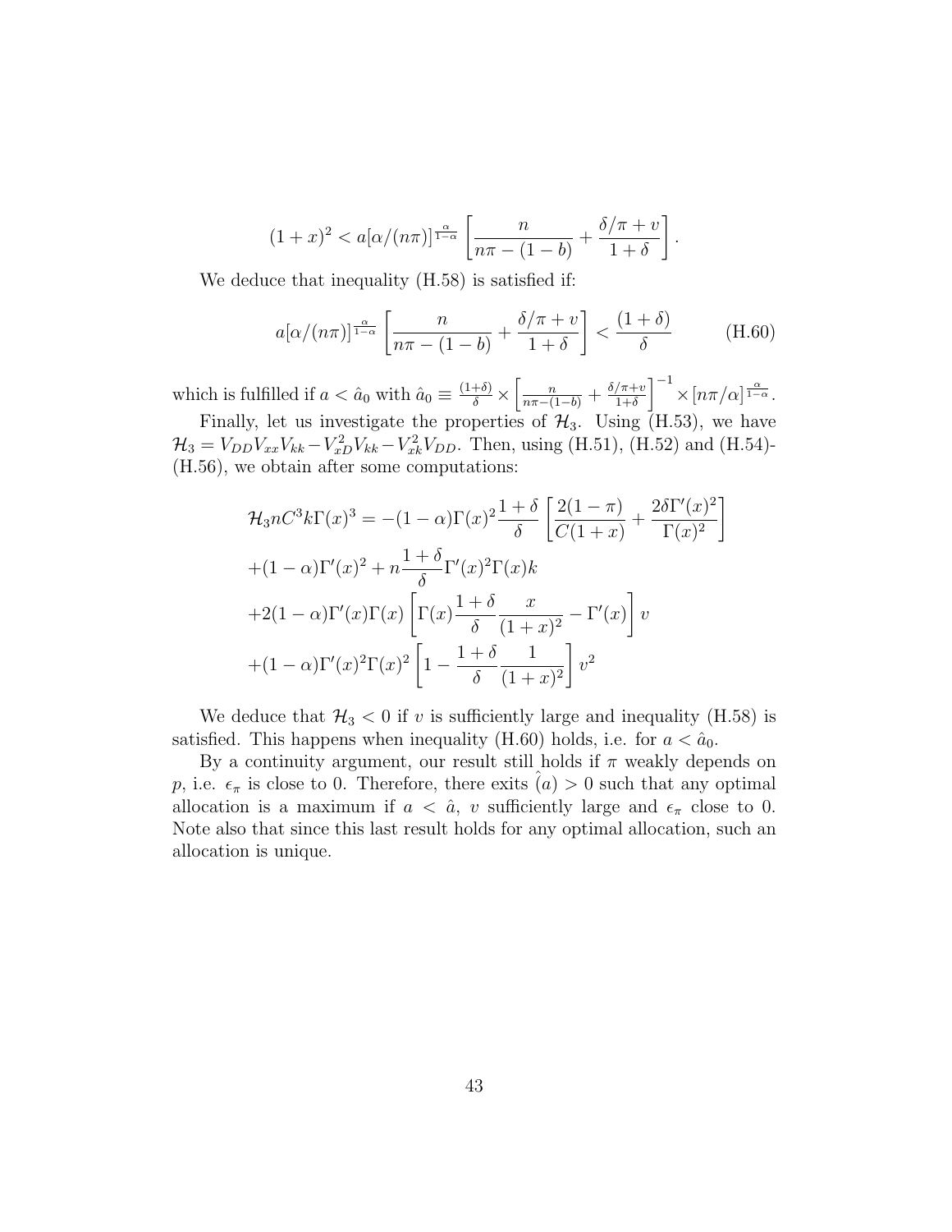$$(1+x)^2 < a[\alpha/(n\pi)]^{\frac{\alpha}{1-\alpha}} \left[\frac{n}{n\pi-(1-b)} + \frac{\delta/\pi+v}{1+\delta}\right].$$

We deduce that inequality (H.58) is satisfied if:

$$a[\alpha/(n\pi)]^{\frac{\alpha}{1-\alpha}} \left[\frac{n}{n\pi-(1-b)} + \frac{\delta/\pi+v}{1+\delta}\right] < \frac{(1+\delta)}{\delta} \tag{H.60}$$

which is fulfilled if $a < \hat{a}_0$ with $\hat{a}_0 \equiv \frac{(1+\delta)}{\delta} \times \left[\frac{n}{n\pi-(1-b)} + \frac{\delta/\pi+v}{1+\delta}\right]^{-1} \times [n\pi/\alpha]^{\frac{\alpha}{1-\alpha}}$.

Finally, let us investigate the properties of $\mathcal{H}_3$. Using (H.53), we have $\mathcal{H}_3 = V_{DD}V_{xx}V_{kk} - V_{xD}^2 V_{kk} - V_{xk}^2 V_{DD}$. Then, using (H.51), (H.52) and (H.54)-(H.56), we obtain after some computations:

$$\begin{aligned}
\mathcal{H}_3 n C^3 k \Gamma(x)^3 &= -(1-\alpha)\Gamma(x)^2 \frac{1+\delta}{\delta}\left[\frac{2(1-\pi)}{C(1+x)} + \frac{2\delta\Gamma'(x)^2}{\Gamma(x)^2}\right] \\
&+(1-\alpha)\Gamma'(x)^2 + n\frac{1+\delta}{\delta}\Gamma'(x)^2\Gamma(x)k \\
&+2(1-\alpha)\Gamma'(x)\Gamma(x)\left[\Gamma(x)\frac{1+\delta}{\delta}\frac{x}{(1+x)^2} - \Gamma'(x)\right]v \\
&+(1-\alpha)\Gamma'(x)^2\Gamma(x)^2\left[1 - \frac{1+\delta}{\delta}\frac{1}{(1+x)^2}\right]v^2
\end{aligned}$$

We deduce that $\mathcal{H}_3 < 0$ if $v$ is sufficiently large and inequality (H.58) is satisfied. This happens when inequality (H.60) holds, i.e. for $a < \hat{a}_0$.

By a continuity argument, our result still holds if $\pi$ weakly depends on $p$, i.e. $\epsilon_\pi$ is close to 0. Therefore, there exits $\hat{(a)} > 0$ such that any optimal allocation is a maximum if $a < \hat{a}$, $v$ sufficiently large and $\epsilon_\pi$ close to 0. Note also that since this last result holds for any optimal allocation, such an allocation is unique.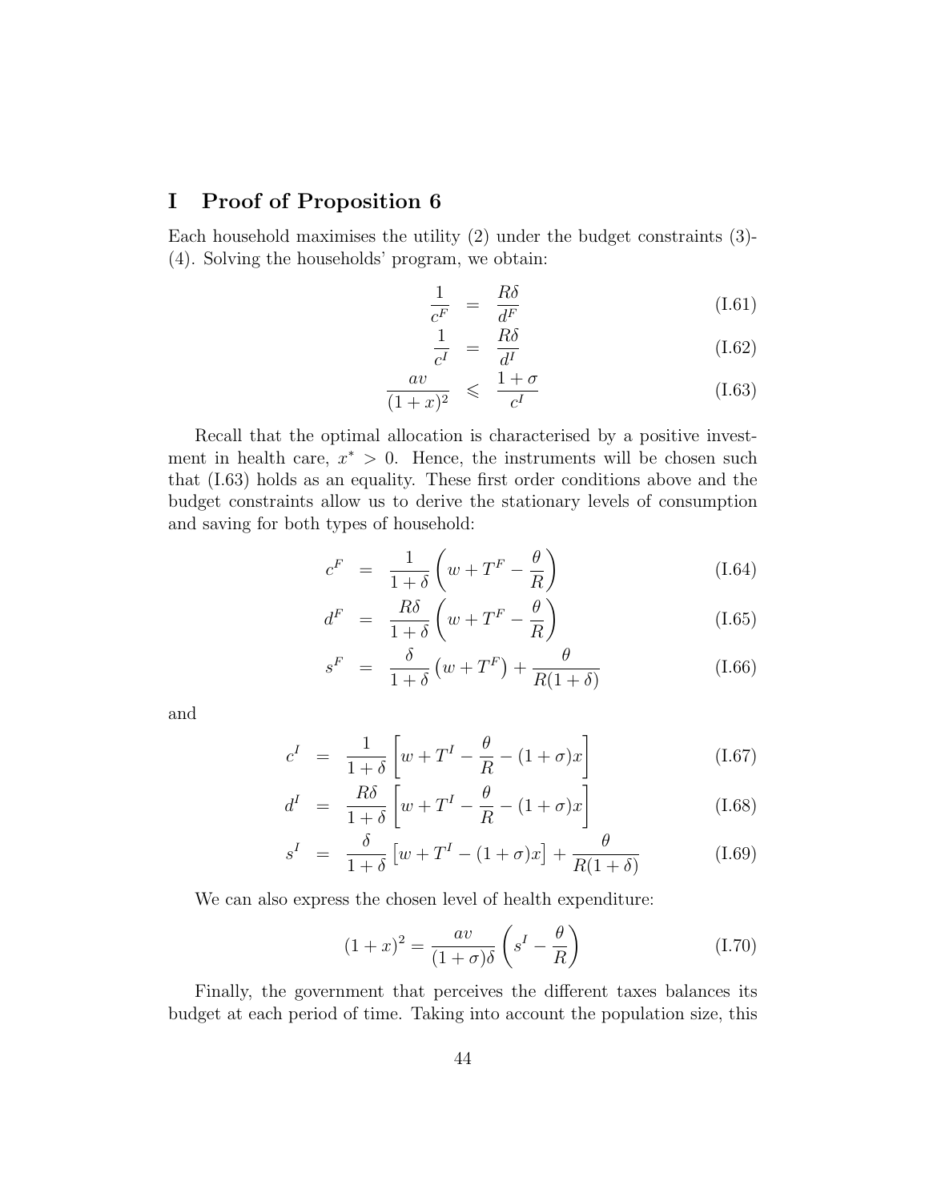# I Proof of Proposition 6

Each household maximises the utility (2) under the budget constraints (3)-(4). Solving the households' program, we obtain:

$$\frac{1}{c^F} = \frac{R\delta}{d^F} \tag{I.61}$$

$$\frac{1}{c^I} = \frac{R\delta}{d^I} \tag{I.62}$$

$$\frac{av}{(1+x)^2} \leqslant \frac{1+\sigma}{c^I} \tag{I.63}$$

Recall that the optimal allocation is characterised by a positive investment in health care, $x^* > 0$. Hence, the instruments will be chosen such that (I.63) holds as an equality. These first order conditions above and the budget constraints allow us to derive the stationary levels of consumption and saving for both types of household:

$$c^F = \frac{1}{1+\delta}\left(w + T^F - \frac{\theta}{R}\right) \tag{I.64}$$

$$d^F = \frac{R\delta}{1+\delta}\left(w + T^F - \frac{\theta}{R}\right) \tag{I.65}$$

$$s^F = \frac{\delta}{1+\delta}\left(w + T^F\right) + \frac{\theta}{R(1+\delta)} \tag{I.66}$$

and

$$c^I = \frac{1}{1+\delta}\left[w + T^I - \frac{\theta}{R} - (1+\sigma)x\right] \tag{I.67}$$

$$d^I = \frac{R\delta}{1+\delta}\left[w + T^I - \frac{\theta}{R} - (1+\sigma)x\right] \tag{I.68}$$

$$s^I = \frac{\delta}{1+\delta}\left[w + T^I - (1+\sigma)x\right] + \frac{\theta}{R(1+\delta)} \tag{I.69}$$

We can also express the chosen level of health expenditure:

$$(1+x)^2 = \frac{av}{(1+\sigma)\delta}\left(s^I - \frac{\theta}{R}\right) \tag{I.70}$$

Finally, the government that perceives the different taxes balances its budget at each period of time. Taking into account the population size, this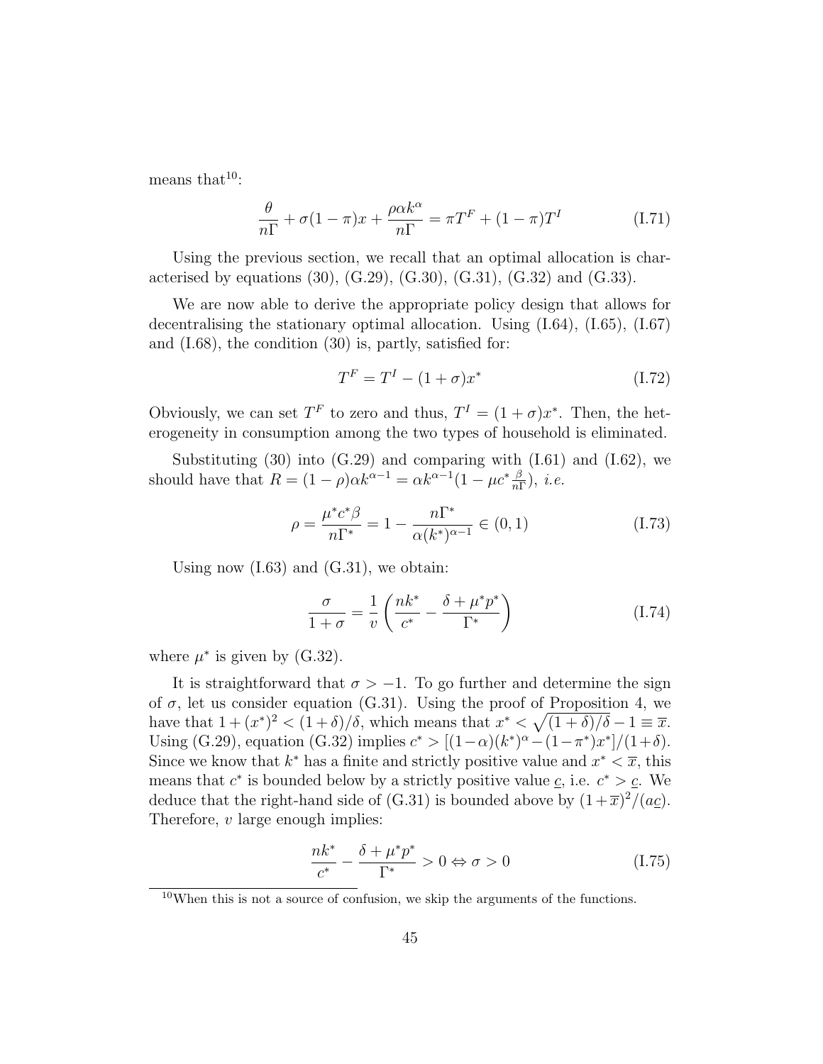means that[10]:

$$\frac{\theta}{n\Gamma} + \sigma(1-\pi)x + \frac{\rho\alpha k^{\alpha}}{n\Gamma} = \pi T^F + (1-\pi)T^I \tag{I.71}$$

Using the previous section, we recall that an optimal allocation is characterised by equations (30), (G.29), (G.30), (G.31), (G.32) and (G.33).

We are now able to derive the appropriate policy design that allows for decentralising the stationary optimal allocation. Using (I.64), (I.65), (I.67) and (I.68), the condition (30) is, partly, satisfied for:

$$T^F = T^I - (1+\sigma)x^* \tag{I.72}$$

Obviously, we can set $T^F$ to zero and thus, $T^I = (1+\sigma)x^*$. Then, the heterogeneity in consumption among the two types of household is eliminated.

Substituting (30) into (G.29) and comparing with (I.61) and (I.62), we should have that $R = (1-\rho)\alpha k^{\alpha-1} = \alpha k^{\alpha-1}(1 - \mu c^* \frac{\beta}{n\Gamma})$, *i.e.*

$$\rho = \frac{\mu^* c^* \beta}{n\Gamma^*} = 1 - \frac{n\Gamma^*}{\alpha (k^*)^{\alpha-1}} \in (0,1) \tag{I.73}$$

Using now (I.63) and (G.31), we obtain:

$$\frac{\sigma}{1+\sigma} = \frac{1}{v}\left(\frac{nk^*}{c^*} - \frac{\delta + \mu^* p^*}{\Gamma^*}\right) \tag{I.74}$$

where $\mu^*$ is given by (G.32).

It is straightforward that $\sigma > -1$. To go further and determine the sign of $\sigma$, let us consider equation (G.31). Using the proof of Proposition 4, we have that $1 + (x^*)^2 < (1+\delta)/\delta$, which means that $x^* < \sqrt{(1+\delta)/\delta} - 1 \equiv \overline{x}$. Using (G.29), equation (G.32) implies $c^* > [(1-\alpha)(k^*)^{\alpha} - (1-\pi^*)x^*]/(1+\delta)$. Since we know that $k^*$ has a finite and strictly positive value and $x^* < \overline{x}$, this means that $c^*$ is bounded below by a strictly positive value $\underline{c}$, i.e. $c^* > \underline{c}$. We deduce that the right-hand side of (G.31) is bounded above by $(1+\overline{x})^2/(a\underline{c})$. Therefore, $v$ large enough implies:

$$\frac{nk^*}{c^*} - \frac{\delta + \mu^* p^*}{\Gamma^*} > 0 \Leftrightarrow \sigma > 0 \tag{I.75}$$

[10] When this is not a source of confusion, we skip the arguments of the functions.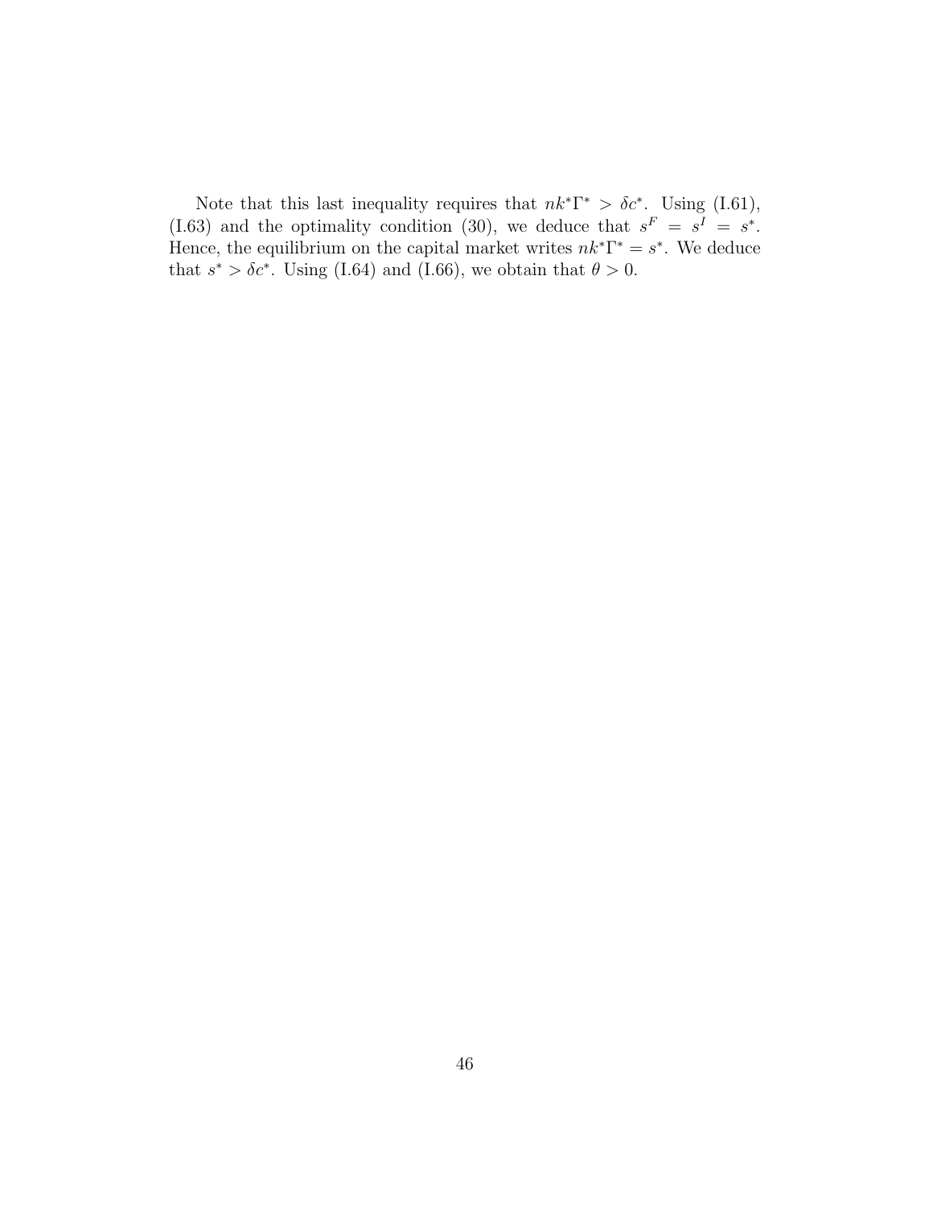Note that this last inequality requires that $nk^*\Gamma^* > \delta c^*$. Using (I.61), (I.63) and the optimality condition (30), we deduce that $s^F = s^I = s^*$. Hence, the equilibrium on the capital market writes $nk^*\Gamma^* = s^*$. We deduce that $s^* > \delta c^*$. Using (I.64) and (I.66), we obtain that $\theta > 0$.